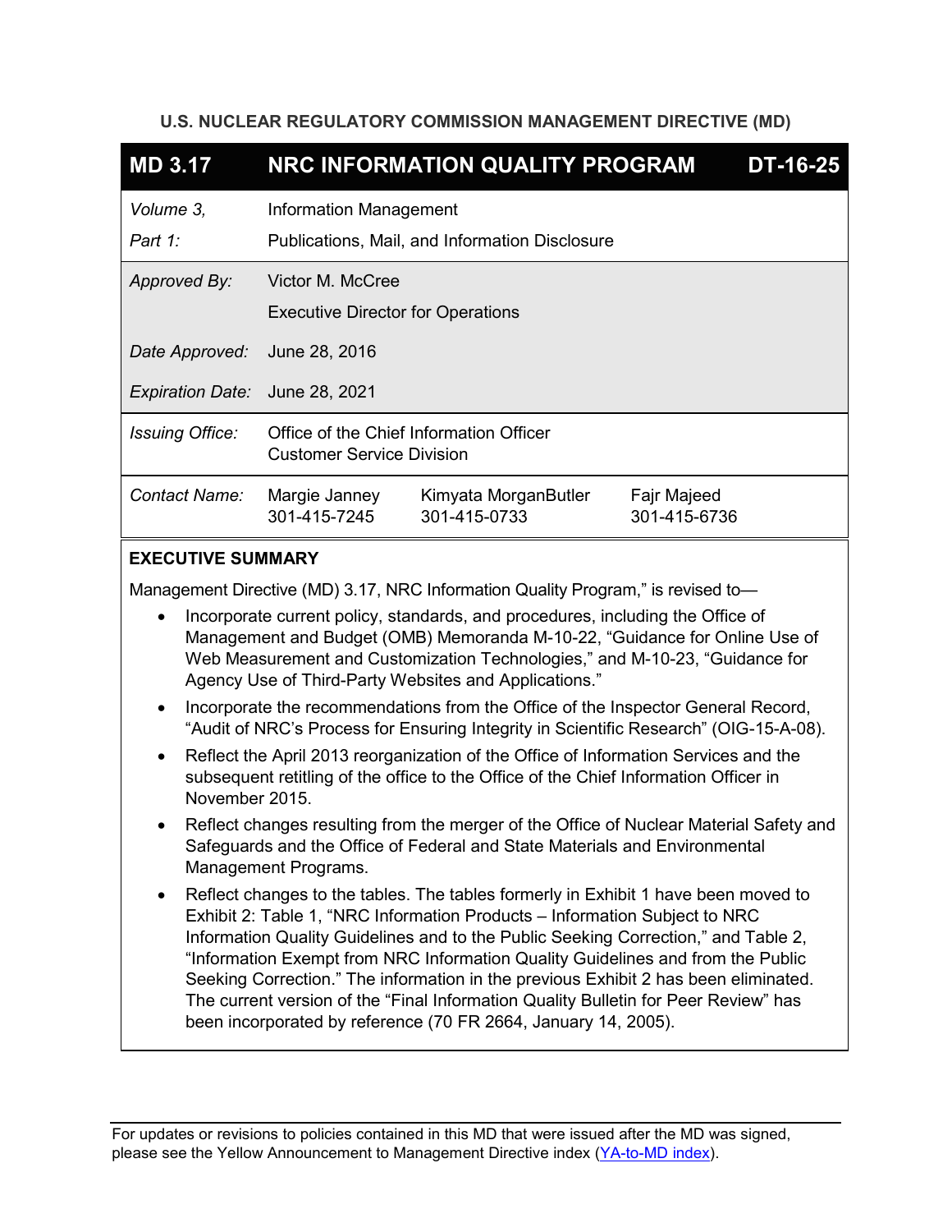**U.S. NUCLEAR REGULATORY COMMISSION MANAGEMENT DIRECTIVE (MD)**

| **MD 3.17** | **NRC INFORMATION QUALITY PROGRAM** | | **DT-16-25** |
|---|---|---|---|
| *Volume 3,* | Information Management | | |
| *Part 1:* | Publications, Mail, and Information Disclosure | | |
| *Approved By:* | Victor M. McCree<br>Executive Director for Operations | | |
| *Date Approved:* | June 28, 2016 | | |
| *Expiration Date:* | June 28, 2021 | | |
| *Issuing Office:* | Office of the Chief Information Officer<br>Customer Service Division | | |
| *Contact Name:* | Margie Janney<br>301-415-7245 | Kimyata MorganButler<br>301-415-0733 | Fajr Majeed<br>301-415-6736 |

**EXECUTIVE SUMMARY**

Management Directive (MD) 3.17, NRC Information Quality Program," is revised to—

- Incorporate current policy, standards, and procedures, including the Office of Management and Budget (OMB) Memoranda M-10-22, "Guidance for Online Use of Web Measurement and Customization Technologies," and M-10-23, "Guidance for Agency Use of Third-Party Websites and Applications."
- Incorporate the recommendations from the Office of the Inspector General Record, "Audit of NRC's Process for Ensuring Integrity in Scientific Research" (OIG-15-A-08).
- Reflect the April 2013 reorganization of the Office of Information Services and the subsequent retitling of the office to the Office of the Chief Information Officer in November 2015.
- Reflect changes resulting from the merger of the Office of Nuclear Material Safety and Safeguards and the Office of Federal and State Materials and Environmental Management Programs.
- Reflect changes to the tables. The tables formerly in Exhibit 1 have been moved to Exhibit 2: Table 1, "NRC Information Products – Information Subject to NRC Information Quality Guidelines and to the Public Seeking Correction," and Table 2, "Information Exempt from NRC Information Quality Guidelines and from the Public Seeking Correction." The information in the previous Exhibit 2 has been eliminated. The current version of the "Final Information Quality Bulletin for Peer Review" has been incorporated by reference (70 FR 2664, January 14, 2005).

For updates or revisions to policies contained in this MD that were issued after the MD was signed, please see the Yellow Announcement to Management Directive index (YA-to-MD index).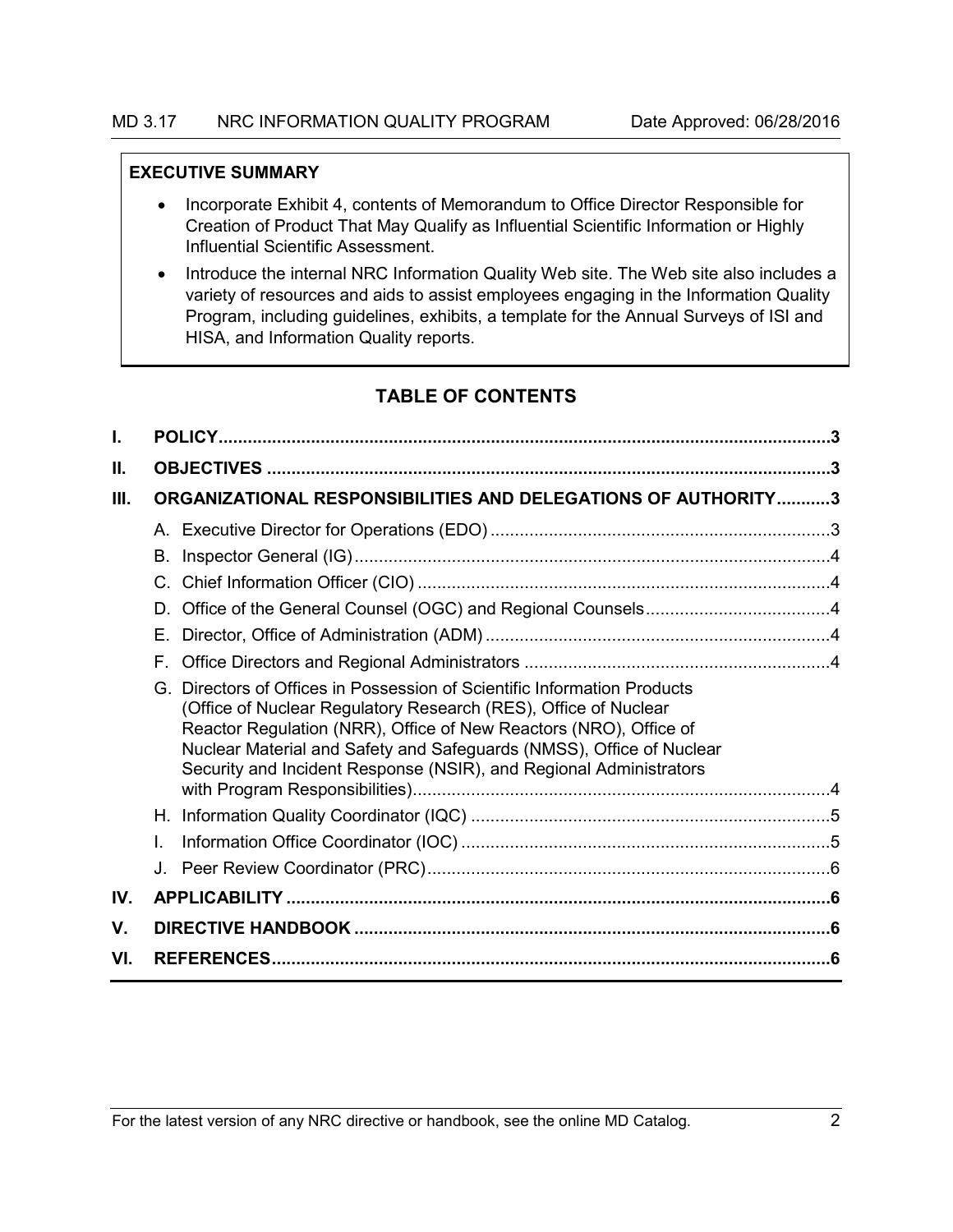**EXECUTIVE SUMMARY**

- Incorporate Exhibit 4, contents of Memorandum to Office Director Responsible for Creation of Product That May Qualify as Influential Scientific Information or Highly Influential Scientific Assessment.
- Introduce the internal NRC Information Quality Web site. The Web site also includes a variety of resources and aids to assist employees engaging in the Information Quality Program, including guidelines, exhibits, a template for the Annual Surveys of ISI and HISA, and Information Quality reports.

## TABLE OF CONTENTS

**I. POLICY** .......... 3

**II. OBJECTIVES** .......... 3

**III. ORGANIZATIONAL RESPONSIBILITIES AND DELEGATIONS OF AUTHORITY** .......... 3

- A. Executive Director for Operations (EDO) .......... 3
- B. Inspector General (IG) .......... 4
- C. Chief Information Officer (CIO) .......... 4
- D. Office of the General Counsel (OGC) and Regional Counsels .......... 4
- E. Director, Office of Administration (ADM) .......... 4
- F. Office Directors and Regional Administrators .......... 4
- G. Directors of Offices in Possession of Scientific Information Products (Office of Nuclear Regulatory Research (RES), Office of Nuclear Reactor Regulation (NRR), Office of New Reactors (NRO), Office of Nuclear Material and Safety and Safeguards (NMSS), Office of Nuclear Security and Incident Response (NSIR), and Regional Administrators with Program Responsibilities) .......... 4
- H. Information Quality Coordinator (IQC) .......... 5
- I. Information Office Coordinator (IOC) .......... 5
- J. Peer Review Coordinator (PRC) .......... 6

**IV. APPLICABILITY** .......... 6

**V. DIRECTIVE HANDBOOK** .......... 6

**VI. REFERENCES** .......... 6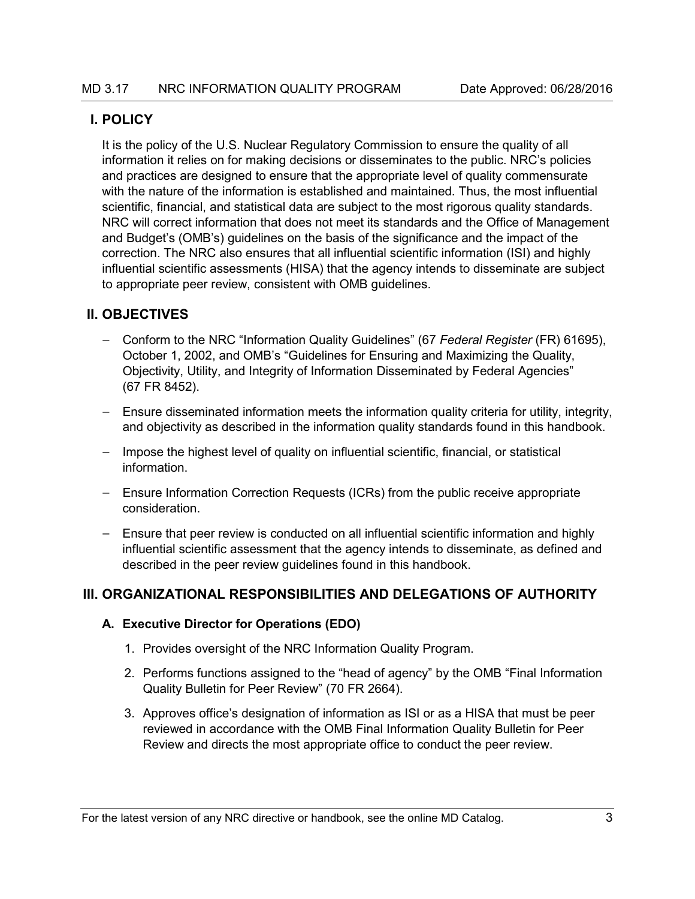## I. POLICY

It is the policy of the U.S. Nuclear Regulatory Commission to ensure the quality of all information it relies on for making decisions or disseminates to the public. NRC's policies and practices are designed to ensure that the appropriate level of quality commensurate with the nature of the information is established and maintained. Thus, the most influential scientific, financial, and statistical data are subject to the most rigorous quality standards. NRC will correct information that does not meet its standards and the Office of Management and Budget's (OMB's) guidelines on the basis of the significance and the impact of the correction. The NRC also ensures that all influential scientific information (ISI) and highly influential scientific assessments (HISA) that the agency intends to disseminate are subject to appropriate peer review, consistent with OMB guidelines.

## II. OBJECTIVES

- Conform to the NRC "Information Quality Guidelines" (67 *Federal Register* (FR) 61695), October 1, 2002, and OMB's "Guidelines for Ensuring and Maximizing the Quality, Objectivity, Utility, and Integrity of Information Disseminated by Federal Agencies" (67 FR 8452).
- Ensure disseminated information meets the information quality criteria for utility, integrity, and objectivity as described in the information quality standards found in this handbook.
- Impose the highest level of quality on influential scientific, financial, or statistical information.
- Ensure Information Correction Requests (ICRs) from the public receive appropriate consideration.
- Ensure that peer review is conducted on all influential scientific information and highly influential scientific assessment that the agency intends to disseminate, as defined and described in the peer review guidelines found in this handbook.

## III. ORGANIZATIONAL RESPONSIBILITIES AND DELEGATIONS OF AUTHORITY

### A. Executive Director for Operations (EDO)

1. Provides oversight of the NRC Information Quality Program.
2. Performs functions assigned to the "head of agency" by the OMB "Final Information Quality Bulletin for Peer Review" (70 FR 2664).
3. Approves office's designation of information as ISI or as a HISA that must be peer reviewed in accordance with the OMB Final Information Quality Bulletin for Peer Review and directs the most appropriate office to conduct the peer review.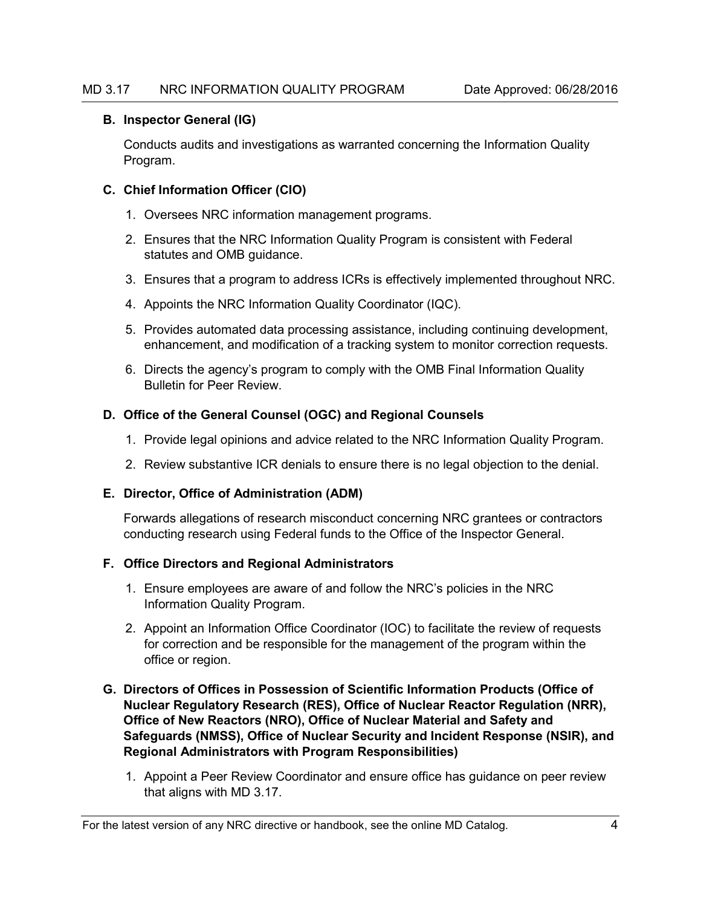### B. Inspector General (IG)

Conducts audits and investigations as warranted concerning the Information Quality Program.

### C. Chief Information Officer (CIO)

1. Oversees NRC information management programs.
2. Ensures that the NRC Information Quality Program is consistent with Federal statutes and OMB guidance.
3. Ensures that a program to address ICRs is effectively implemented throughout NRC.
4. Appoints the NRC Information Quality Coordinator (IQC).
5. Provides automated data processing assistance, including continuing development, enhancement, and modification of a tracking system to monitor correction requests.
6. Directs the agency's program to comply with the OMB Final Information Quality Bulletin for Peer Review.

### D. Office of the General Counsel (OGC) and Regional Counsels

1. Provide legal opinions and advice related to the NRC Information Quality Program.
2. Review substantive ICR denials to ensure there is no legal objection to the denial.

### E. Director, Office of Administration (ADM)

Forwards allegations of research misconduct concerning NRC grantees or contractors conducting research using Federal funds to the Office of the Inspector General.

### F. Office Directors and Regional Administrators

1. Ensure employees are aware of and follow the NRC's policies in the NRC Information Quality Program.
2. Appoint an Information Office Coordinator (IOC) to facilitate the review of requests for correction and be responsible for the management of the program within the office or region.

### G. Directors of Offices in Possession of Scientific Information Products (Office of Nuclear Regulatory Research (RES), Office of Nuclear Reactor Regulation (NRR), Office of New Reactors (NRO), Office of Nuclear Material and Safety and Safeguards (NMSS), Office of Nuclear Security and Incident Response (NSIR), and Regional Administrators with Program Responsibilities)

1. Appoint a Peer Review Coordinator and ensure office has guidance on peer review that aligns with MD 3.17.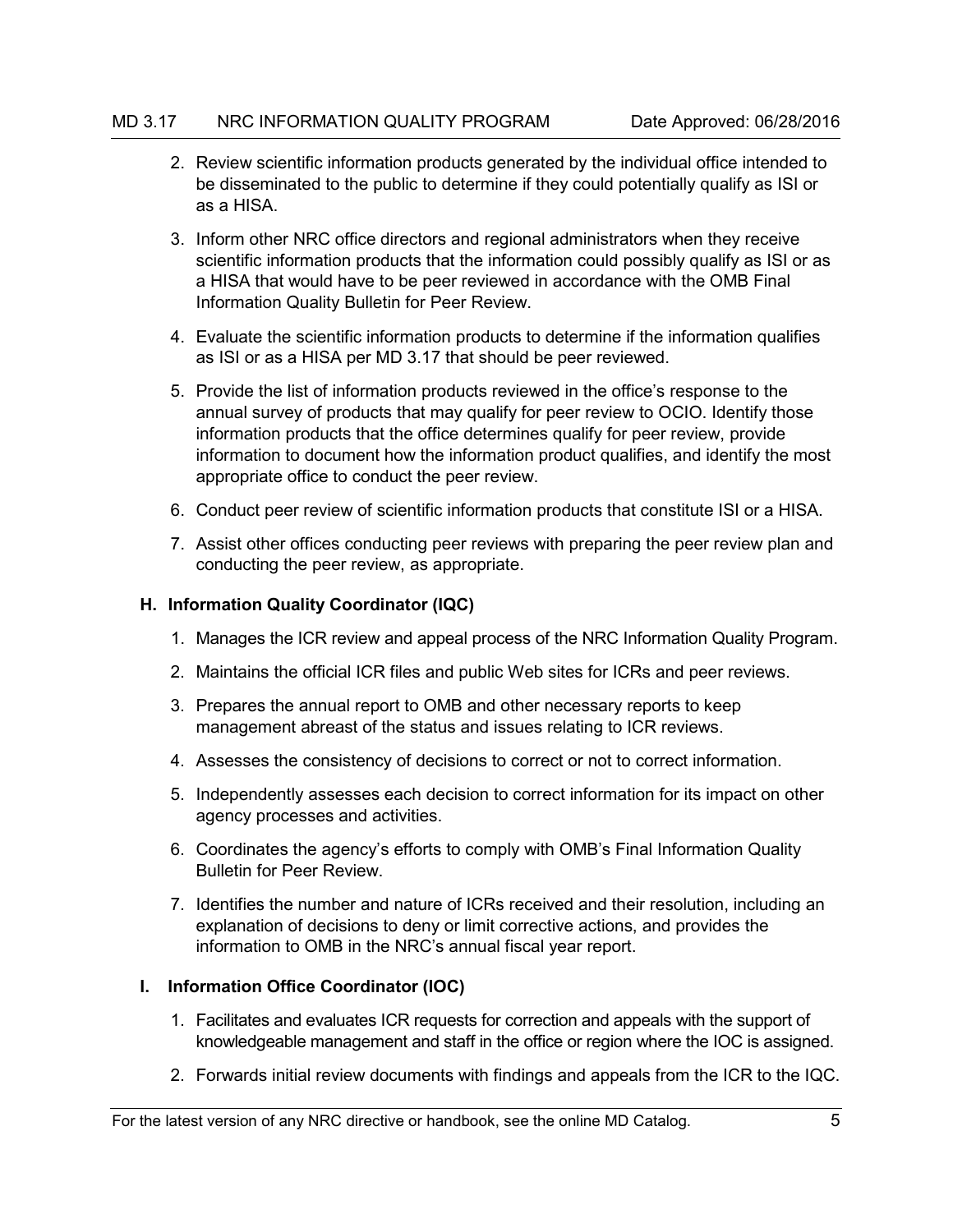2. Review scientific information products generated by the individual office intended to be disseminated to the public to determine if they could potentially qualify as ISI or as a HISA.

3. Inform other NRC office directors and regional administrators when they receive scientific information products that the information could possibly qualify as ISI or as a HISA that would have to be peer reviewed in accordance with the OMB Final Information Quality Bulletin for Peer Review.

4. Evaluate the scientific information products to determine if the information qualifies as ISI or as a HISA per MD 3.17 that should be peer reviewed.

5. Provide the list of information products reviewed in the office's response to the annual survey of products that may qualify for peer review to OCIO. Identify those information products that the office determines qualify for peer review, provide information to document how the information product qualifies, and identify the most appropriate office to conduct the peer review.

6. Conduct peer review of scientific information products that constitute ISI or a HISA.

7. Assist other offices conducting peer reviews with preparing the peer review plan and conducting the peer review, as appropriate.

### H. Information Quality Coordinator (IQC)

1. Manages the ICR review and appeal process of the NRC Information Quality Program.

2. Maintains the official ICR files and public Web sites for ICRs and peer reviews.

3. Prepares the annual report to OMB and other necessary reports to keep management abreast of the status and issues relating to ICR reviews.

4. Assesses the consistency of decisions to correct or not to correct information.

5. Independently assesses each decision to correct information for its impact on other agency processes and activities.

6. Coordinates the agency's efforts to comply with OMB's Final Information Quality Bulletin for Peer Review.

7. Identifies the number and nature of ICRs received and their resolution, including an explanation of decisions to deny or limit corrective actions, and provides the information to OMB in the NRC's annual fiscal year report.

### I. Information Office Coordinator (IOC)

1. Facilitates and evaluates ICR requests for correction and appeals with the support of knowledgeable management and staff in the office or region where the IOC is assigned.

2. Forwards initial review documents with findings and appeals from the ICR to the IQC.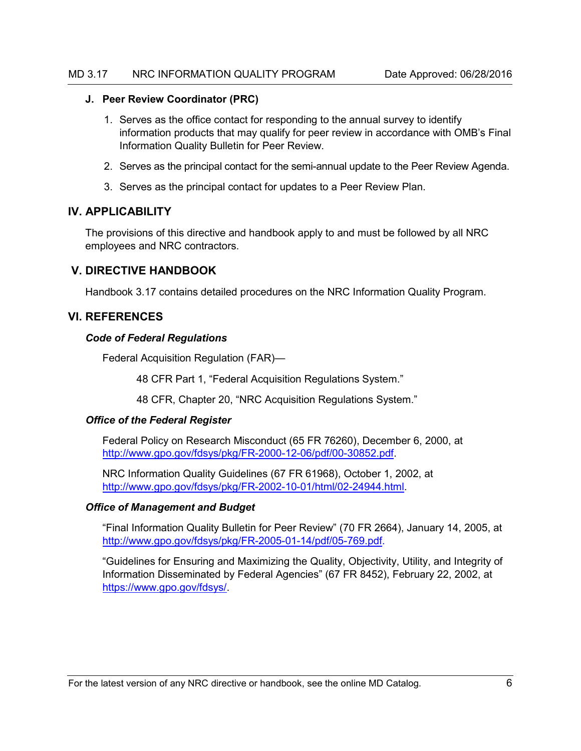### J. Peer Review Coordinator (PRC)

1. Serves as the office contact for responding to the annual survey to identify information products that may qualify for peer review in accordance with OMB's Final Information Quality Bulletin for Peer Review.
2. Serves as the principal contact for the semi-annual update to the Peer Review Agenda.
3. Serves as the principal contact for updates to a Peer Review Plan.

## IV. APPLICABILITY

The provisions of this directive and handbook apply to and must be followed by all NRC employees and NRC contractors.

## V. DIRECTIVE HANDBOOK

Handbook 3.17 contains detailed procedures on the NRC Information Quality Program.

## VI. REFERENCES

***Code of Federal Regulations***

Federal Acquisition Regulation (FAR)—

48 CFR Part 1, "Federal Acquisition Regulations System."

48 CFR, Chapter 20, "NRC Acquisition Regulations System."

***Office of the Federal Register***

Federal Policy on Research Misconduct (65 FR 76260), December 6, 2000, at http://www.gpo.gov/fdsys/pkg/FR-2000-12-06/pdf/00-30852.pdf.

NRC Information Quality Guidelines (67 FR 61968), October 1, 2002, at http://www.gpo.gov/fdsys/pkg/FR-2002-10-01/html/02-24944.html.

***Office of Management and Budget***

"Final Information Quality Bulletin for Peer Review" (70 FR 2664), January 14, 2005, at http://www.gpo.gov/fdsys/pkg/FR-2005-01-14/pdf/05-769.pdf.

"Guidelines for Ensuring and Maximizing the Quality, Objectivity, Utility, and Integrity of Information Disseminated by Federal Agencies" (67 FR 8452), February 22, 2002, at https://www.gpo.gov/fdsys/.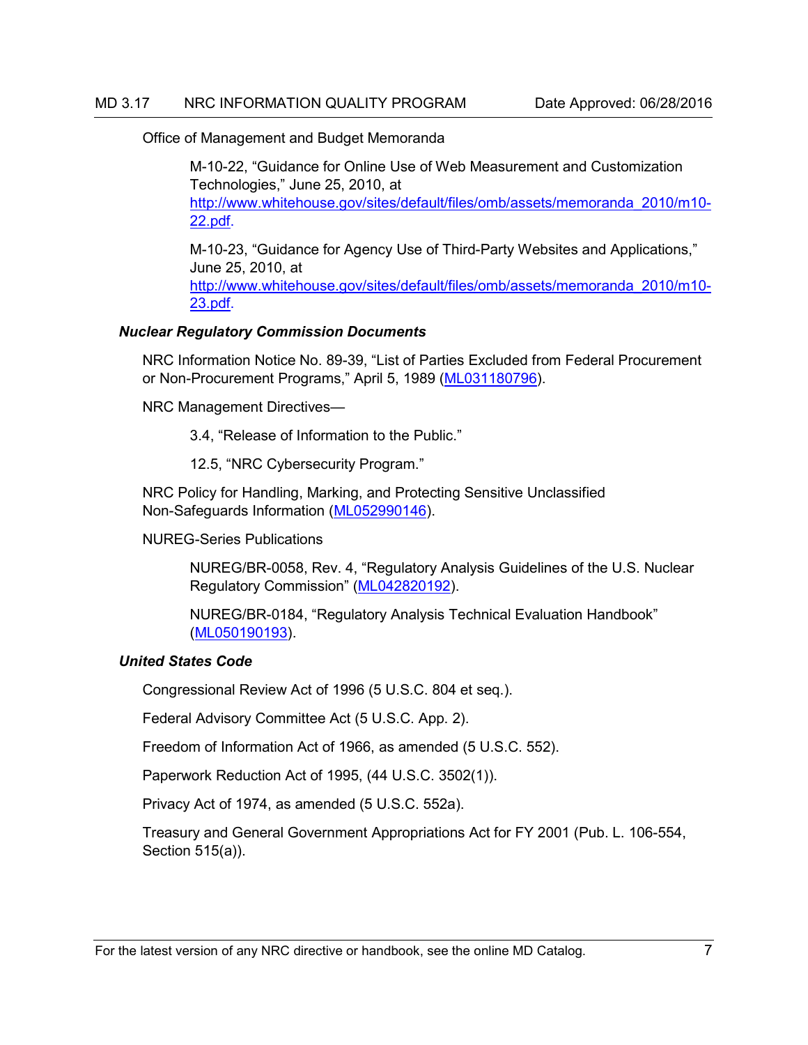Office of Management and Budget Memoranda

M-10-22, "Guidance for Online Use of Web Measurement and Customization Technologies," June 25, 2010, at http://www.whitehouse.gov/sites/default/files/omb/assets/memoranda_2010/m10-22.pdf.

M-10-23, "Guidance for Agency Use of Third-Party Websites and Applications," June 25, 2010, at http://www.whitehouse.gov/sites/default/files/omb/assets/memoranda_2010/m10-23.pdf.

***Nuclear Regulatory Commission Documents***

NRC Information Notice No. 89-39, "List of Parties Excluded from Federal Procurement or Non-Procurement Programs," April 5, 1989 (ML031180796).

NRC Management Directives—

3.4, "Release of Information to the Public."

12.5, "NRC Cybersecurity Program."

NRC Policy for Handling, Marking, and Protecting Sensitive Unclassified Non-Safeguards Information (ML052990146).

NUREG-Series Publications

NUREG/BR-0058, Rev. 4, "Regulatory Analysis Guidelines of the U.S. Nuclear Regulatory Commission" (ML042820192).

NUREG/BR-0184, "Regulatory Analysis Technical Evaluation Handbook" (ML050190193).

***United States Code***

Congressional Review Act of 1996 (5 U.S.C. 804 et seq.).

Federal Advisory Committee Act (5 U.S.C. App. 2).

Freedom of Information Act of 1966, as amended (5 U.S.C. 552).

Paperwork Reduction Act of 1995, (44 U.S.C. 3502(1)).

Privacy Act of 1974, as amended (5 U.S.C. 552a).

Treasury and General Government Appropriations Act for FY 2001 (Pub. L. 106-554, Section 515(a)).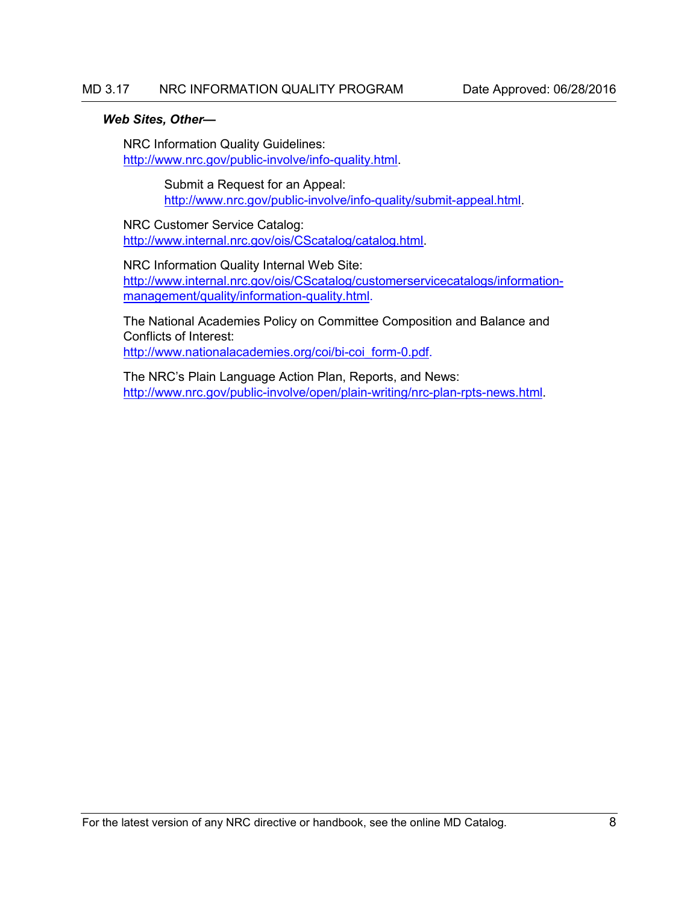***Web Sites, Other—***

NRC Information Quality Guidelines:
http://www.nrc.gov/public-involve/info-quality.html.

Submit a Request for an Appeal:
http://www.nrc.gov/public-involve/info-quality/submit-appeal.html.

NRC Customer Service Catalog:
http://www.internal.nrc.gov/ois/CScatalog/catalog.html.

NRC Information Quality Internal Web Site:
http://www.internal.nrc.gov/ois/CScatalog/customerservicecatalogs/information-management/quality/information-quality.html.

The National Academies Policy on Committee Composition and Balance and Conflicts of Interest:
http://www.nationalacademies.org/coi/bi-coi_form-0.pdf.

The NRC's Plain Language Action Plan, Reports, and News:
http://www.nrc.gov/public-involve/open/plain-writing/nrc-plan-rpts-news.html.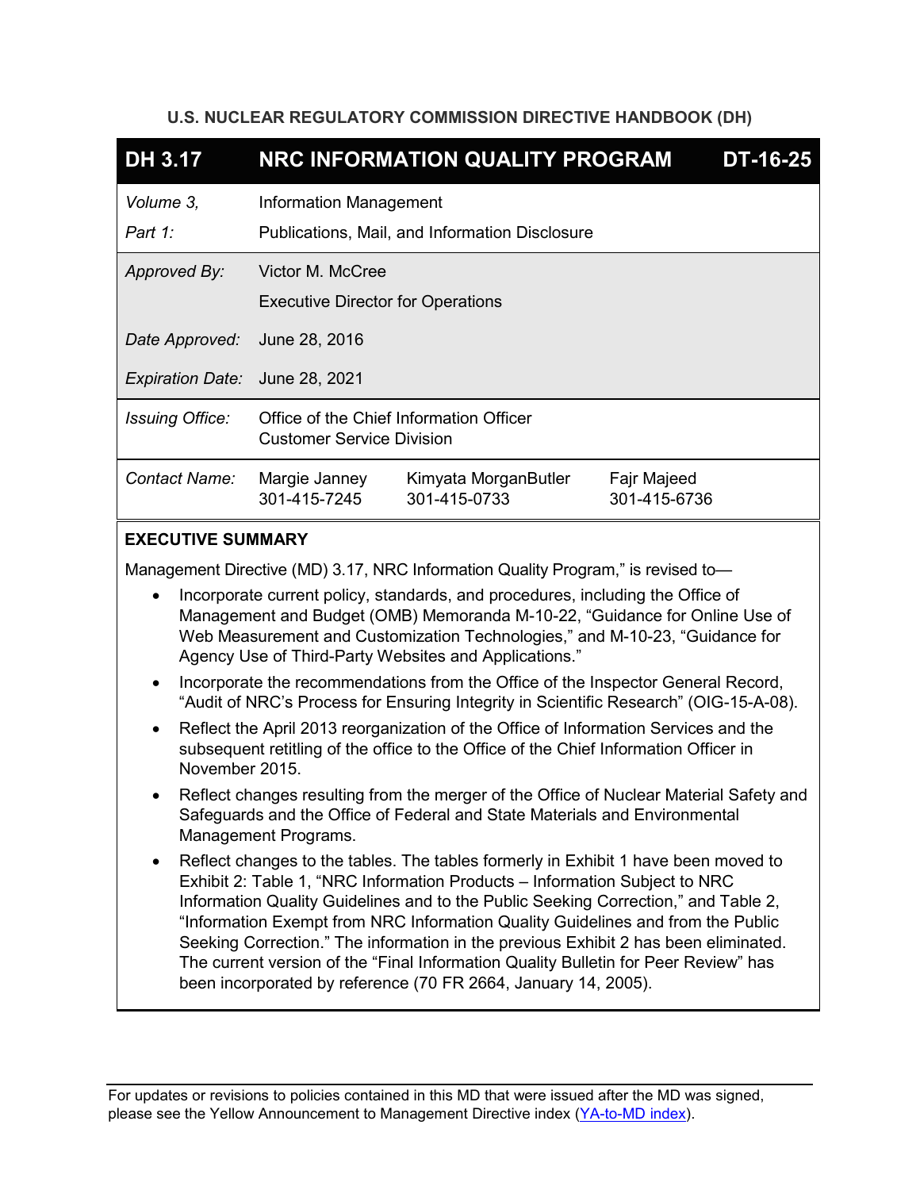**U.S. NUCLEAR REGULATORY COMMISSION DIRECTIVE HANDBOOK (DH)**

| DH 3.17 | NRC INFORMATION QUALITY PROGRAM | | DT-16-25 |
|---|---|---|---|
| *Volume 3,* | Information Management | | |
| *Part 1:* | Publications, Mail, and Information Disclosure | | |
| *Approved By:* | Victor M. McCree<br>Executive Director for Operations | | |
| *Date Approved:* | June 28, 2016 | | |
| *Expiration Date:* | June 28, 2021 | | |
| *Issuing Office:* | Office of the Chief Information Officer<br>Customer Service Division | | |
| *Contact Name:* | Margie Janney<br>301-415-7245 | Kimyata MorganButler<br>301-415-0733 | Fajr Majeed<br>301-415-6736 |

**EXECUTIVE SUMMARY**

Management Directive (MD) 3.17, NRC Information Quality Program," is revised to—

- Incorporate current policy, standards, and procedures, including the Office of Management and Budget (OMB) Memoranda M-10-22, "Guidance for Online Use of Web Measurement and Customization Technologies," and M-10-23, "Guidance for Agency Use of Third-Party Websites and Applications."
- Incorporate the recommendations from the Office of the Inspector General Record, "Audit of NRC's Process for Ensuring Integrity in Scientific Research" (OIG-15-A-08).
- Reflect the April 2013 reorganization of the Office of Information Services and the subsequent retitling of the office to the Office of the Chief Information Officer in November 2015.
- Reflect changes resulting from the merger of the Office of Nuclear Material Safety and Safeguards and the Office of Federal and State Materials and Environmental Management Programs.
- Reflect changes to the tables. The tables formerly in Exhibit 1 have been moved to Exhibit 2: Table 1, "NRC Information Products – Information Subject to NRC Information Quality Guidelines and to the Public Seeking Correction," and Table 2, "Information Exempt from NRC Information Quality Guidelines and from the Public Seeking Correction." The information in the previous Exhibit 2 has been eliminated. The current version of the "Final Information Quality Bulletin for Peer Review" has been incorporated by reference (70 FR 2664, January 14, 2005).

For updates or revisions to policies contained in this MD that were issued after the MD was signed, please see the Yellow Announcement to Management Directive index (YA-to-MD index).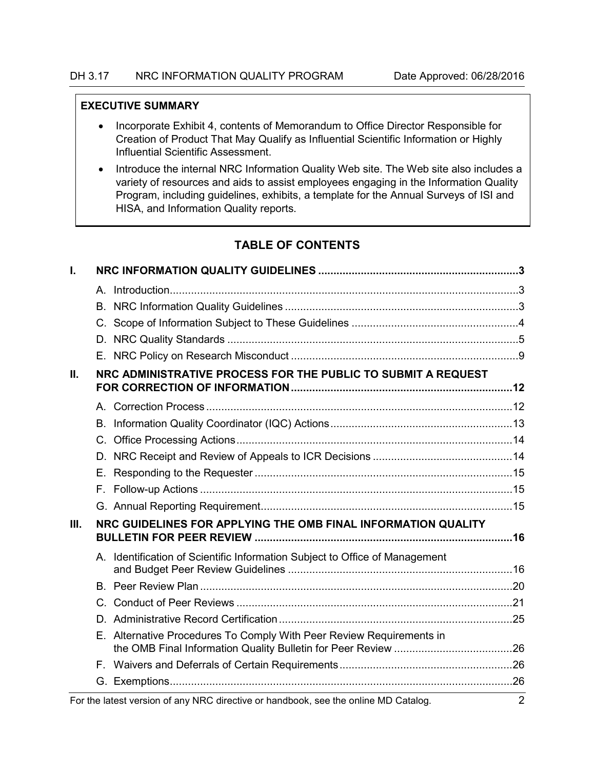**EXECUTIVE SUMMARY**

- Incorporate Exhibit 4, contents of Memorandum to Office Director Responsible for Creation of Product That May Qualify as Influential Scientific Information or Highly Influential Scientific Assessment.
- Introduce the internal NRC Information Quality Web site. The Web site also includes a variety of resources and aids to assist employees engaging in the Information Quality Program, including guidelines, exhibits, a template for the Annual Surveys of ISI and HISA, and Information Quality reports.

## TABLE OF CONTENTS

**I. NRC INFORMATION QUALITY GUIDELINES .................................................................. 3**

- A. Introduction ................................................................................................................... 3
- B. NRC Information Quality Guidelines ............................................................................ 3
- C. Scope of Information Subject to These Guidelines ...................................................... 4
- D. NRC Quality Standards ................................................................................................ 5
- E. NRC Policy on Research Misconduct .......................................................................... 9

**II. NRC ADMINISTRATIVE PROCESS FOR THE PUBLIC TO SUBMIT A REQUEST FOR CORRECTION OF INFORMATION ....................................................................... 12**

- A. Correction Process ..................................................................................................... 12
- B. Information Quality Coordinator (IQC) Actions ........................................................... 13
- C. Office Processing Actions .......................................................................................... 14
- D. NRC Receipt and Review of Appeals to ICR Decisions ............................................. 14
- E. Responding to the Requester .................................................................................... 15
- F. Follow-up Actions ....................................................................................................... 15
- G. Annual Reporting Requirement .................................................................................. 15

**III. NRC GUIDELINES FOR APPLYING THE OMB FINAL INFORMATION QUALITY BULLETIN FOR PEER REVIEW .................................................................................... 16**

- A. Identification of Scientific Information Subject to Office of Management and Budget Peer Review Guidelines ......................................................................... 16
- B. Peer Review Plan ....................................................................................................... 20
- C. Conduct of Peer Reviews .......................................................................................... 21
- D. Administrative Record Certification ............................................................................ 25
- E. Alternative Procedures To Comply With Peer Review Requirements in the OMB Final Information Quality Bulletin for Peer Review ....................................... 26
- F. Waivers and Deferrals of Certain Requirements ........................................................ 26
- G. Exemptions ................................................................................................................ 26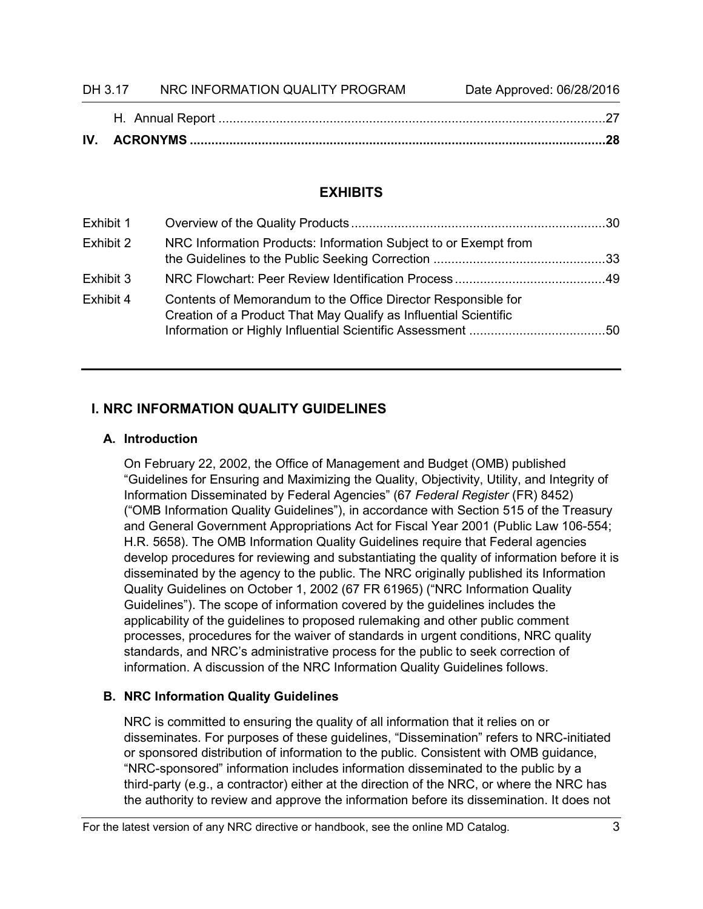H. Annual Report ....................................................................................................... 27

**IV. ACRONYMS ................................................................................................................ 28**

## EXHIBITS

| | | |
|---|---|---|
| Exhibit 1 | Overview of the Quality Products | 30 |
| Exhibit 2 | NRC Information Products: Information Subject to or Exempt from the Guidelines to the Public Seeking Correction | 33 |
| Exhibit 3 | NRC Flowchart: Peer Review Identification Process | 49 |
| Exhibit 4 | Contents of Memorandum to the Office Director Responsible for Creation of a Product That May Qualify as Influential Scientific Information or Highly Influential Scientific Assessment | 50 |

---

## I. NRC INFORMATION QUALITY GUIDELINES

### A. Introduction

On February 22, 2002, the Office of Management and Budget (OMB) published "Guidelines for Ensuring and Maximizing the Quality, Objectivity, Utility, and Integrity of Information Disseminated by Federal Agencies" (67 *Federal Register* (FR) 8452) ("OMB Information Quality Guidelines"), in accordance with Section 515 of the Treasury and General Government Appropriations Act for Fiscal Year 2001 (Public Law 106-554; H.R. 5658). The OMB Information Quality Guidelines require that Federal agencies develop procedures for reviewing and substantiating the quality of information before it is disseminated by the agency to the public. The NRC originally published its Information Quality Guidelines on October 1, 2002 (67 FR 61965) ("NRC Information Quality Guidelines"). The scope of information covered by the guidelines includes the applicability of the guidelines to proposed rulemaking and other public comment processes, procedures for the waiver of standards in urgent conditions, NRC quality standards, and NRC's administrative process for the public to seek correction of information. A discussion of the NRC Information Quality Guidelines follows.

### B. NRC Information Quality Guidelines

NRC is committed to ensuring the quality of all information that it relies on or disseminates. For purposes of these guidelines, "Dissemination" refers to NRC-initiated or sponsored distribution of information to the public. Consistent with OMB guidance, "NRC-sponsored" information includes information disseminated to the public by a third-party (e.g., a contractor) either at the direction of the NRC, or where the NRC has the authority to review and approve the information before its dissemination. It does not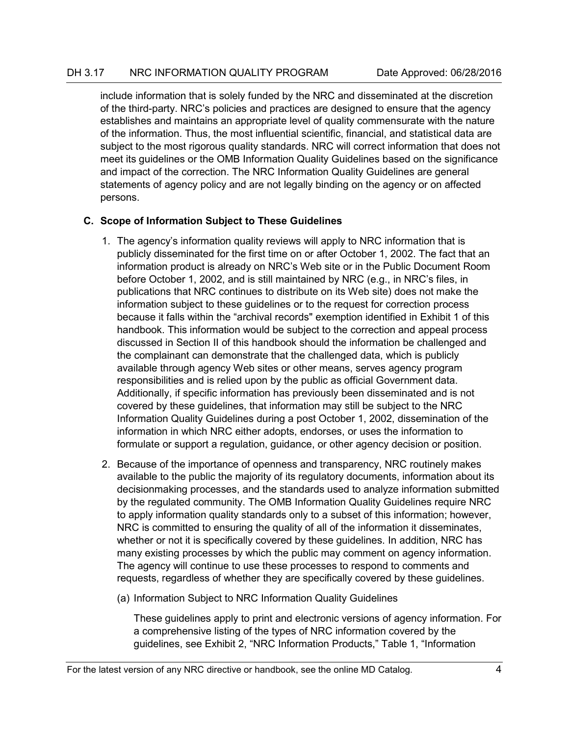include information that is solely funded by the NRC and disseminated at the discretion of the third-party. NRC's policies and practices are designed to ensure that the agency establishes and maintains an appropriate level of quality commensurate with the nature of the information. Thus, the most influential scientific, financial, and statistical data are subject to the most rigorous quality standards. NRC will correct information that does not meet its guidelines or the OMB Information Quality Guidelines based on the significance and impact of the correction. The NRC Information Quality Guidelines are general statements of agency policy and are not legally binding on the agency or on affected persons.

### C. Scope of Information Subject to These Guidelines

1. The agency's information quality reviews will apply to NRC information that is publicly disseminated for the first time on or after October 1, 2002. The fact that an information product is already on NRC's Web site or in the Public Document Room before October 1, 2002, and is still maintained by NRC (e.g., in NRC's files, in publications that NRC continues to distribute on its Web site) does not make the information subject to these guidelines or to the request for correction process because it falls within the "archival records" exemption identified in Exhibit 1 of this handbook. This information would be subject to the correction and appeal process discussed in Section II of this handbook should the information be challenged and the complainant can demonstrate that the challenged data, which is publicly available through agency Web sites or other means, serves agency program responsibilities and is relied upon by the public as official Government data. Additionally, if specific information has previously been disseminated and is not covered by these guidelines, that information may still be subject to the NRC Information Quality Guidelines during a post October 1, 2002, dissemination of the information in which NRC either adopts, endorses, or uses the information to formulate or support a regulation, guidance, or other agency decision or position.

2. Because of the importance of openness and transparency, NRC routinely makes available to the public the majority of its regulatory documents, information about its decisionmaking processes, and the standards used to analyze information submitted by the regulated community. The OMB Information Quality Guidelines require NRC to apply information quality standards only to a subset of this information; however, NRC is committed to ensuring the quality of all of the information it disseminates, whether or not it is specifically covered by these guidelines. In addition, NRC has many existing processes by which the public may comment on agency information. The agency will continue to use these processes to respond to comments and requests, regardless of whether they are specifically covered by these guidelines.

   (a) Information Subject to NRC Information Quality Guidelines

   These guidelines apply to print and electronic versions of agency information. For a comprehensive listing of the types of NRC information covered by the guidelines, see Exhibit 2, "NRC Information Products," Table 1, "Information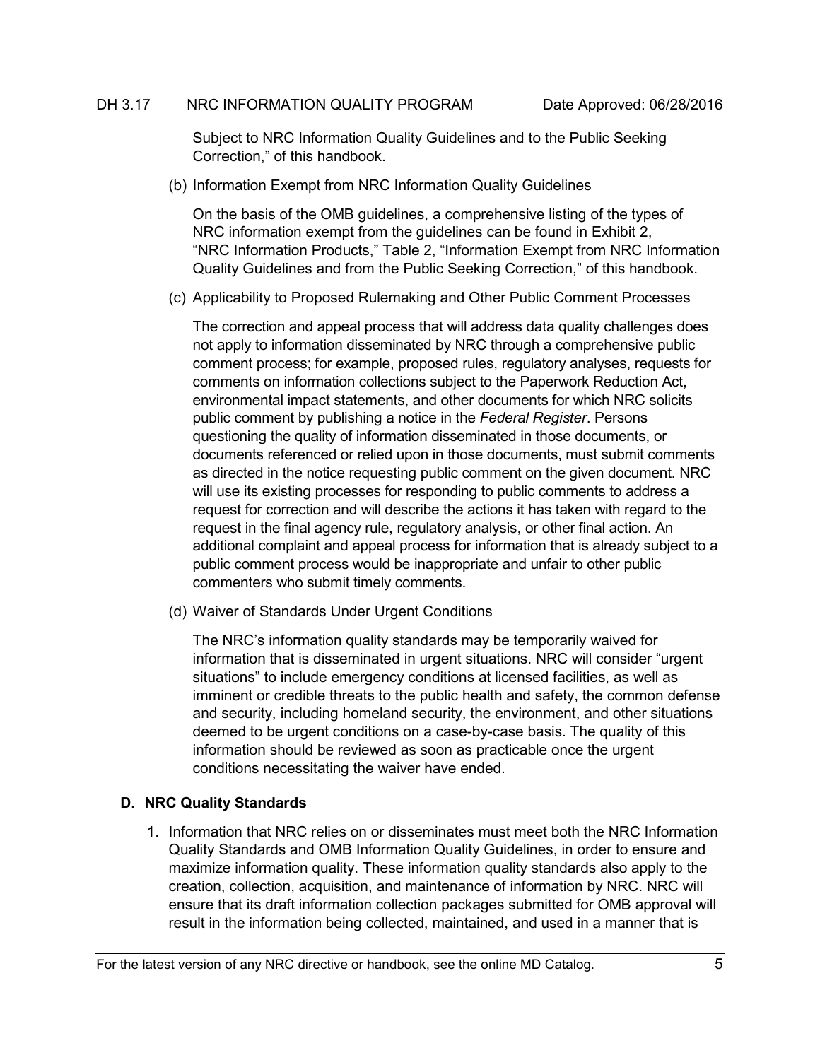Subject to NRC Information Quality Guidelines and to the Public Seeking Correction," of this handbook.

(b) Information Exempt from NRC Information Quality Guidelines

On the basis of the OMB guidelines, a comprehensive listing of the types of NRC information exempt from the guidelines can be found in Exhibit 2, "NRC Information Products," Table 2, "Information Exempt from NRC Information Quality Guidelines and from the Public Seeking Correction," of this handbook.

(c) Applicability to Proposed Rulemaking and Other Public Comment Processes

The correction and appeal process that will address data quality challenges does not apply to information disseminated by NRC through a comprehensive public comment process; for example, proposed rules, regulatory analyses, requests for comments on information collections subject to the Paperwork Reduction Act, environmental impact statements, and other documents for which NRC solicits public comment by publishing a notice in the *Federal Register*. Persons questioning the quality of information disseminated in those documents, or documents referenced or relied upon in those documents, must submit comments as directed in the notice requesting public comment on the given document. NRC will use its existing processes for responding to public comments to address a request for correction and will describe the actions it has taken with regard to the request in the final agency rule, regulatory analysis, or other final action. An additional complaint and appeal process for information that is already subject to a public comment process would be inappropriate and unfair to other public commenters who submit timely comments.

(d) Waiver of Standards Under Urgent Conditions

The NRC's information quality standards may be temporarily waived for information that is disseminated in urgent situations. NRC will consider "urgent situations" to include emergency conditions at licensed facilities, as well as imminent or credible threats to the public health and safety, the common defense and security, including homeland security, the environment, and other situations deemed to be urgent conditions on a case-by-case basis. The quality of this information should be reviewed as soon as practicable once the urgent conditions necessitating the waiver have ended.

### D. NRC Quality Standards

1. Information that NRC relies on or disseminates must meet both the NRC Information Quality Standards and OMB Information Quality Guidelines, in order to ensure and maximize information quality. These information quality standards also apply to the creation, collection, acquisition, and maintenance of information by NRC. NRC will ensure that its draft information collection packages submitted for OMB approval will result in the information being collected, maintained, and used in a manner that is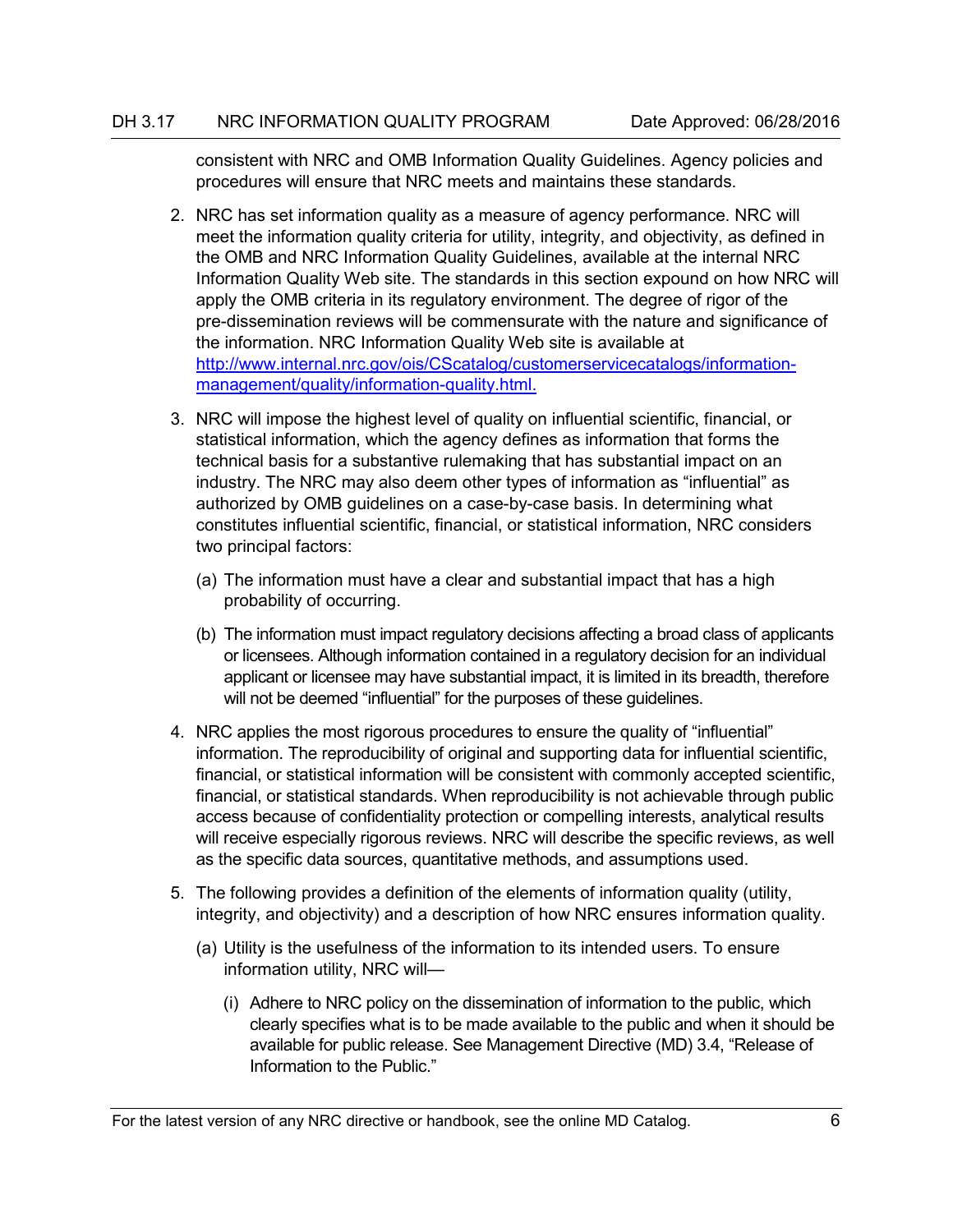consistent with NRC and OMB Information Quality Guidelines. Agency policies and procedures will ensure that NRC meets and maintains these standards.

2. NRC has set information quality as a measure of agency performance. NRC will meet the information quality criteria for utility, integrity, and objectivity, as defined in the OMB and NRC Information Quality Guidelines, available at the internal NRC Information Quality Web site. The standards in this section expound on how NRC will apply the OMB criteria in its regulatory environment. The degree of rigor of the pre-dissemination reviews will be commensurate with the nature and significance of the information. NRC Information Quality Web site is available at [http://www.internal.nrc.gov/ois/CScatalog/customerservicecatalogs/information-management/quality/information-quality.html.](http://www.internal.nrc.gov/ois/CScatalog/customerservicecatalogs/information-management/quality/information-quality.html)

3. NRC will impose the highest level of quality on influential scientific, financial, or statistical information, which the agency defines as information that forms the technical basis for a substantive rulemaking that has substantial impact on an industry. The NRC may also deem other types of information as "influential" as authorized by OMB guidelines on a case-by-case basis. In determining what constitutes influential scientific, financial, or statistical information, NRC considers two principal factors:

   (a) The information must have a clear and substantial impact that has a high probability of occurring.

   (b) The information must impact regulatory decisions affecting a broad class of applicants or licensees. Although information contained in a regulatory decision for an individual applicant or licensee may have substantial impact, it is limited in its breadth, therefore will not be deemed "influential" for the purposes of these guidelines.

4. NRC applies the most rigorous procedures to ensure the quality of "influential" information. The reproducibility of original and supporting data for influential scientific, financial, or statistical information will be consistent with commonly accepted scientific, financial, or statistical standards. When reproducibility is not achievable through public access because of confidentiality protection or compelling interests, analytical results will receive especially rigorous reviews. NRC will describe the specific reviews, as well as the specific data sources, quantitative methods, and assumptions used.

5. The following provides a definition of the elements of information quality (utility, integrity, and objectivity) and a description of how NRC ensures information quality.

   (a) Utility is the usefulness of the information to its intended users. To ensure information utility, NRC will—

      (i) Adhere to NRC policy on the dissemination of information to the public, which clearly specifies what is to be made available to the public and when it should be available for public release. See Management Directive (MD) 3.4, "Release of Information to the Public."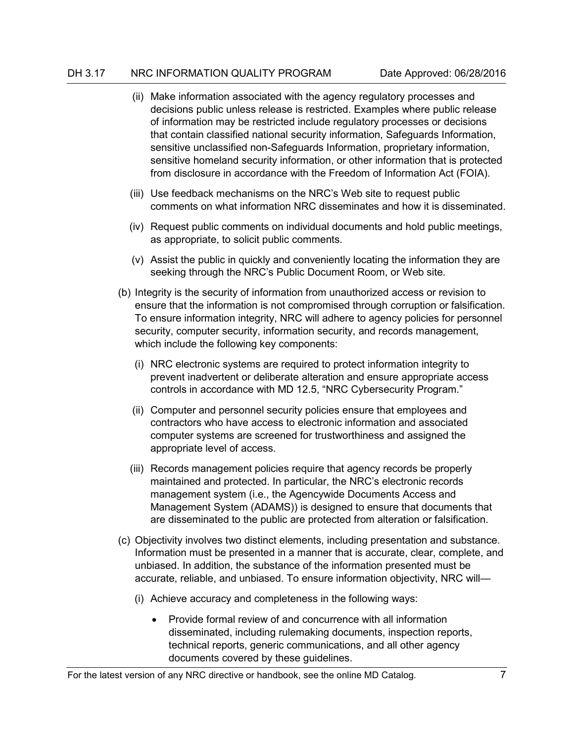(ii) Make information associated with the agency regulatory processes and decisions public unless release is restricted. Examples where public release of information may be restricted include regulatory processes or decisions that contain classified national security information, Safeguards Information, sensitive unclassified non-Safeguards Information, proprietary information, sensitive homeland security information, or other information that is protected from disclosure in accordance with the Freedom of Information Act (FOIA).

(iii) Use feedback mechanisms on the NRC's Web site to request public comments on what information NRC disseminates and how it is disseminated.

(iv) Request public comments on individual documents and hold public meetings, as appropriate, to solicit public comments.

(v) Assist the public in quickly and conveniently locating the information they are seeking through the NRC's Public Document Room, or Web site.

(b) Integrity is the security of information from unauthorized access or revision to ensure that the information is not compromised through corruption or falsification. To ensure information integrity, NRC will adhere to agency policies for personnel security, computer security, information security, and records management, which include the following key components:

(i) NRC electronic systems are required to protect information integrity to prevent inadvertent or deliberate alteration and ensure appropriate access controls in accordance with MD 12.5, "NRC Cybersecurity Program."

(ii) Computer and personnel security policies ensure that employees and contractors who have access to electronic information and associated computer systems are screened for trustworthiness and assigned the appropriate level of access.

(iii) Records management policies require that agency records be properly maintained and protected. In particular, the NRC's electronic records management system (i.e., the Agencywide Documents Access and Management System (ADAMS)) is designed to ensure that documents that are disseminated to the public are protected from alteration or falsification.

(c) Objectivity involves two distinct elements, including presentation and substance. Information must be presented in a manner that is accurate, clear, complete, and unbiased. In addition, the substance of the information presented must be accurate, reliable, and unbiased. To ensure information objectivity, NRC will—

(i) Achieve accuracy and completeness in the following ways:

- Provide formal review of and concurrence with all information disseminated, including rulemaking documents, inspection reports, technical reports, generic communications, and all other agency documents covered by these guidelines.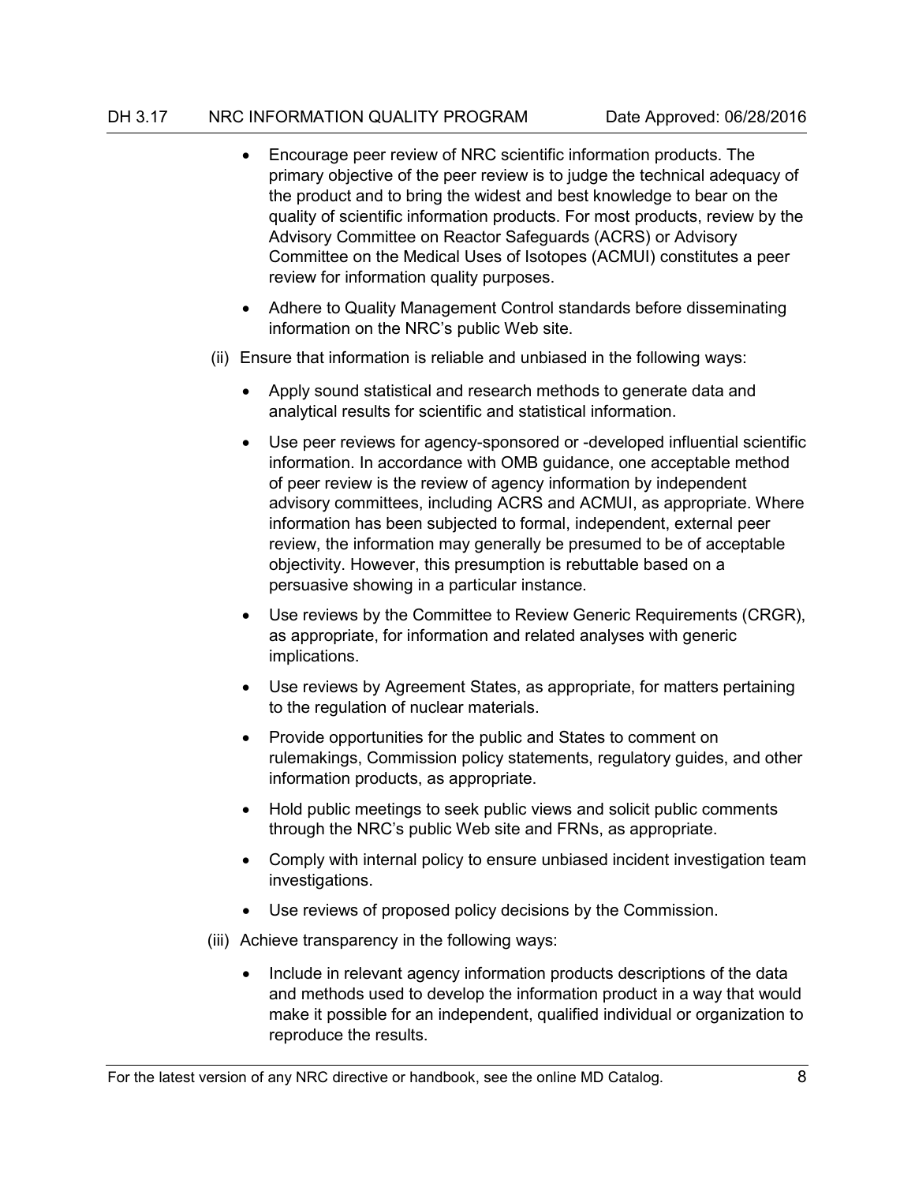- Encourage peer review of NRC scientific information products. The primary objective of the peer review is to judge the technical adequacy of the product and to bring the widest and best knowledge to bear on the quality of scientific information products. For most products, review by the Advisory Committee on Reactor Safeguards (ACRS) or Advisory Committee on the Medical Uses of Isotopes (ACMUI) constitutes a peer review for information quality purposes.
- Adhere to Quality Management Control standards before disseminating information on the NRC's public Web site.

(ii) Ensure that information is reliable and unbiased in the following ways:

- Apply sound statistical and research methods to generate data and analytical results for scientific and statistical information.
- Use peer reviews for agency-sponsored or -developed influential scientific information. In accordance with OMB guidance, one acceptable method of peer review is the review of agency information by independent advisory committees, including ACRS and ACMUI, as appropriate. Where information has been subjected to formal, independent, external peer review, the information may generally be presumed to be of acceptable objectivity. However, this presumption is rebuttable based on a persuasive showing in a particular instance.
- Use reviews by the Committee to Review Generic Requirements (CRGR), as appropriate, for information and related analyses with generic implications.
- Use reviews by Agreement States, as appropriate, for matters pertaining to the regulation of nuclear materials.
- Provide opportunities for the public and States to comment on rulemakings, Commission policy statements, regulatory guides, and other information products, as appropriate.
- Hold public meetings to seek public views and solicit public comments through the NRC's public Web site and FRNs, as appropriate.
- Comply with internal policy to ensure unbiased incident investigation team investigations.
- Use reviews of proposed policy decisions by the Commission.

(iii) Achieve transparency in the following ways:

- Include in relevant agency information products descriptions of the data and methods used to develop the information product in a way that would make it possible for an independent, qualified individual or organization to reproduce the results.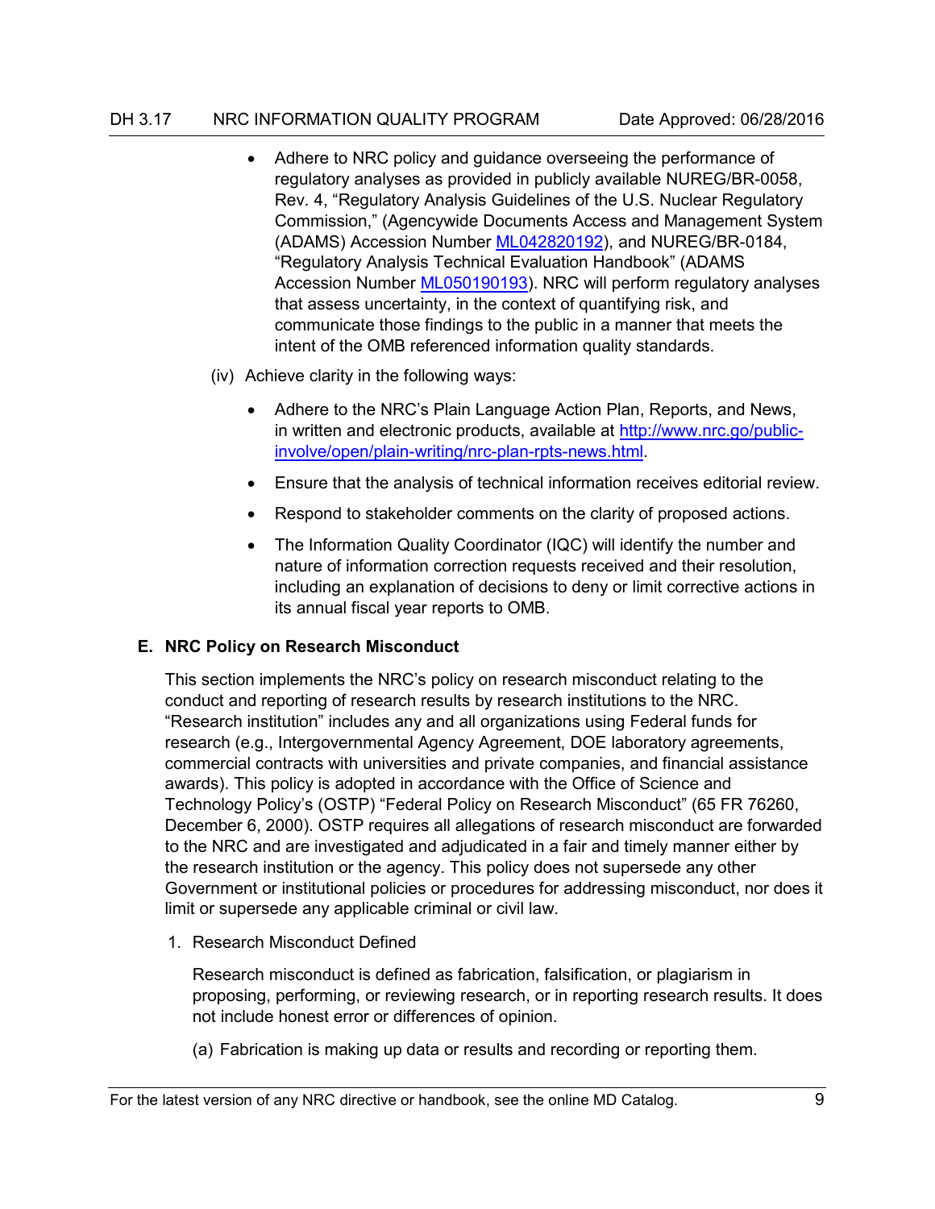- Adhere to NRC policy and guidance overseeing the performance of regulatory analyses as provided in publicly available NUREG/BR-0058, Rev. 4, "Regulatory Analysis Guidelines of the U.S. Nuclear Regulatory Commission," (Agencywide Documents Access and Management System (ADAMS) Accession Number [ML042820192](ML042820192)), and NUREG/BR-0184, "Regulatory Analysis Technical Evaluation Handbook" (ADAMS Accession Number [ML050190193](ML050190193)). NRC will perform regulatory analyses that assess uncertainty, in the context of quantifying risk, and communicate those findings to the public in a manner that meets the intent of the OMB referenced information quality standards.

(iv) Achieve clarity in the following ways:

- Adhere to the NRC's Plain Language Action Plan, Reports, and News, in written and electronic products, available at [http://www.nrc.go/public-involve/open/plain-writing/nrc-plan-rpts-news.html](http://www.nrc.go/public-involve/open/plain-writing/nrc-plan-rpts-news.html).
- Ensure that the analysis of technical information receives editorial review.
- Respond to stakeholder comments on the clarity of proposed actions.
- The Information Quality Coordinator (IQC) will identify the number and nature of information correction requests received and their resolution, including an explanation of decisions to deny or limit corrective actions in its annual fiscal year reports to OMB.

## E. NRC Policy on Research Misconduct

This section implements the NRC's policy on research misconduct relating to the conduct and reporting of research results by research institutions to the NRC. "Research institution" includes any and all organizations using Federal funds for research (e.g., Intergovernmental Agency Agreement, DOE laboratory agreements, commercial contracts with universities and private companies, and financial assistance awards). This policy is adopted in accordance with the Office of Science and Technology Policy's (OSTP) "Federal Policy on Research Misconduct" (65 FR 76260, December 6, 2000). OSTP requires all allegations of research misconduct are forwarded to the NRC and are investigated and adjudicated in a fair and timely manner either by the research institution or the agency. This policy does not supersede any other Government or institutional policies or procedures for addressing misconduct, nor does it limit or supersede any applicable criminal or civil law.

1. Research Misconduct Defined

   Research misconduct is defined as fabrication, falsification, or plagiarism in proposing, performing, or reviewing research, or in reporting research results. It does not include honest error or differences of opinion.

   (a) Fabrication is making up data or results and recording or reporting them.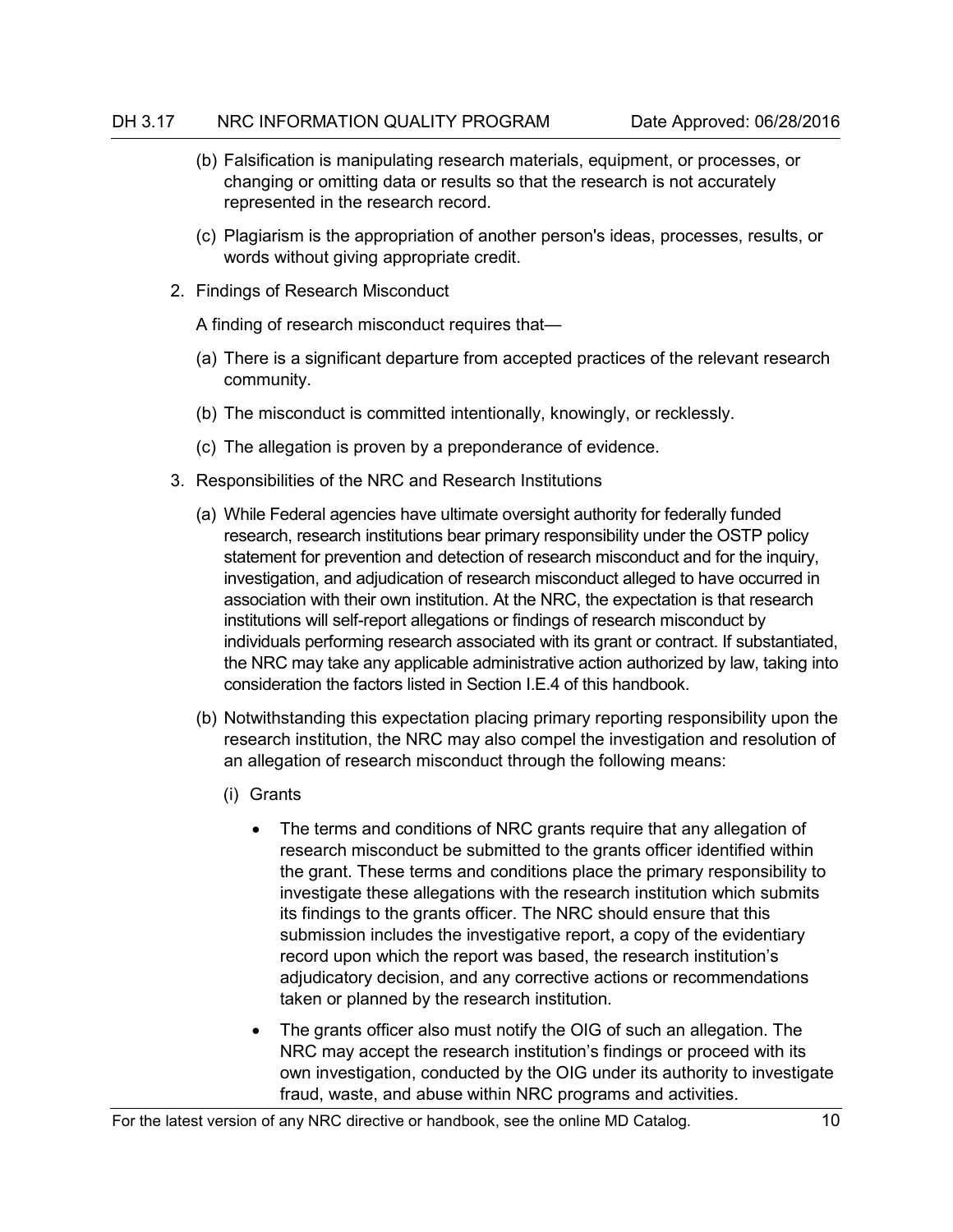(b) Falsification is manipulating research materials, equipment, or processes, or changing or omitting data or results so that the research is not accurately represented in the research record.

(c) Plagiarism is the appropriation of another person's ideas, processes, results, or words without giving appropriate credit.

2. Findings of Research Misconduct

   A finding of research misconduct requires that—

   (a) There is a significant departure from accepted practices of the relevant research community.

   (b) The misconduct is committed intentionally, knowingly, or recklessly.

   (c) The allegation is proven by a preponderance of evidence.

3. Responsibilities of the NRC and Research Institutions

   (a) While Federal agencies have ultimate oversight authority for federally funded research, research institutions bear primary responsibility under the OSTP policy statement for prevention and detection of research misconduct and for the inquiry, investigation, and adjudication of research misconduct alleged to have occurred in association with their own institution. At the NRC, the expectation is that research institutions will self-report allegations or findings of research misconduct by individuals performing research associated with its grant or contract. If substantiated, the NRC may take any applicable administrative action authorized by law, taking into consideration the factors listed in Section I.E.4 of this handbook.

   (b) Notwithstanding this expectation placing primary reporting responsibility upon the research institution, the NRC may also compel the investigation and resolution of an allegation of research misconduct through the following means:

      (i) Grants

      - The terms and conditions of NRC grants require that any allegation of research misconduct be submitted to the grants officer identified within the grant. These terms and conditions place the primary responsibility to investigate these allegations with the research institution which submits its findings to the grants officer. The NRC should ensure that this submission includes the investigative report, a copy of the evidentiary record upon which the report was based, the research institution's adjudicatory decision, and any corrective actions or recommendations taken or planned by the research institution.
      - The grants officer also must notify the OIG of such an allegation. The NRC may accept the research institution's findings or proceed with its own investigation, conducted by the OIG under its authority to investigate fraud, waste, and abuse within NRC programs and activities.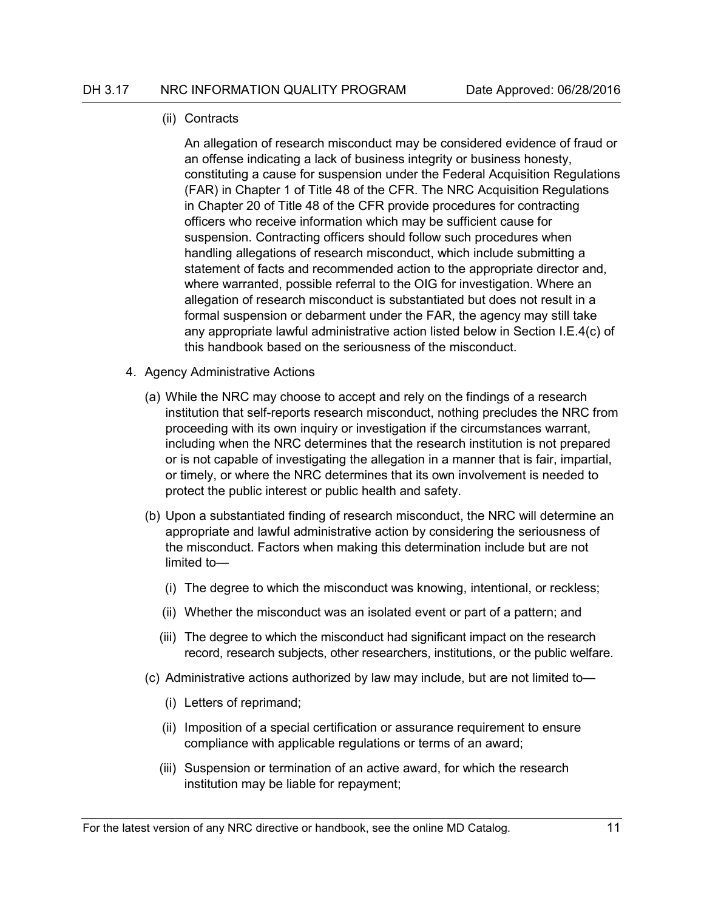(ii) Contracts

An allegation of research misconduct may be considered evidence of fraud or an offense indicating a lack of business integrity or business honesty, constituting a cause for suspension under the Federal Acquisition Regulations (FAR) in Chapter 1 of Title 48 of the CFR. The NRC Acquisition Regulations in Chapter 20 of Title 48 of the CFR provide procedures for contracting officers who receive information which may be sufficient cause for suspension. Contracting officers should follow such procedures when handling allegations of research misconduct, which include submitting a statement of facts and recommended action to the appropriate director and, where warranted, possible referral to the OIG for investigation. Where an allegation of research misconduct is substantiated but does not result in a formal suspension or debarment under the FAR, the agency may still take any appropriate lawful administrative action listed below in Section I.E.4(c) of this handbook based on the seriousness of the misconduct.

4. Agency Administrative Actions

   (a) While the NRC may choose to accept and rely on the findings of a research institution that self-reports research misconduct, nothing precludes the NRC from proceeding with its own inquiry or investigation if the circumstances warrant, including when the NRC determines that the research institution is not prepared or is not capable of investigating the allegation in a manner that is fair, impartial, or timely, or where the NRC determines that its own involvement is needed to protect the public interest or public health and safety.

   (b) Upon a substantiated finding of research misconduct, the NRC will determine an appropriate and lawful administrative action by considering the seriousness of the misconduct. Factors when making this determination include but are not limited to—

      (i) The degree to which the misconduct was knowing, intentional, or reckless;

      (ii) Whether the misconduct was an isolated event or part of a pattern; and

      (iii) The degree to which the misconduct had significant impact on the research record, research subjects, other researchers, institutions, or the public welfare.

   (c) Administrative actions authorized by law may include, but are not limited to—

      (i) Letters of reprimand;

      (ii) Imposition of a special certification or assurance requirement to ensure compliance with applicable regulations or terms of an award;

      (iii) Suspension or termination of an active award, for which the research institution may be liable for repayment;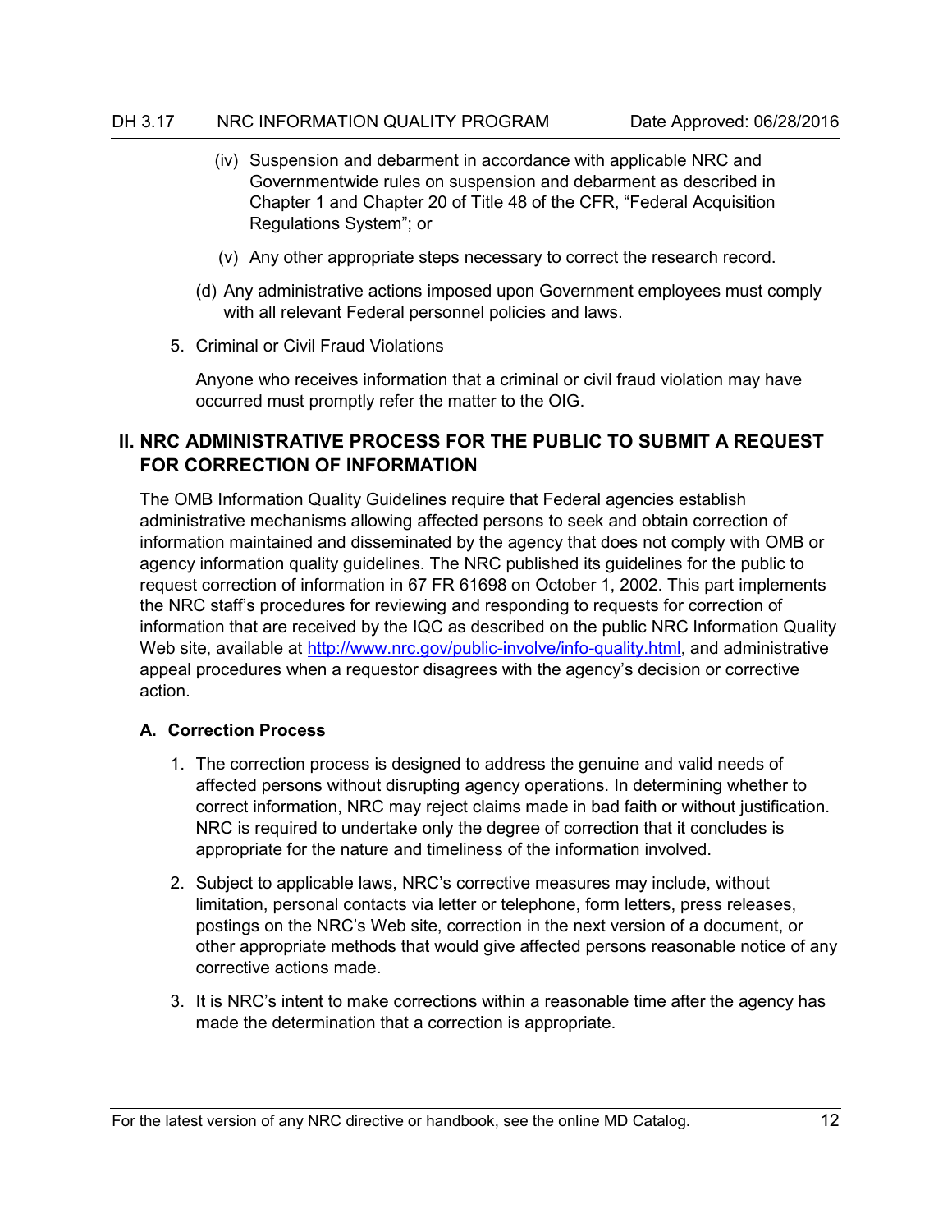(iv) Suspension and debarment in accordance with applicable NRC and Governmentwide rules on suspension and debarment as described in Chapter 1 and Chapter 20 of Title 48 of the CFR, "Federal Acquisition Regulations System"; or

(v) Any other appropriate steps necessary to correct the research record.

(d) Any administrative actions imposed upon Government employees must comply with all relevant Federal personnel policies and laws.

5. Criminal or Civil Fraud Violations

   Anyone who receives information that a criminal or civil fraud violation may have occurred must promptly refer the matter to the OIG.

## II. NRC ADMINISTRATIVE PROCESS FOR THE PUBLIC TO SUBMIT A REQUEST FOR CORRECTION OF INFORMATION

The OMB Information Quality Guidelines require that Federal agencies establish administrative mechanisms allowing affected persons to seek and obtain correction of information maintained and disseminated by the agency that does not comply with OMB or agency information quality guidelines. The NRC published its guidelines for the public to request correction of information in 67 FR 61698 on October 1, 2002. This part implements the NRC staff's procedures for reviewing and responding to requests for correction of information that are received by the IQC as described on the public NRC Information Quality Web site, available at http://www.nrc.gov/public-involve/info-quality.html, and administrative appeal procedures when a requestor disagrees with the agency's decision or corrective action.

### A. Correction Process

1. The correction process is designed to address the genuine and valid needs of affected persons without disrupting agency operations. In determining whether to correct information, NRC may reject claims made in bad faith or without justification. NRC is required to undertake only the degree of correction that it concludes is appropriate for the nature and timeliness of the information involved.

2. Subject to applicable laws, NRC's corrective measures may include, without limitation, personal contacts via letter or telephone, form letters, press releases, postings on the NRC's Web site, correction in the next version of a document, or other appropriate methods that would give affected persons reasonable notice of any corrective actions made.

3. It is NRC's intent to make corrections within a reasonable time after the agency has made the determination that a correction is appropriate.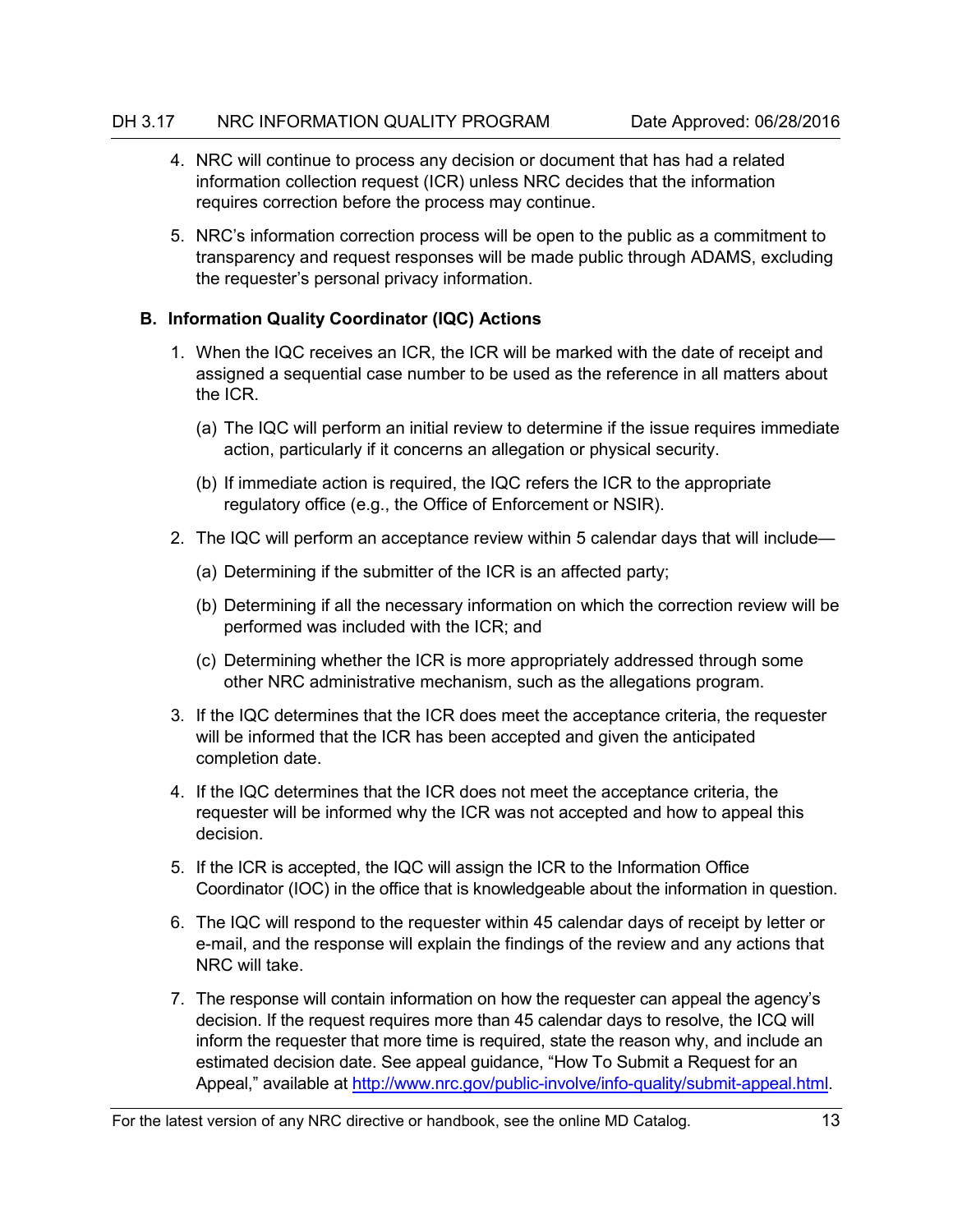4. NRC will continue to process any decision or document that has had a related information collection request (ICR) unless NRC decides that the information requires correction before the process may continue.

5. NRC's information correction process will be open to the public as a commitment to transparency and request responses will be made public through ADAMS, excluding the requester's personal privacy information.

### B. Information Quality Coordinator (IQC) Actions

1. When the IQC receives an ICR, the ICR will be marked with the date of receipt and assigned a sequential case number to be used as the reference in all matters about the ICR.

   (a) The IQC will perform an initial review to determine if the issue requires immediate action, particularly if it concerns an allegation or physical security.

   (b) If immediate action is required, the IQC refers the ICR to the appropriate regulatory office (e.g., the Office of Enforcement or NSIR).

2. The IQC will perform an acceptance review within 5 calendar days that will include—

   (a) Determining if the submitter of the ICR is an affected party;

   (b) Determining if all the necessary information on which the correction review will be performed was included with the ICR; and

   (c) Determining whether the ICR is more appropriately addressed through some other NRC administrative mechanism, such as the allegations program.

3. If the IQC determines that the ICR does meet the acceptance criteria, the requester will be informed that the ICR has been accepted and given the anticipated completion date.

4. If the IQC determines that the ICR does not meet the acceptance criteria, the requester will be informed why the ICR was not accepted and how to appeal this decision.

5. If the ICR is accepted, the IQC will assign the ICR to the Information Office Coordinator (IOC) in the office that is knowledgeable about the information in question.

6. The IQC will respond to the requester within 45 calendar days of receipt by letter or e-mail, and the response will explain the findings of the review and any actions that NRC will take.

7. The response will contain information on how the requester can appeal the agency's decision. If the request requires more than 45 calendar days to resolve, the ICQ will inform the requester that more time is required, state the reason why, and include an estimated decision date. See appeal guidance, "How To Submit a Request for an Appeal," available at http://www.nrc.gov/public-involve/info-quality/submit-appeal.html.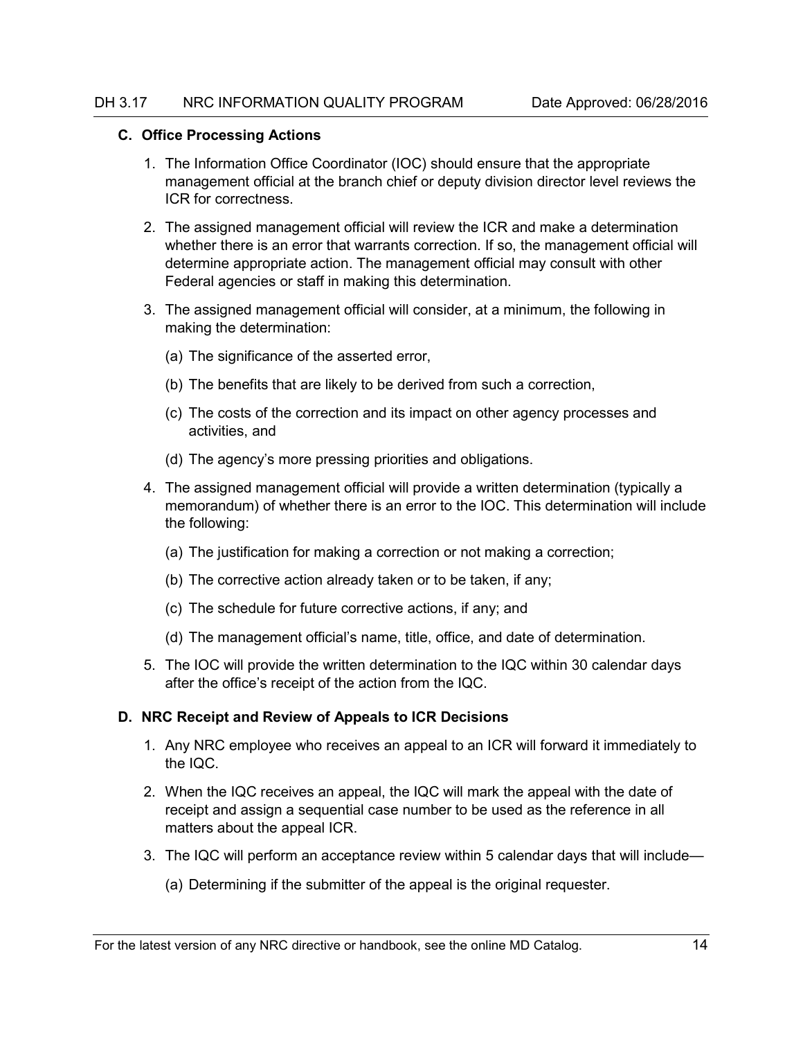### C. Office Processing Actions

1. The Information Office Coordinator (IOC) should ensure that the appropriate management official at the branch chief or deputy division director level reviews the ICR for correctness.

2. The assigned management official will review the ICR and make a determination whether there is an error that warrants correction. If so, the management official will determine appropriate action. The management official may consult with other Federal agencies or staff in making this determination.

3. The assigned management official will consider, at a minimum, the following in making the determination:

   (a) The significance of the asserted error,

   (b) The benefits that are likely to be derived from such a correction,

   (c) The costs of the correction and its impact on other agency processes and activities, and

   (d) The agency's more pressing priorities and obligations.

4. The assigned management official will provide a written determination (typically a memorandum) of whether there is an error to the IOC. This determination will include the following:

   (a) The justification for making a correction or not making a correction;

   (b) The corrective action already taken or to be taken, if any;

   (c) The schedule for future corrective actions, if any; and

   (d) The management official's name, title, office, and date of determination.

5. The IOC will provide the written determination to the IQC within 30 calendar days after the office's receipt of the action from the IQC.

### D. NRC Receipt and Review of Appeals to ICR Decisions

1. Any NRC employee who receives an appeal to an ICR will forward it immediately to the IQC.

2. When the IQC receives an appeal, the IQC will mark the appeal with the date of receipt and assign a sequential case number to be used as the reference in all matters about the appeal ICR.

3. The IQC will perform an acceptance review within 5 calendar days that will include—

   (a) Determining if the submitter of the appeal is the original requester.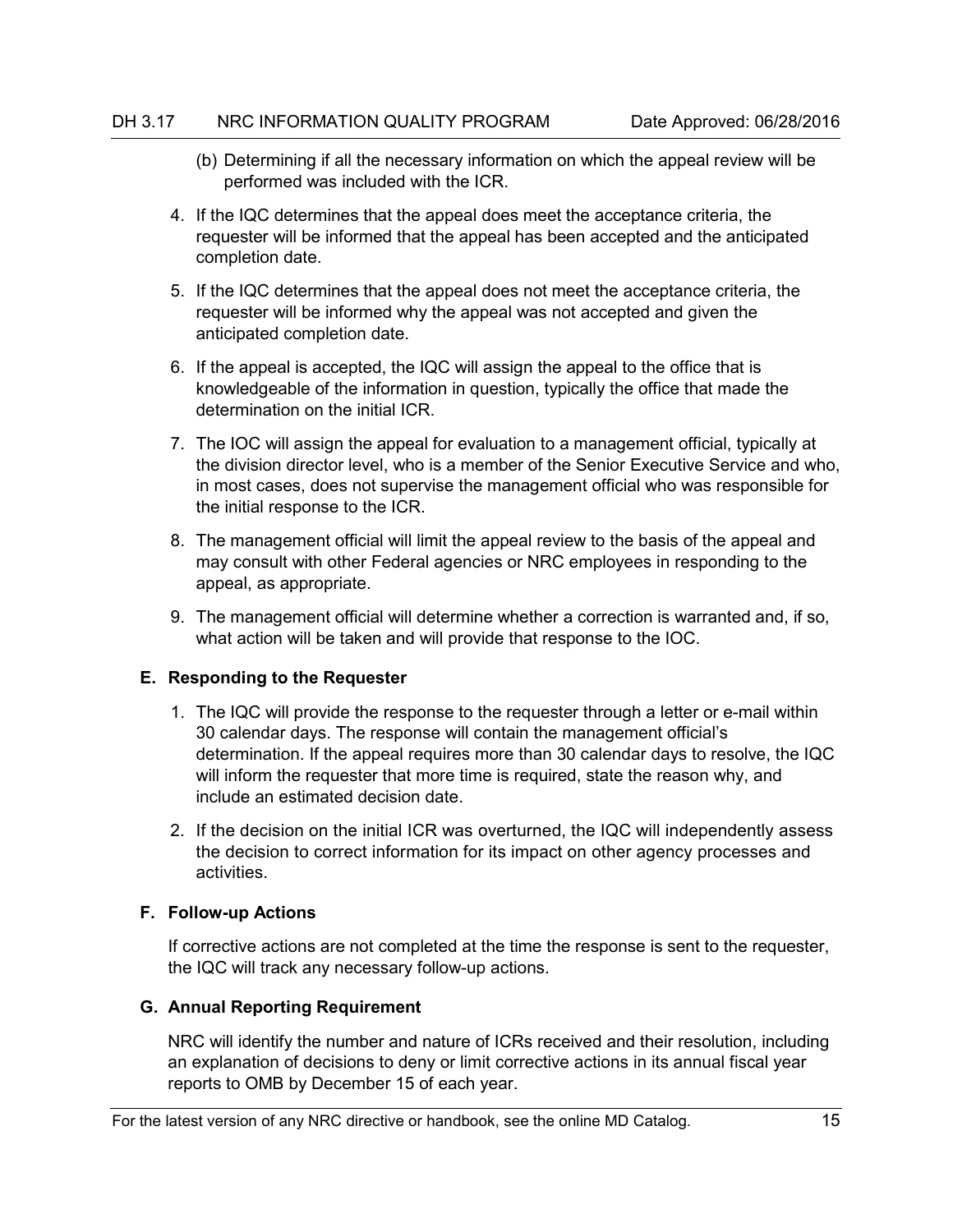(b) Determining if all the necessary information on which the appeal review will be performed was included with the ICR.

4. If the IQC determines that the appeal does meet the acceptance criteria, the requester will be informed that the appeal has been accepted and the anticipated completion date.

5. If the IQC determines that the appeal does not meet the acceptance criteria, the requester will be informed why the appeal was not accepted and given the anticipated completion date.

6. If the appeal is accepted, the IQC will assign the appeal to the office that is knowledgeable of the information in question, typically the office that made the determination on the initial ICR.

7. The IOC will assign the appeal for evaluation to a management official, typically at the division director level, who is a member of the Senior Executive Service and who, in most cases, does not supervise the management official who was responsible for the initial response to the ICR.

8. The management official will limit the appeal review to the basis of the appeal and may consult with other Federal agencies or NRC employees in responding to the appeal, as appropriate.

9. The management official will determine whether a correction is warranted and, if so, what action will be taken and will provide that response to the IOC.

### E. Responding to the Requester

1. The IQC will provide the response to the requester through a letter or e-mail within 30 calendar days. The response will contain the management official's determination. If the appeal requires more than 30 calendar days to resolve, the IQC will inform the requester that more time is required, state the reason why, and include an estimated decision date.

2. If the decision on the initial ICR was overturned, the IQC will independently assess the decision to correct information for its impact on other agency processes and activities.

### F. Follow-up Actions

If corrective actions are not completed at the time the response is sent to the requester, the IQC will track any necessary follow-up actions.

### G. Annual Reporting Requirement

NRC will identify the number and nature of ICRs received and their resolution, including an explanation of decisions to deny or limit corrective actions in its annual fiscal year reports to OMB by December 15 of each year.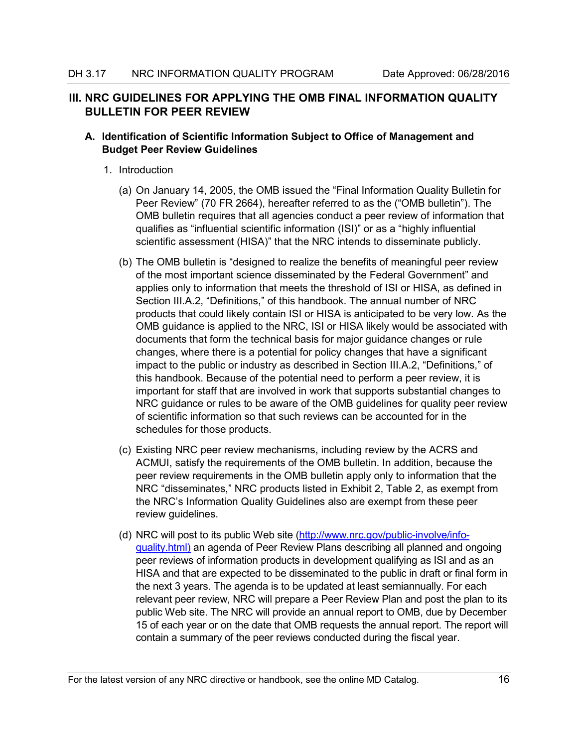## III. NRC GUIDELINES FOR APPLYING THE OMB FINAL INFORMATION QUALITY BULLETIN FOR PEER REVIEW

### A. Identification of Scientific Information Subject to Office of Management and Budget Peer Review Guidelines

1. Introduction

   (a) On January 14, 2005, the OMB issued the "Final Information Quality Bulletin for Peer Review" (70 FR 2664), hereafter referred to as the ("OMB bulletin"). The OMB bulletin requires that all agencies conduct a peer review of information that qualifies as "influential scientific information (ISI)" or as a "highly influential scientific assessment (HISA)" that the NRC intends to disseminate publicly.

   (b) The OMB bulletin is "designed to realize the benefits of meaningful peer review of the most important science disseminated by the Federal Government" and applies only to information that meets the threshold of ISI or HISA, as defined in Section III.A.2, "Definitions," of this handbook. The annual number of NRC products that could likely contain ISI or HISA is anticipated to be very low. As the OMB guidance is applied to the NRC, ISI or HISA likely would be associated with documents that form the technical basis for major guidance changes or rule changes, where there is a potential for policy changes that have a significant impact to the public or industry as described in Section III.A.2, "Definitions," of this handbook. Because of the potential need to perform a peer review, it is important for staff that are involved in work that supports substantial changes to NRC guidance or rules to be aware of the OMB guidelines for quality peer review of scientific information so that such reviews can be accounted for in the schedules for those products.

   (c) Existing NRC peer review mechanisms, including review by the ACRS and ACMUI, satisfy the requirements of the OMB bulletin. In addition, because the peer review requirements in the OMB bulletin apply only to information that the NRC "disseminates," NRC products listed in Exhibit 2, Table 2, as exempt from the NRC's Information Quality Guidelines also are exempt from these peer review guidelines.

   (d) NRC will post to its public Web site (http://www.nrc.gov/public-involve/info-quality.html) an agenda of Peer Review Plans describing all planned and ongoing peer reviews of information products in development qualifying as ISI and as an HISA and that are expected to be disseminated to the public in draft or final form in the next 3 years. The agenda is to be updated at least semiannually. For each relevant peer review, NRC will prepare a Peer Review Plan and post the plan to its public Web site. The NRC will provide an annual report to OMB, due by December 15 of each year or on the date that OMB requests the annual report. The report will contain a summary of the peer reviews conducted during the fiscal year.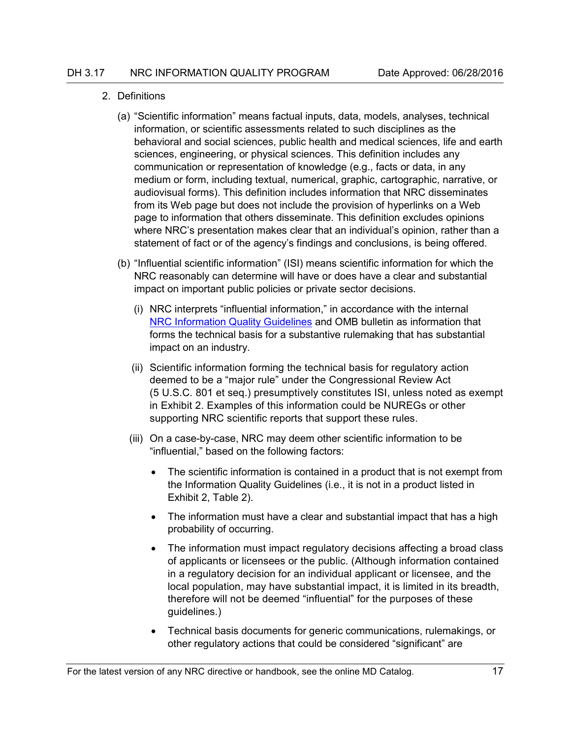2. Definitions

   (a) "Scientific information" means factual inputs, data, models, analyses, technical information, or scientific assessments related to such disciplines as the behavioral and social sciences, public health and medical sciences, life and earth sciences, engineering, or physical sciences. This definition includes any communication or representation of knowledge (e.g., facts or data, in any medium or form, including textual, numerical, graphic, cartographic, narrative, or audiovisual forms). This definition includes information that NRC disseminates from its Web page but does not include the provision of hyperlinks on a Web page to information that others disseminate. This definition excludes opinions where NRC's presentation makes clear that an individual's opinion, rather than a statement of fact or of the agency's findings and conclusions, is being offered.

   (b) "Influential scientific information" (ISI) means scientific information for which the NRC reasonably can determine will have or does have a clear and substantial impact on important public policies or private sector decisions.

      (i) NRC interprets "influential information," in accordance with the internal NRC Information Quality Guidelines and OMB bulletin as information that forms the technical basis for a substantive rulemaking that has substantial impact on an industry.

      (ii) Scientific information forming the technical basis for regulatory action deemed to be a "major rule" under the Congressional Review Act (5 U.S.C. 801 et seq.) presumptively constitutes ISI, unless noted as exempt in Exhibit 2. Examples of this information could be NUREGs or other supporting NRC scientific reports that support these rules.

      (iii) On a case-by-case, NRC may deem other scientific information to be "influential," based on the following factors:

      - The scientific information is contained in a product that is not exempt from the Information Quality Guidelines (i.e., it is not in a product listed in Exhibit 2, Table 2).
      - The information must have a clear and substantial impact that has a high probability of occurring.
      - The information must impact regulatory decisions affecting a broad class of applicants or licensees or the public. (Although information contained in a regulatory decision for an individual applicant or licensee, and the local population, may have substantial impact, it is limited in its breadth, therefore will not be deemed "influential" for the purposes of these guidelines.)
      - Technical basis documents for generic communications, rulemakings, or other regulatory actions that could be considered "significant" are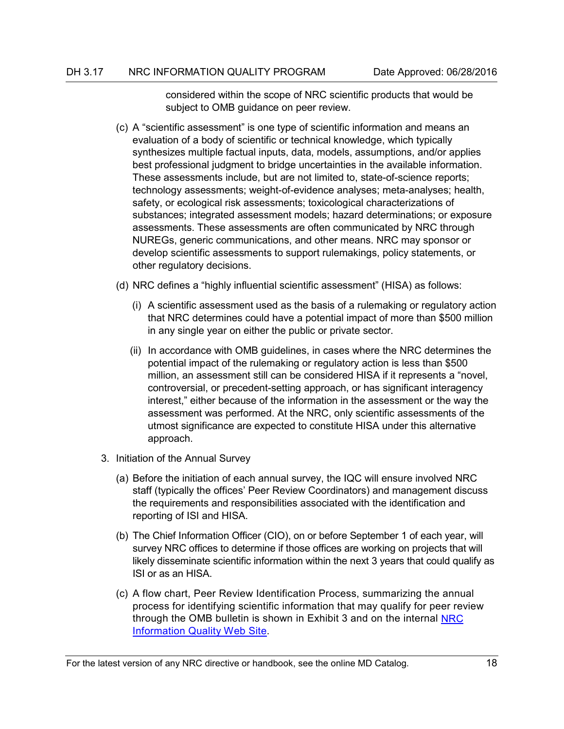considered within the scope of NRC scientific products that would be subject to OMB guidance on peer review.

(c) A "scientific assessment" is one type of scientific information and means an evaluation of a body of scientific or technical knowledge, which typically synthesizes multiple factual inputs, data, models, assumptions, and/or applies best professional judgment to bridge uncertainties in the available information. These assessments include, but are not limited to, state-of-science reports; technology assessments; weight-of-evidence analyses; meta-analyses; health, safety, or ecological risk assessments; toxicological characterizations of substances; integrated assessment models; hazard determinations; or exposure assessments. These assessments are often communicated by NRC through NUREGs, generic communications, and other means. NRC may sponsor or develop scientific assessments to support rulemakings, policy statements, or other regulatory decisions.

(d) NRC defines a "highly influential scientific assessment" (HISA) as follows:

   (i) A scientific assessment used as the basis of a rulemaking or regulatory action that NRC determines could have a potential impact of more than $500 million in any single year on either the public or private sector.

   (ii) In accordance with OMB guidelines, in cases where the NRC determines the potential impact of the rulemaking or regulatory action is less than $500 million, an assessment still can be considered HISA if it represents a "novel, controversial, or precedent-setting approach, or has significant interagency interest," either because of the information in the assessment or the way the assessment was performed. At the NRC, only scientific assessments of the utmost significance are expected to constitute HISA under this alternative approach.

3. Initiation of the Annual Survey

   (a) Before the initiation of each annual survey, the IQC will ensure involved NRC staff (typically the offices' Peer Review Coordinators) and management discuss the requirements and responsibilities associated with the identification and reporting of ISI and HISA.

   (b) The Chief Information Officer (CIO), on or before September 1 of each year, will survey NRC offices to determine if those offices are working on projects that will likely disseminate scientific information within the next 3 years that could qualify as ISI or as an HISA.

   (c) A flow chart, Peer Review Identification Process, summarizing the annual process for identifying scientific information that may qualify for peer review through the OMB bulletin is shown in Exhibit 3 and on the internal NRC Information Quality Web Site.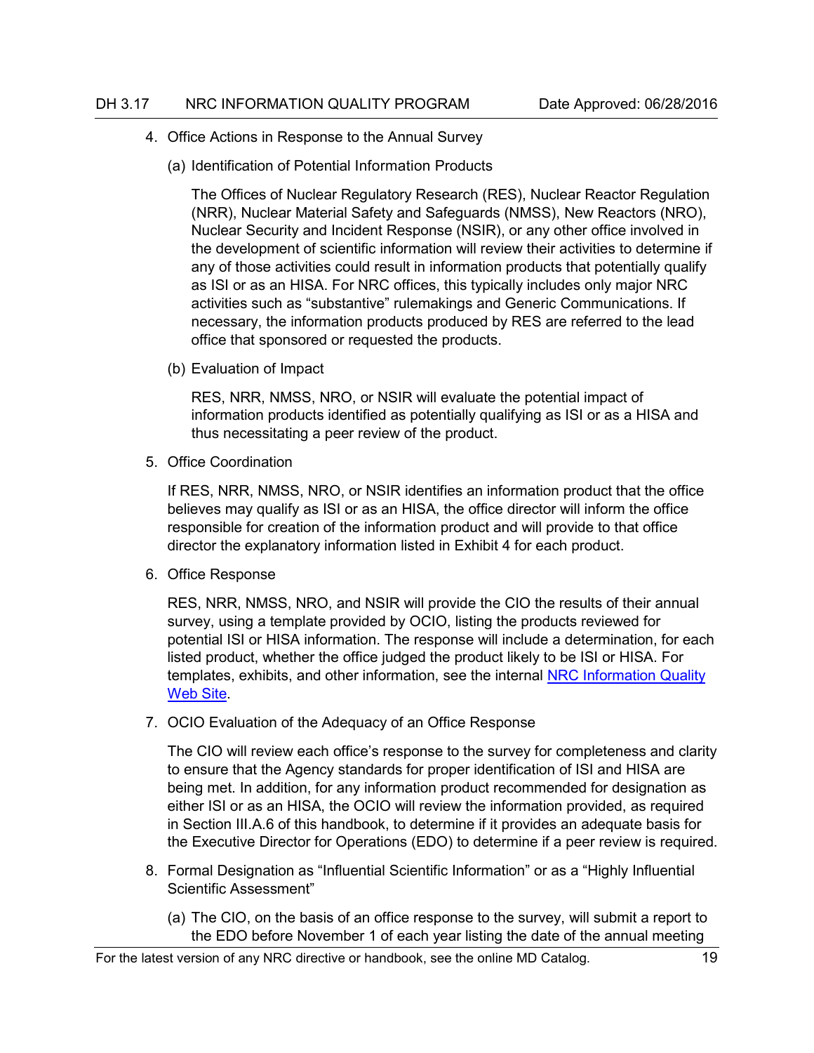4. Office Actions in Response to the Annual Survey

   (a) Identification of Potential Information Products

   The Offices of Nuclear Regulatory Research (RES), Nuclear Reactor Regulation (NRR), Nuclear Material Safety and Safeguards (NMSS), New Reactors (NRO), Nuclear Security and Incident Response (NSIR), or any other office involved in the development of scientific information will review their activities to determine if any of those activities could result in information products that potentially qualify as ISI or as an HISA. For NRC offices, this typically includes only major NRC activities such as "substantive" rulemakings and Generic Communications. If necessary, the information products produced by RES are referred to the lead office that sponsored or requested the products.

   (b) Evaluation of Impact

   RES, NRR, NMSS, NRO, or NSIR will evaluate the potential impact of information products identified as potentially qualifying as ISI or as a HISA and thus necessitating a peer review of the product.

5. Office Coordination

   If RES, NRR, NMSS, NRO, or NSIR identifies an information product that the office believes may qualify as ISI or as an HISA, the office director will inform the office responsible for creation of the information product and will provide to that office director the explanatory information listed in Exhibit 4 for each product.

6. Office Response

   RES, NRR, NMSS, NRO, and NSIR will provide the CIO the results of their annual survey, using a template provided by OCIO, listing the products reviewed for potential ISI or HISA information. The response will include a determination, for each listed product, whether the office judged the product likely to be ISI or HISA. For templates, exhibits, and other information, see the internal NRC Information Quality Web Site.

7. OCIO Evaluation of the Adequacy of an Office Response

   The CIO will review each office's response to the survey for completeness and clarity to ensure that the Agency standards for proper identification of ISI and HISA are being met. In addition, for any information product recommended for designation as either ISI or as an HISA, the OCIO will review the information provided, as required in Section III.A.6 of this handbook, to determine if it provides an adequate basis for the Executive Director for Operations (EDO) to determine if a peer review is required.

8. Formal Designation as "Influential Scientific Information" or as a "Highly Influential Scientific Assessment"

   (a) The CIO, on the basis of an office response to the survey, will submit a report to the EDO before November 1 of each year listing the date of the annual meeting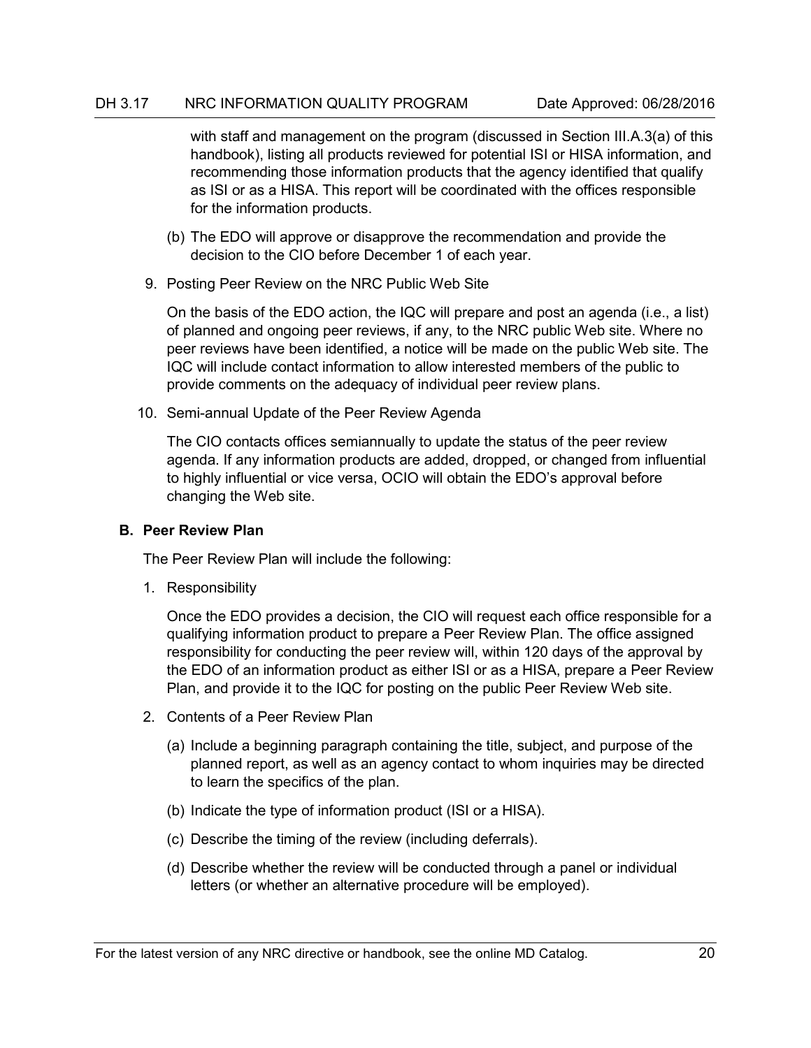with staff and management on the program (discussed in Section III.A.3(a) of this handbook), listing all products reviewed for potential ISI or HISA information, and recommending those information products that the agency identified that qualify as ISI or as a HISA. This report will be coordinated with the offices responsible for the information products.

(b) The EDO will approve or disapprove the recommendation and provide the decision to the CIO before December 1 of each year.

9. Posting Peer Review on the NRC Public Web Site

   On the basis of the EDO action, the IQC will prepare and post an agenda (i.e., a list) of planned and ongoing peer reviews, if any, to the NRC public Web site. Where no peer reviews have been identified, a notice will be made on the public Web site. The IQC will include contact information to allow interested members of the public to provide comments on the adequacy of individual peer review plans.

10. Semi-annual Update of the Peer Review Agenda

    The CIO contacts offices semiannually to update the status of the peer review agenda. If any information products are added, dropped, or changed from influential to highly influential or vice versa, OCIO will obtain the EDO's approval before changing the Web site.

### B. Peer Review Plan

The Peer Review Plan will include the following:

1. Responsibility

   Once the EDO provides a decision, the CIO will request each office responsible for a qualifying information product to prepare a Peer Review Plan. The office assigned responsibility for conducting the peer review will, within 120 days of the approval by the EDO of an information product as either ISI or as a HISA, prepare a Peer Review Plan, and provide it to the IQC for posting on the public Peer Review Web site.

2. Contents of a Peer Review Plan

   (a) Include a beginning paragraph containing the title, subject, and purpose of the planned report, as well as an agency contact to whom inquiries may be directed to learn the specifics of the plan.

   (b) Indicate the type of information product (ISI or a HISA).

   (c) Describe the timing of the review (including deferrals).

   (d) Describe whether the review will be conducted through a panel or individual letters (or whether an alternative procedure will be employed).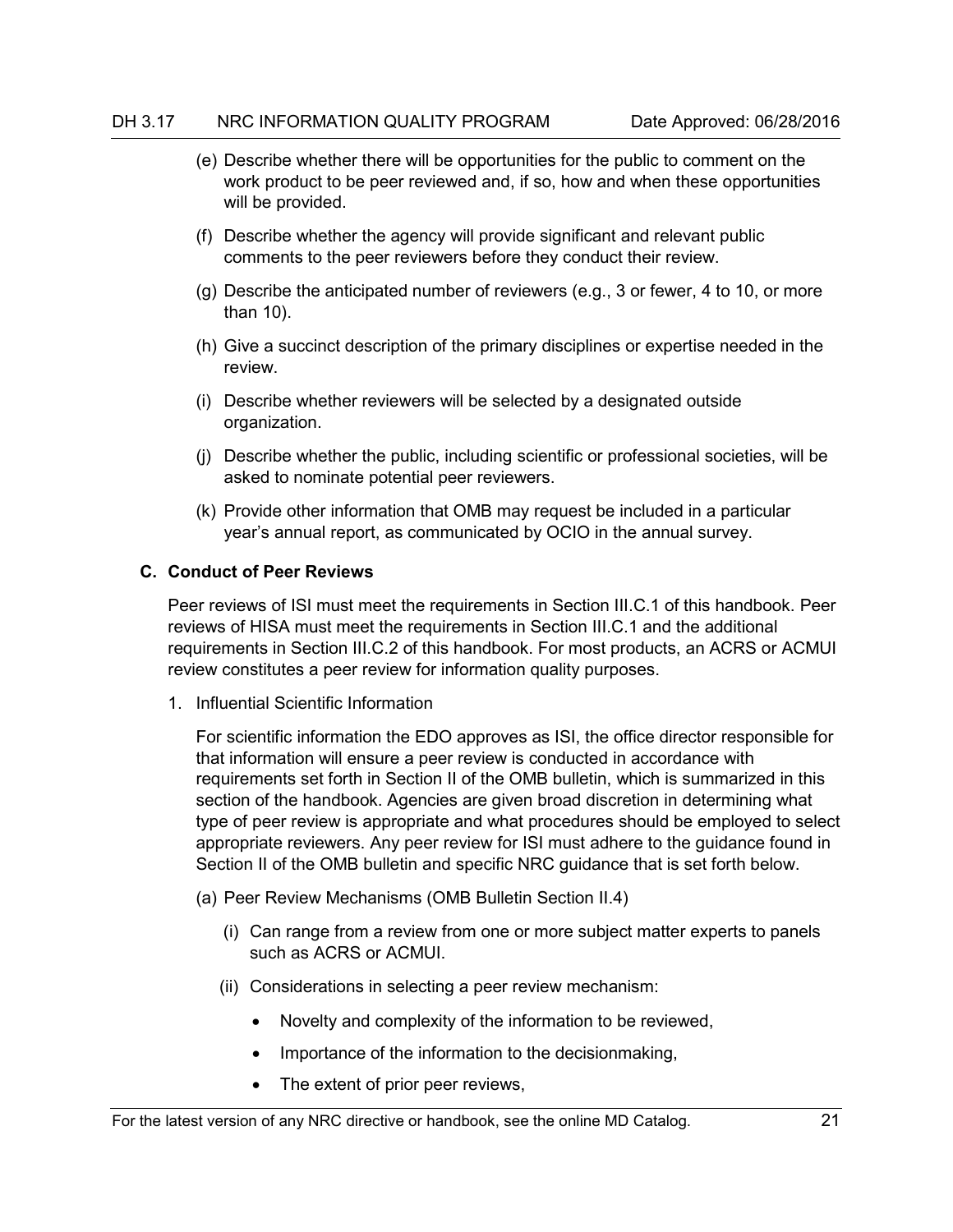(e) Describe whether there will be opportunities for the public to comment on the work product to be peer reviewed and, if so, how and when these opportunities will be provided.

(f) Describe whether the agency will provide significant and relevant public comments to the peer reviewers before they conduct their review.

(g) Describe the anticipated number of reviewers (e.g., 3 or fewer, 4 to 10, or more than 10).

(h) Give a succinct description of the primary disciplines or expertise needed in the review.

(i) Describe whether reviewers will be selected by a designated outside organization.

(j) Describe whether the public, including scientific or professional societies, will be asked to nominate potential peer reviewers.

(k) Provide other information that OMB may request be included in a particular year's annual report, as communicated by OCIO in the annual survey.

### C. Conduct of Peer Reviews

Peer reviews of ISI must meet the requirements in Section III.C.1 of this handbook. Peer reviews of HISA must meet the requirements in Section III.C.1 and the additional requirements in Section III.C.2 of this handbook. For most products, an ACRS or ACMUI review constitutes a peer review for information quality purposes.

1. Influential Scientific Information

   For scientific information the EDO approves as ISI, the office director responsible for that information will ensure a peer review is conducted in accordance with requirements set forth in Section II of the OMB bulletin, which is summarized in this section of the handbook. Agencies are given broad discretion in determining what type of peer review is appropriate and what procedures should be employed to select appropriate reviewers. Any peer review for ISI must adhere to the guidance found in Section II of the OMB bulletin and specific NRC guidance that is set forth below.

   (a) Peer Review Mechanisms (OMB Bulletin Section II.4)

      (i) Can range from a review from one or more subject matter experts to panels such as ACRS or ACMUI.

      (ii) Considerations in selecting a peer review mechanism:

         - Novelty and complexity of the information to be reviewed,
         - Importance of the information to the decisionmaking,
         - The extent of prior peer reviews,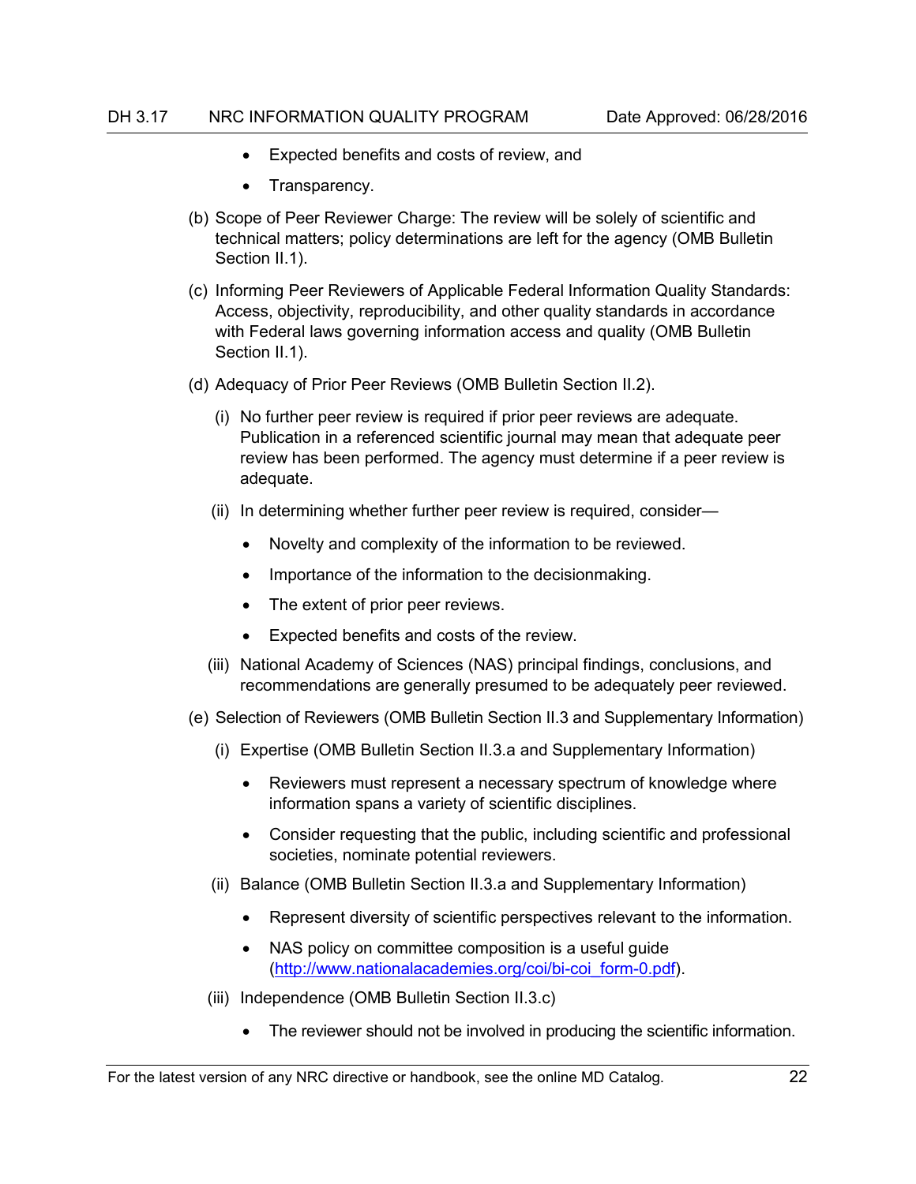- Expected benefits and costs of review, and
- Transparency.

(b) Scope of Peer Reviewer Charge: The review will be solely of scientific and technical matters; policy determinations are left for the agency (OMB Bulletin Section II.1).

(c) Informing Peer Reviewers of Applicable Federal Information Quality Standards: Access, objectivity, reproducibility, and other quality standards in accordance with Federal laws governing information access and quality (OMB Bulletin Section II.1).

(d) Adequacy of Prior Peer Reviews (OMB Bulletin Section II.2).

(i) No further peer review is required if prior peer reviews are adequate. Publication in a referenced scientific journal may mean that adequate peer review has been performed. The agency must determine if a peer review is adequate.

(ii) In determining whether further peer review is required, consider—

- Novelty and complexity of the information to be reviewed.
- Importance of the information to the decisionmaking.
- The extent of prior peer reviews.
- Expected benefits and costs of the review.

(iii) National Academy of Sciences (NAS) principal findings, conclusions, and recommendations are generally presumed to be adequately peer reviewed.

(e) Selection of Reviewers (OMB Bulletin Section II.3 and Supplementary Information)

(i) Expertise (OMB Bulletin Section II.3.a and Supplementary Information)

- Reviewers must represent a necessary spectrum of knowledge where information spans a variety of scientific disciplines.
- Consider requesting that the public, including scientific and professional societies, nominate potential reviewers.

(ii) Balance (OMB Bulletin Section II.3.a and Supplementary Information)

- Represent diversity of scientific perspectives relevant to the information.
- NAS policy on committee composition is a useful guide (http://www.nationalacademies.org/coi/bi-coi_form-0.pdf).

(iii) Independence (OMB Bulletin Section II.3.c)

- The reviewer should not be involved in producing the scientific information.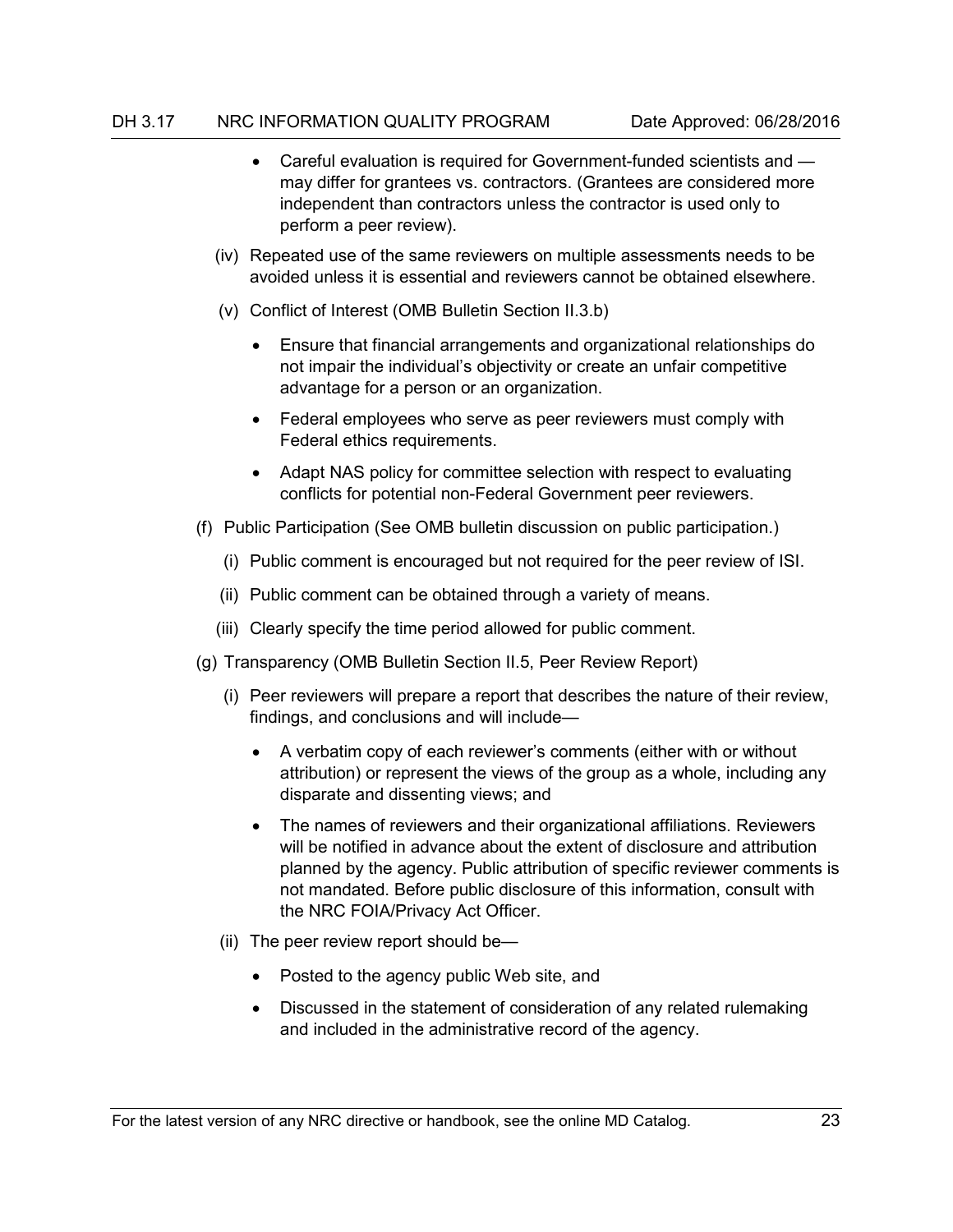- Careful evaluation is required for Government-funded scientists and — may differ for grantees vs. contractors. (Grantees are considered more independent than contractors unless the contractor is used only to perform a peer review).

(iv) Repeated use of the same reviewers on multiple assessments needs to be avoided unless it is essential and reviewers cannot be obtained elsewhere.

(v) Conflict of Interest (OMB Bulletin Section II.3.b)

- Ensure that financial arrangements and organizational relationships do not impair the individual's objectivity or create an unfair competitive advantage for a person or an organization.
- Federal employees who serve as peer reviewers must comply with Federal ethics requirements.
- Adapt NAS policy for committee selection with respect to evaluating conflicts for potential non-Federal Government peer reviewers.

(f) Public Participation (See OMB bulletin discussion on public participation.)

(i) Public comment is encouraged but not required for the peer review of ISI.

(ii) Public comment can be obtained through a variety of means.

(iii) Clearly specify the time period allowed for public comment.

(g) Transparency (OMB Bulletin Section II.5, Peer Review Report)

(i) Peer reviewers will prepare a report that describes the nature of their review, findings, and conclusions and will include—

- A verbatim copy of each reviewer's comments (either with or without attribution) or represent the views of the group as a whole, including any disparate and dissenting views; and
- The names of reviewers and their organizational affiliations. Reviewers will be notified in advance about the extent of disclosure and attribution planned by the agency. Public attribution of specific reviewer comments is not mandated. Before public disclosure of this information, consult with the NRC FOIA/Privacy Act Officer.

(ii) The peer review report should be—

- Posted to the agency public Web site, and
- Discussed in the statement of consideration of any related rulemaking and included in the administrative record of the agency.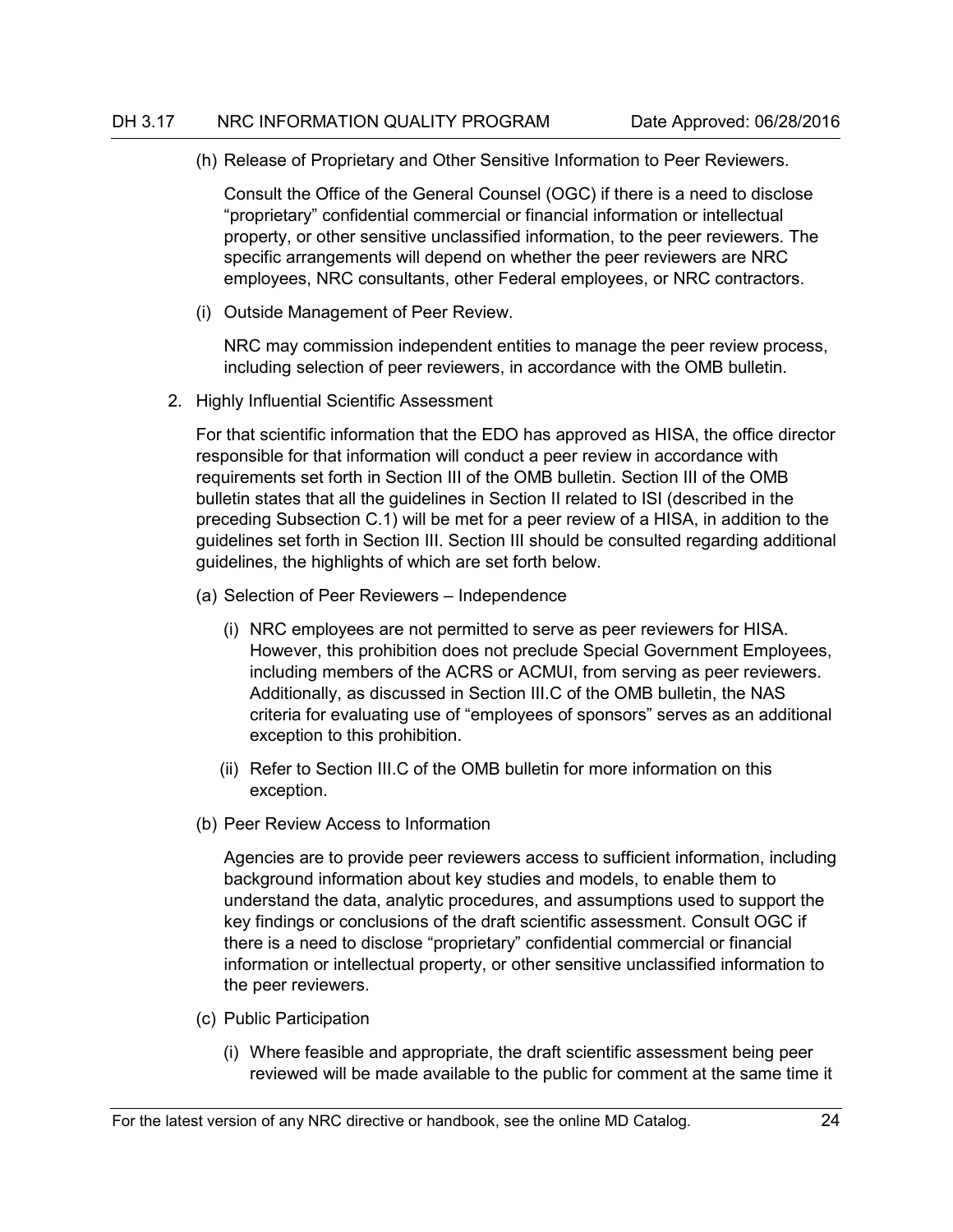(h) Release of Proprietary and Other Sensitive Information to Peer Reviewers.

Consult the Office of the General Counsel (OGC) if there is a need to disclose "proprietary" confidential commercial or financial information or intellectual property, or other sensitive unclassified information, to the peer reviewers. The specific arrangements will depend on whether the peer reviewers are NRC employees, NRC consultants, other Federal employees, or NRC contractors.

(i) Outside Management of Peer Review.

NRC may commission independent entities to manage the peer review process, including selection of peer reviewers, in accordance with the OMB bulletin.

2. Highly Influential Scientific Assessment

For that scientific information that the EDO has approved as HISA, the office director responsible for that information will conduct a peer review in accordance with requirements set forth in Section III of the OMB bulletin. Section III of the OMB bulletin states that all the guidelines in Section II related to ISI (described in the preceding Subsection C.1) will be met for a peer review of a HISA, in addition to the guidelines set forth in Section III. Section III should be consulted regarding additional guidelines, the highlights of which are set forth below.

(a) Selection of Peer Reviewers – Independence

(i) NRC employees are not permitted to serve as peer reviewers for HISA. However, this prohibition does not preclude Special Government Employees, including members of the ACRS or ACMUI, from serving as peer reviewers. Additionally, as discussed in Section III.C of the OMB bulletin, the NAS criteria for evaluating use of "employees of sponsors" serves as an additional exception to this prohibition.

(ii) Refer to Section III.C of the OMB bulletin for more information on this exception.

(b) Peer Review Access to Information

Agencies are to provide peer reviewers access to sufficient information, including background information about key studies and models, to enable them to understand the data, analytic procedures, and assumptions used to support the key findings or conclusions of the draft scientific assessment. Consult OGC if there is a need to disclose "proprietary" confidential commercial or financial information or intellectual property, or other sensitive unclassified information to the peer reviewers.

(c) Public Participation

(i) Where feasible and appropriate, the draft scientific assessment being peer reviewed will be made available to the public for comment at the same time it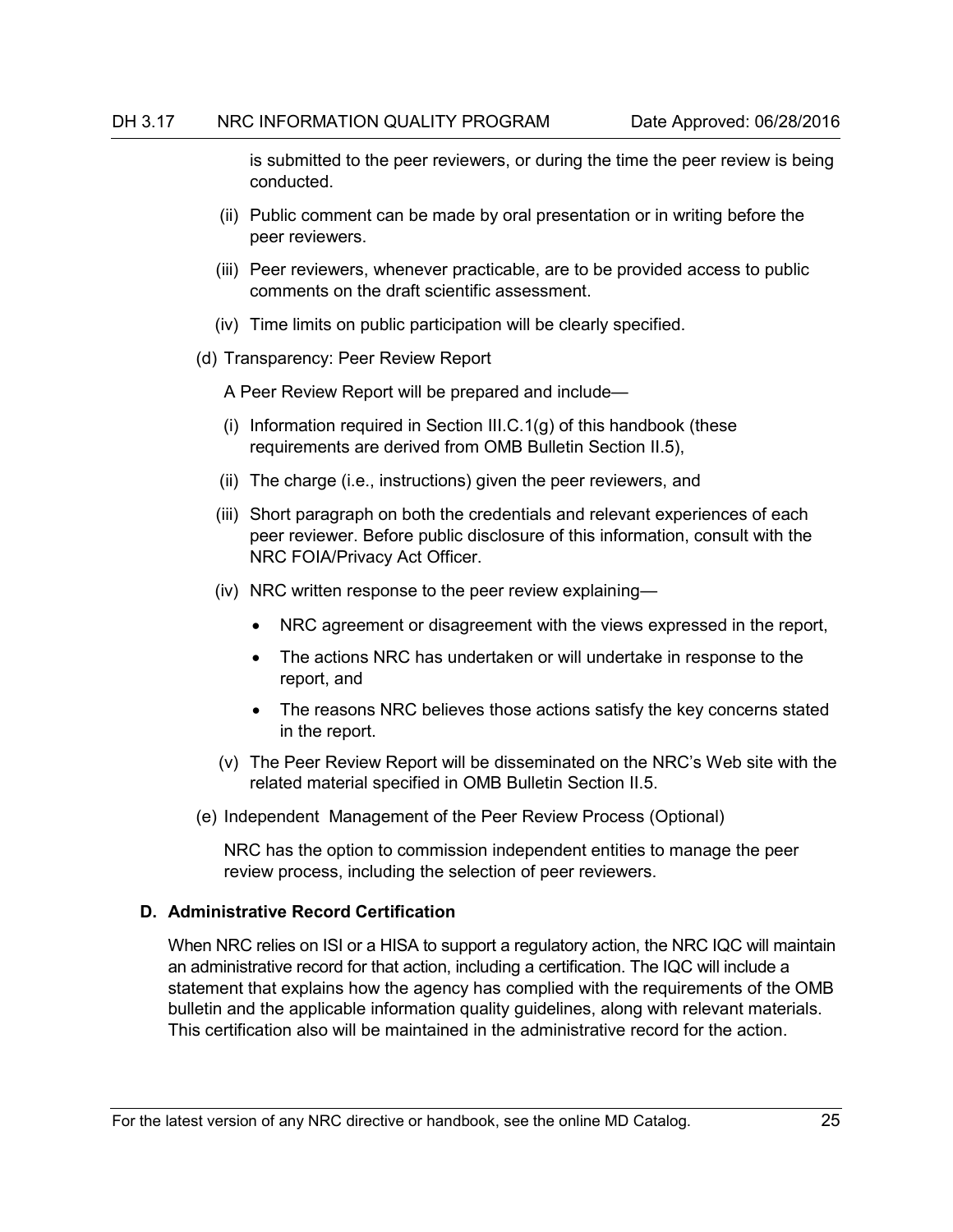is submitted to the peer reviewers, or during the time the peer review is being conducted.

(ii) Public comment can be made by oral presentation or in writing before the peer reviewers.

(iii) Peer reviewers, whenever practicable, are to be provided access to public comments on the draft scientific assessment.

(iv) Time limits on public participation will be clearly specified.

(d) Transparency: Peer Review Report

A Peer Review Report will be prepared and include—

(i) Information required in Section III.C.1(g) of this handbook (these requirements are derived from OMB Bulletin Section II.5),

(ii) The charge (i.e., instructions) given the peer reviewers, and

(iii) Short paragraph on both the credentials and relevant experiences of each peer reviewer. Before public disclosure of this information, consult with the NRC FOIA/Privacy Act Officer.

(iv) NRC written response to the peer review explaining—

- NRC agreement or disagreement with the views expressed in the report,
- The actions NRC has undertaken or will undertake in response to the report, and
- The reasons NRC believes those actions satisfy the key concerns stated in the report.

(v) The Peer Review Report will be disseminated on the NRC's Web site with the related material specified in OMB Bulletin Section II.5.

(e) Independent Management of the Peer Review Process (Optional)

NRC has the option to commission independent entities to manage the peer review process, including the selection of peer reviewers.

**D. Administrative Record Certification**

When NRC relies on ISI or a HISA to support a regulatory action, the NRC IQC will maintain an administrative record for that action, including a certification. The IQC will include a statement that explains how the agency has complied with the requirements of the OMB bulletin and the applicable information quality guidelines, along with relevant materials. This certification also will be maintained in the administrative record for the action.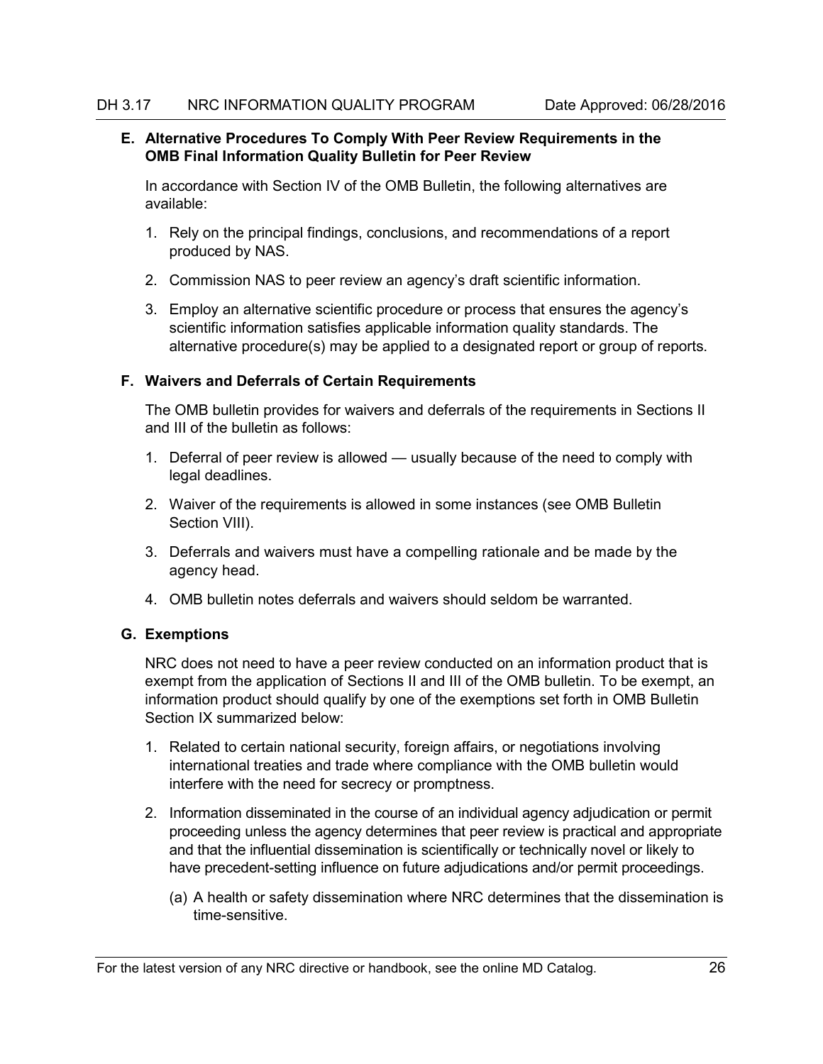### E. Alternative Procedures To Comply With Peer Review Requirements in the OMB Final Information Quality Bulletin for Peer Review

In accordance with Section IV of the OMB Bulletin, the following alternatives are available:

1. Rely on the principal findings, conclusions, and recommendations of a report produced by NAS.
2. Commission NAS to peer review an agency's draft scientific information.
3. Employ an alternative scientific procedure or process that ensures the agency's scientific information satisfies applicable information quality standards. The alternative procedure(s) may be applied to a designated report or group of reports.

### F. Waivers and Deferrals of Certain Requirements

The OMB bulletin provides for waivers and deferrals of the requirements in Sections II and III of the bulletin as follows:

1. Deferral of peer review is allowed — usually because of the need to comply with legal deadlines.
2. Waiver of the requirements is allowed in some instances (see OMB Bulletin Section VIII).
3. Deferrals and waivers must have a compelling rationale and be made by the agency head.
4. OMB bulletin notes deferrals and waivers should seldom be warranted.

### G. Exemptions

NRC does not need to have a peer review conducted on an information product that is exempt from the application of Sections II and III of the OMB bulletin. To be exempt, an information product should qualify by one of the exemptions set forth in OMB Bulletin Section IX summarized below:

1. Related to certain national security, foreign affairs, or negotiations involving international treaties and trade where compliance with the OMB bulletin would interfere with the need for secrecy or promptness.
2. Information disseminated in the course of an individual agency adjudication or permit proceeding unless the agency determines that peer review is practical and appropriate and that the influential dissemination is scientifically or technically novel or likely to have precedent-setting influence on future adjudications and/or permit proceedings.

   (a) A health or safety dissemination where NRC determines that the dissemination is time-sensitive.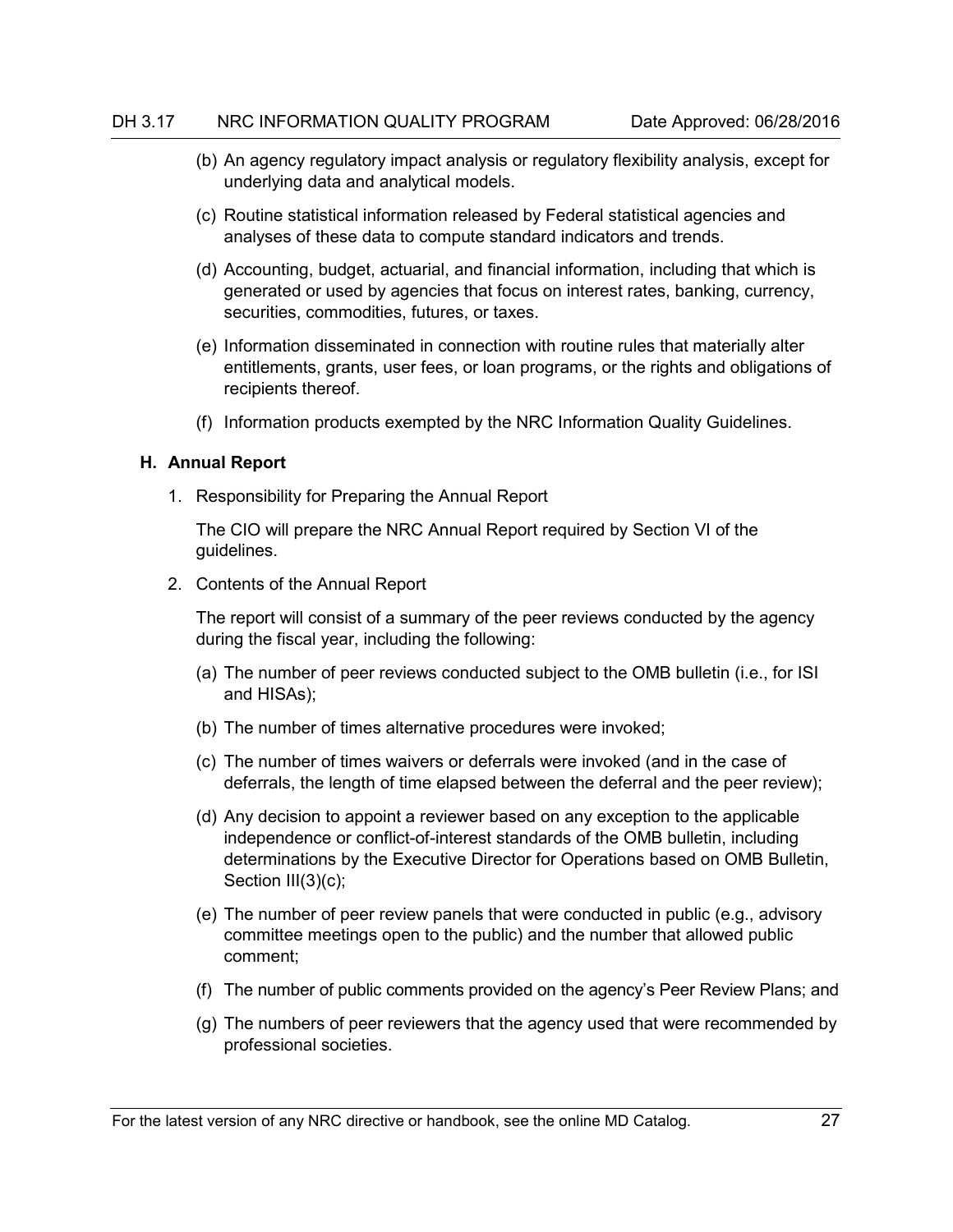(b) An agency regulatory impact analysis or regulatory flexibility analysis, except for underlying data and analytical models.

(c) Routine statistical information released by Federal statistical agencies and analyses of these data to compute standard indicators and trends.

(d) Accounting, budget, actuarial, and financial information, including that which is generated or used by agencies that focus on interest rates, banking, currency, securities, commodities, futures, or taxes.

(e) Information disseminated in connection with routine rules that materially alter entitlements, grants, user fees, or loan programs, or the rights and obligations of recipients thereof.

(f) Information products exempted by the NRC Information Quality Guidelines.

**H. Annual Report**

1. Responsibility for Preparing the Annual Report

   The CIO will prepare the NRC Annual Report required by Section VI of the guidelines.

2. Contents of the Annual Report

   The report will consist of a summary of the peer reviews conducted by the agency during the fiscal year, including the following:

   (a) The number of peer reviews conducted subject to the OMB bulletin (i.e., for ISI and HISAs);

   (b) The number of times alternative procedures were invoked;

   (c) The number of times waivers or deferrals were invoked (and in the case of deferrals, the length of time elapsed between the deferral and the peer review);

   (d) Any decision to appoint a reviewer based on any exception to the applicable independence or conflict-of-interest standards of the OMB bulletin, including determinations by the Executive Director for Operations based on OMB Bulletin, Section III(3)(c);

   (e) The number of peer review panels that were conducted in public (e.g., advisory committee meetings open to the public) and the number that allowed public comment;

   (f) The number of public comments provided on the agency's Peer Review Plans; and

   (g) The numbers of peer reviewers that the agency used that were recommended by professional societies.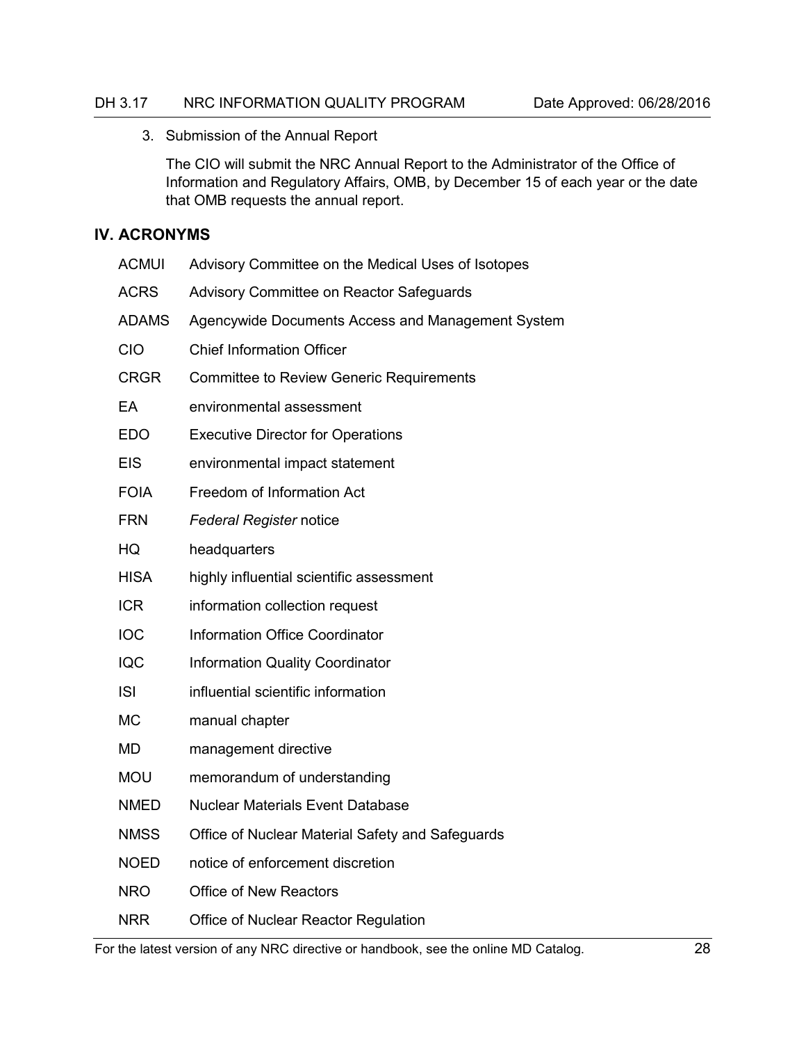3. Submission of the Annual Report

   The CIO will submit the NRC Annual Report to the Administrator of the Office of Information and Regulatory Affairs, OMB, by December 15 of each year or the date that OMB requests the annual report.

## IV. ACRONYMS

| | |
|---|---|
| ACMUI | Advisory Committee on the Medical Uses of Isotopes |
| ACRS | Advisory Committee on Reactor Safeguards |
| ADAMS | Agencywide Documents Access and Management System |
| CIO | Chief Information Officer |
| CRGR | Committee to Review Generic Requirements |
| EA | environmental assessment |
| EDO | Executive Director for Operations |
| EIS | environmental impact statement |
| FOIA | Freedom of Information Act |
| FRN | *Federal Register* notice |
| HQ | headquarters |
| HISA | highly influential scientific assessment |
| ICR | information collection request |
| IOC | Information Office Coordinator |
| IQC | Information Quality Coordinator |
| ISI | influential scientific information |
| MC | manual chapter |
| MD | management directive |
| MOU | memorandum of understanding |
| NMED | Nuclear Materials Event Database |
| NMSS | Office of Nuclear Material Safety and Safeguards |
| NOED | notice of enforcement discretion |
| NRO | Office of New Reactors |
| NRR | Office of Nuclear Reactor Regulation |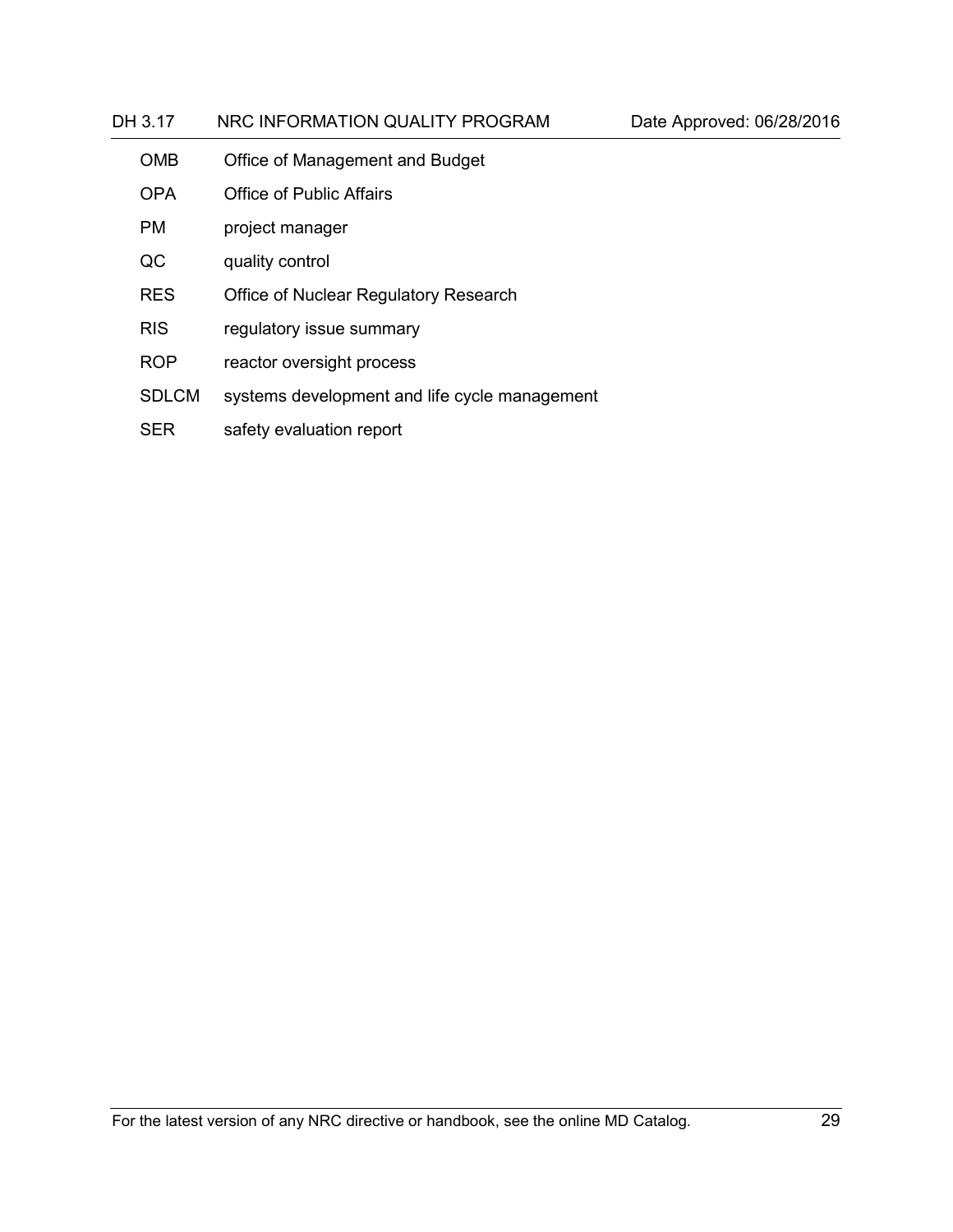| | |
|---|---|
| OMB | Office of Management and Budget |
| OPA | Office of Public Affairs |
| PM | project manager |
| QC | quality control |
| RES | Office of Nuclear Regulatory Research |
| RIS | regulatory issue summary |
| ROP | reactor oversight process |
| SDLCM | systems development and life cycle management |
| SER | safety evaluation report |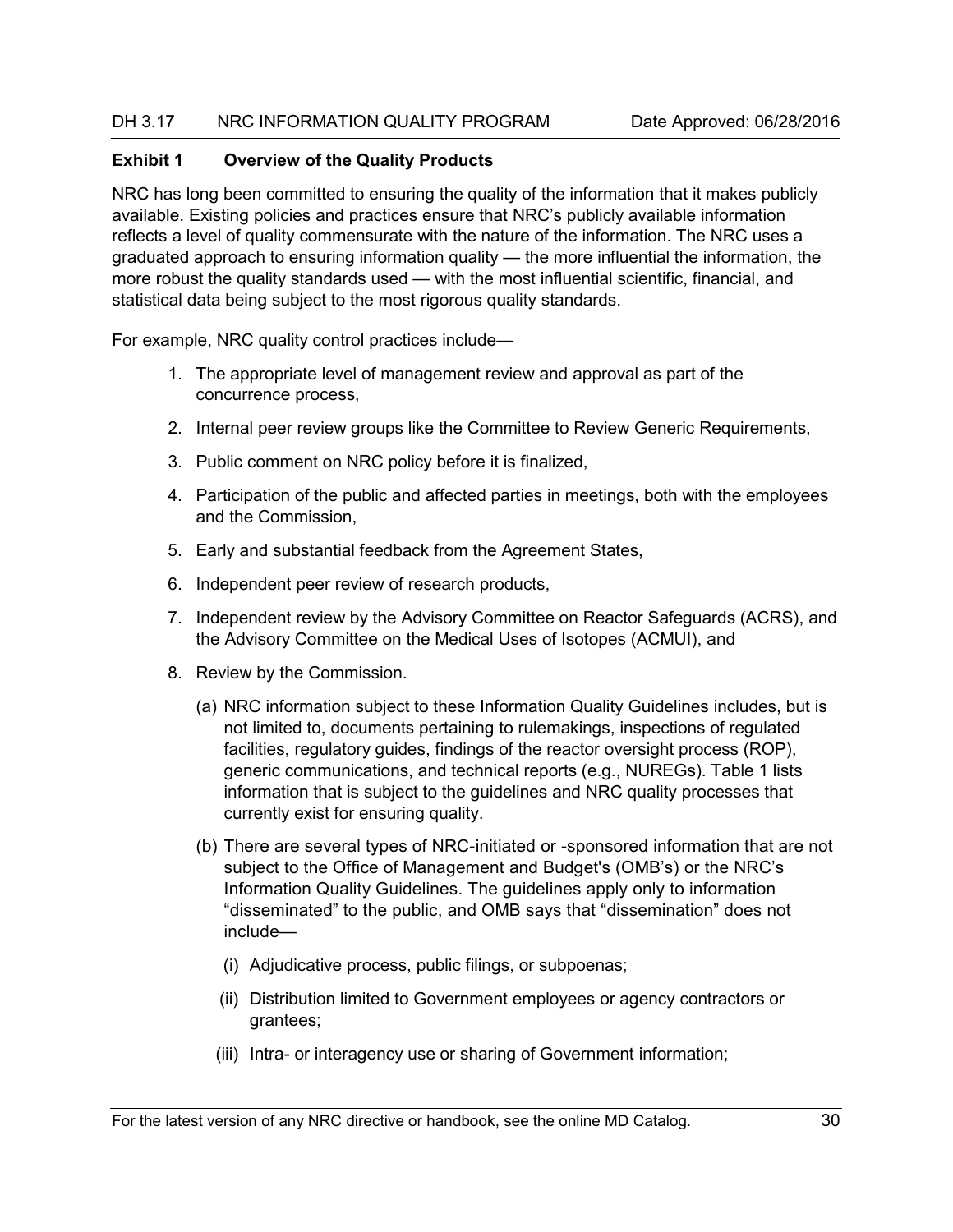## Exhibit 1 Overview of the Quality Products

NRC has long been committed to ensuring the quality of the information that it makes publicly available. Existing policies and practices ensure that NRC's publicly available information reflects a level of quality commensurate with the nature of the information. The NRC uses a graduated approach to ensuring information quality — the more influential the information, the more robust the quality standards used — with the most influential scientific, financial, and statistical data being subject to the most rigorous quality standards.

For example, NRC quality control practices include—

1. The appropriate level of management review and approval as part of the concurrence process,
2. Internal peer review groups like the Committee to Review Generic Requirements,
3. Public comment on NRC policy before it is finalized,
4. Participation of the public and affected parties in meetings, both with the employees and the Commission,
5. Early and substantial feedback from the Agreement States,
6. Independent peer review of research products,
7. Independent review by the Advisory Committee on Reactor Safeguards (ACRS), and the Advisory Committee on the Medical Uses of Isotopes (ACMUI), and
8. Review by the Commission.

   (a) NRC information subject to these Information Quality Guidelines includes, but is not limited to, documents pertaining to rulemakings, inspections of regulated facilities, regulatory guides, findings of the reactor oversight process (ROP), generic communications, and technical reports (e.g., NUREGs). Table 1 lists information that is subject to the guidelines and NRC quality processes that currently exist for ensuring quality.

   (b) There are several types of NRC-initiated or -sponsored information that are not subject to the Office of Management and Budget's (OMB's) or the NRC's Information Quality Guidelines. The guidelines apply only to information "disseminated" to the public, and OMB says that "dissemination" does not include—

      (i) Adjudicative process, public filings, or subpoenas;

      (ii) Distribution limited to Government employees or agency contractors or grantees;

      (iii) Intra- or interagency use or sharing of Government information;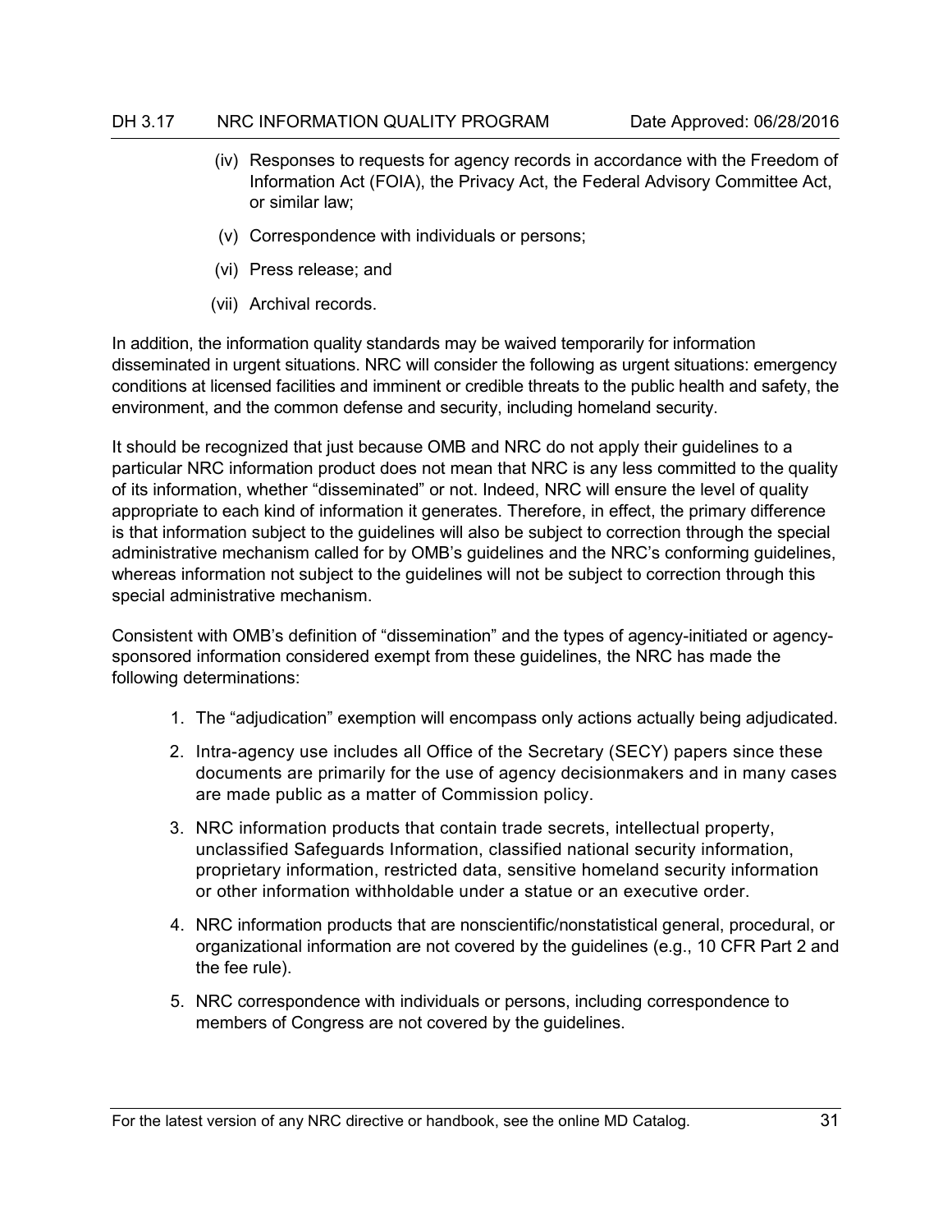(iv) Responses to requests for agency records in accordance with the Freedom of Information Act (FOIA), the Privacy Act, the Federal Advisory Committee Act, or similar law;

(v) Correspondence with individuals or persons;

(vi) Press release; and

(vii) Archival records.

In addition, the information quality standards may be waived temporarily for information disseminated in urgent situations. NRC will consider the following as urgent situations: emergency conditions at licensed facilities and imminent or credible threats to the public health and safety, the environment, and the common defense and security, including homeland security.

It should be recognized that just because OMB and NRC do not apply their guidelines to a particular NRC information product does not mean that NRC is any less committed to the quality of its information, whether "disseminated" or not. Indeed, NRC will ensure the level of quality appropriate to each kind of information it generates. Therefore, in effect, the primary difference is that information subject to the guidelines will also be subject to correction through the special administrative mechanism called for by OMB's guidelines and the NRC's conforming guidelines, whereas information not subject to the guidelines will not be subject to correction through this special administrative mechanism.

Consistent with OMB's definition of "dissemination" and the types of agency-initiated or agency-sponsored information considered exempt from these guidelines, the NRC has made the following determinations:

1. The "adjudication" exemption will encompass only actions actually being adjudicated.
2. Intra-agency use includes all Office of the Secretary (SECY) papers since these documents are primarily for the use of agency decisionmakers and in many cases are made public as a matter of Commission policy.
3. NRC information products that contain trade secrets, intellectual property, unclassified Safeguards Information, classified national security information, proprietary information, restricted data, sensitive homeland security information or other information withholdable under a statue or an executive order.
4. NRC information products that are nonscientific/nonstatistical general, procedural, or organizational information are not covered by the guidelines (e.g., 10 CFR Part 2 and the fee rule).
5. NRC correspondence with individuals or persons, including correspondence to members of Congress are not covered by the guidelines.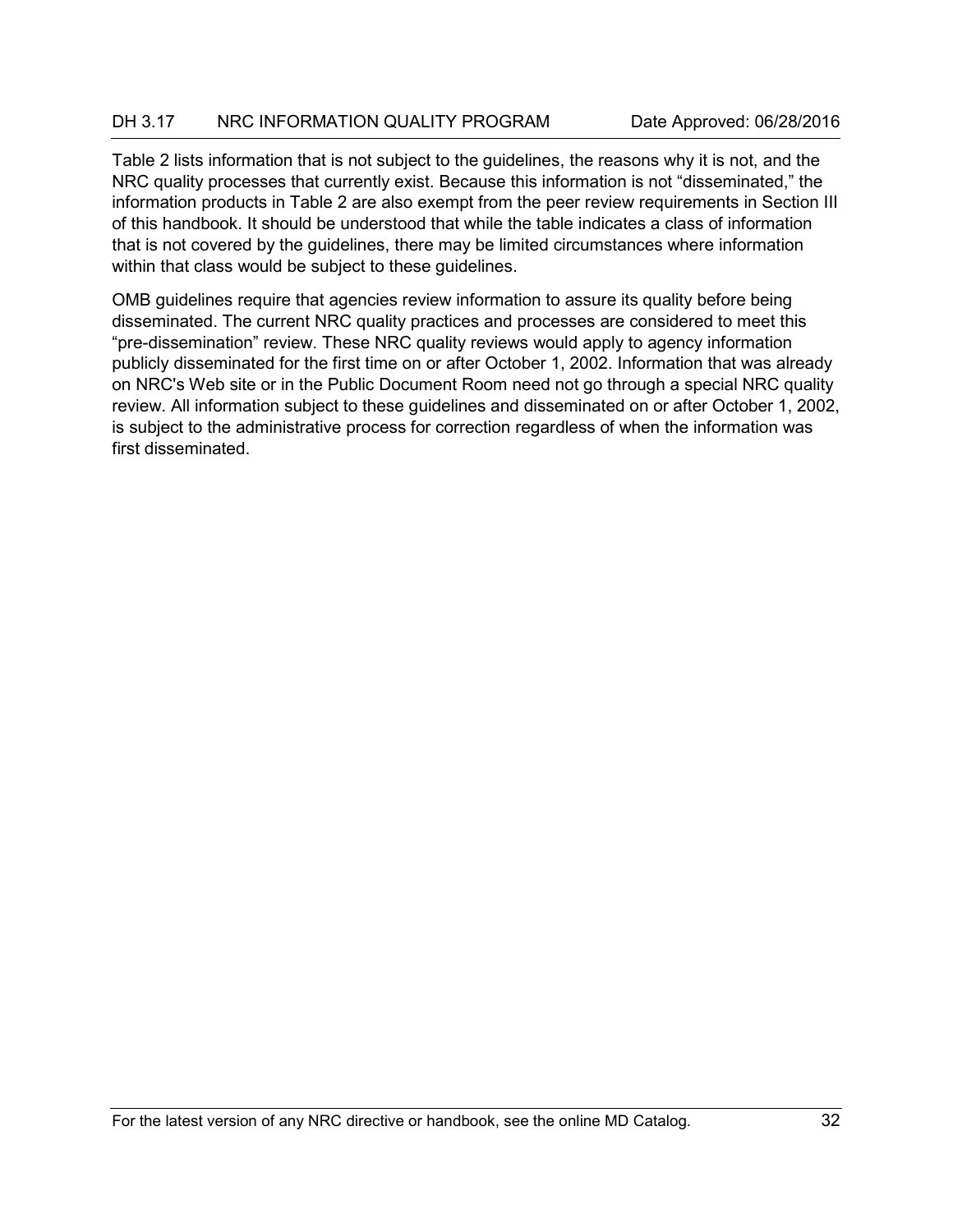Table 2 lists information that is not subject to the guidelines, the reasons why it is not, and the NRC quality processes that currently exist. Because this information is not “disseminated,” the information products in Table 2 are also exempt from the peer review requirements in Section III of this handbook. It should be understood that while the table indicates a class of information that is not covered by the guidelines, there may be limited circumstances where information within that class would be subject to these guidelines.

OMB guidelines require that agencies review information to assure its quality before being disseminated. The current NRC quality practices and processes are considered to meet this “pre-dissemination” review. These NRC quality reviews would apply to agency information publicly disseminated for the first time on or after October 1, 2002. Information that was already on NRC's Web site or in the Public Document Room need not go through a special NRC quality review. All information subject to these guidelines and disseminated on or after October 1, 2002, is subject to the administrative process for correction regardless of when the information was first disseminated.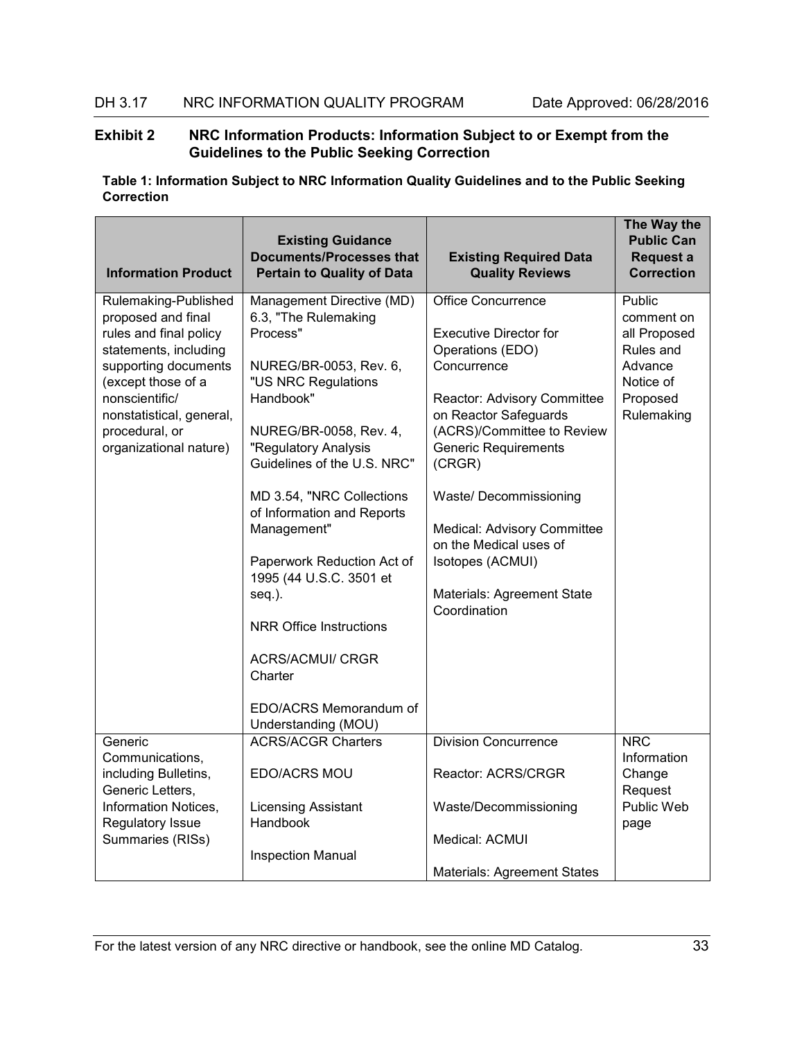## Exhibit 2 NRC Information Products: Information Subject to or Exempt from the Guidelines to the Public Seeking Correction

**Table 1: Information Subject to NRC Information Quality Guidelines and to the Public Seeking Correction**

| Information Product | Existing Guidance Documents/Processes that Pertain to Quality of Data | Existing Required Data Quality Reviews | The Way the Public Can Request a Correction |
|---|---|---|---|
| Rulemaking-Published proposed and final rules and final policy statements, including supporting documents (except those of a nonscientific/ nonstatistical, general, procedural, or organizational nature) | Management Directive (MD) 6.3, "The Rulemaking Process"<br><br>NUREG/BR-0053, Rev. 6, "US NRC Regulations Handbook"<br><br>NUREG/BR-0058, Rev. 4, "Regulatory Analysis Guidelines of the U.S. NRC"<br><br>MD 3.54, "NRC Collections of Information and Reports Management"<br><br>Paperwork Reduction Act of 1995 (44 U.S.C. 3501 et seq.).<br><br>NRR Office Instructions<br><br>ACRS/ACMUI/ CRGR Charter<br><br>EDO/ACRS Memorandum of Understanding (MOU) | Office Concurrence<br><br>Executive Director for Operations (EDO) Concurrence<br><br>Reactor: Advisory Committee on Reactor Safeguards (ACRS)/Committee to Review Generic Requirements (CRGR)<br><br>Waste/ Decommissioning<br><br>Medical: Advisory Committee on the Medical uses of Isotopes (ACMUI)<br><br>Materials: Agreement State Coordination | Public comment on all Proposed Rules and Advance Notice of Proposed Rulemaking |
| Generic Communications, including Bulletins, Generic Letters, Information Notices, Regulatory Issue Summaries (RISs) | ACRS/ACGR Charters<br><br>EDO/ACRS MOU<br><br>Licensing Assistant Handbook<br><br>Inspection Manual | Division Concurrence<br><br>Reactor: ACRS/CRGR<br><br>Waste/Decommissioning<br><br>Medical: ACMUI<br><br>Materials: Agreement States | NRC Information Change Request Public Web page |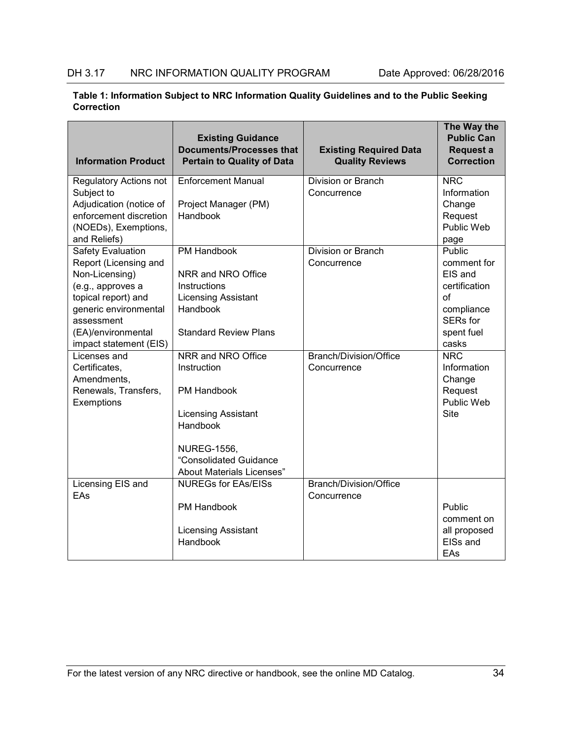**Table 1: Information Subject to NRC Information Quality Guidelines and to the Public Seeking Correction**

| Information Product | Existing Guidance Documents/Processes that Pertain to Quality of Data | Existing Required Data Quality Reviews | The Way the Public Can Request a Correction |
|---|---|---|---|
| Regulatory Actions not Subject to Adjudication (notice of enforcement discretion (NOEDs), Exemptions, and Reliefs) | Enforcement Manual<br><br>Project Manager (PM) Handbook | Division or Branch Concurrence | NRC Information Change Request Public Web page |
| Safety Evaluation Report (Licensing and Non-Licensing) (e.g., approves a topical report) and generic environmental assessment (EA)/environmental impact statement (EIS) | PM Handbook<br><br>NRR and NRO Office Instructions<br>Licensing Assistant Handbook<br><br>Standard Review Plans | Division or Branch Concurrence | Public comment for EIS and certification of compliance SERs for spent fuel casks |
| Licenses and Certificates, Amendments, Renewals, Transfers, Exemptions | NRR and NRO Office Instruction<br><br>PM Handbook<br><br>Licensing Assistant Handbook<br><br>NUREG-1556, "Consolidated Guidance About Materials Licenses" | Branch/Division/Office Concurrence | NRC Information Change Request Public Web Site |
| Licensing EIS and EAs | NUREGs for EAs/EISs<br><br>PM Handbook<br><br>Licensing Assistant Handbook | Branch/Division/Office Concurrence | Public comment on all proposed EISs and EAs |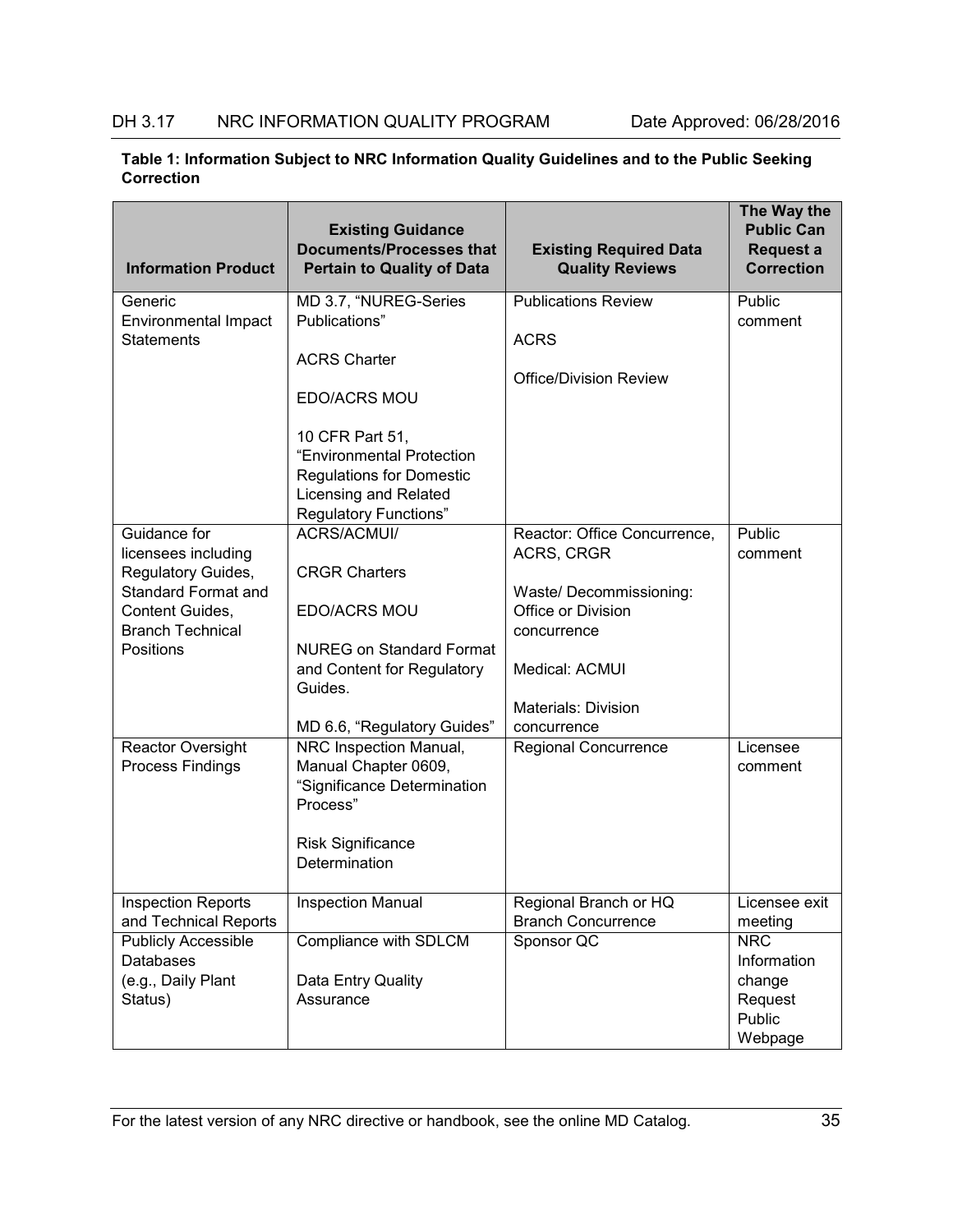**Table 1: Information Subject to NRC Information Quality Guidelines and to the Public Seeking Correction**

| Information Product | Existing Guidance Documents/Processes that Pertain to Quality of Data | Existing Required Data Quality Reviews | The Way the Public Can Request a Correction |
|---|---|---|---|
| Generic Environmental Impact Statements | MD 3.7, "NUREG-Series Publications"<br><br>ACRS Charter<br><br>EDO/ACRS MOU<br><br>10 CFR Part 51, "Environmental Protection Regulations for Domestic Licensing and Related Regulatory Functions" | Publications Review<br><br>ACRS<br><br>Office/Division Review | Public comment |
| Guidance for licensees including Regulatory Guides, Standard Format and Content Guides, Branch Technical Positions | ACRS/ACMUI/<br><br>CRGR Charters<br><br>EDO/ACRS MOU<br><br>NUREG on Standard Format and Content for Regulatory Guides.<br><br>MD 6.6, "Regulatory Guides" | Reactor: Office Concurrence, ACRS, CRGR<br><br>Waste/ Decommissioning: Office or Division concurrence<br><br>Medical: ACMUI<br><br>Materials: Division concurrence | Public comment |
| Reactor Oversight Process Findings | NRC Inspection Manual, Manual Chapter 0609, "Significance Determination Process"<br><br>Risk Significance Determination | Regional Concurrence | Licensee comment |
| Inspection Reports and Technical Reports | Inspection Manual | Regional Branch or HQ Branch Concurrence | Licensee exit meeting |
| Publicly Accessible Databases (e.g., Daily Plant Status) | Compliance with SDLCM<br><br>Data Entry Quality Assurance | Sponsor QC | NRC Information change Request Public Webpage |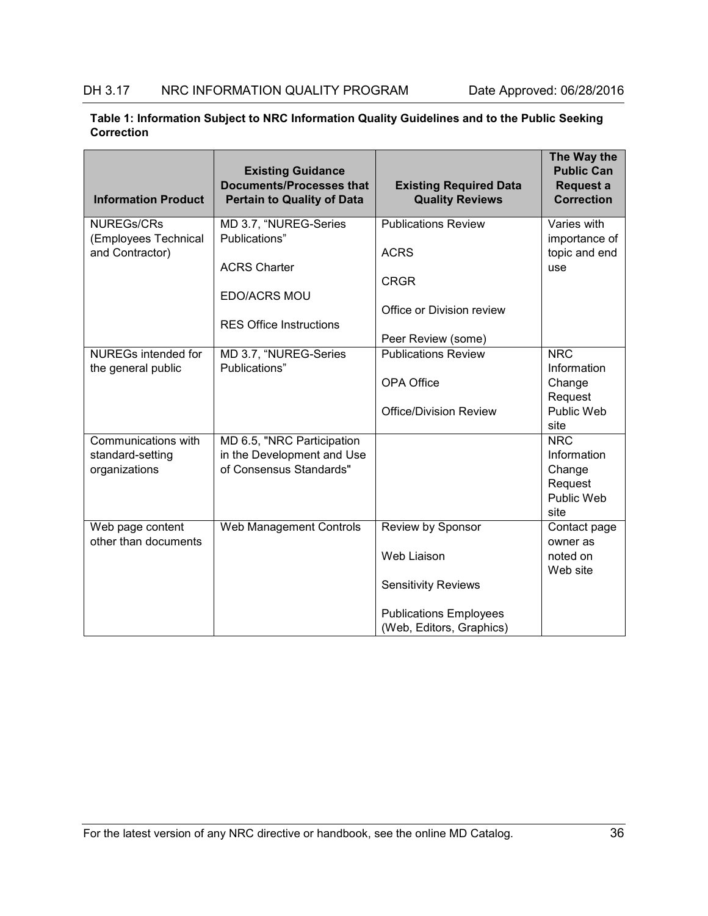**Table 1: Information Subject to NRC Information Quality Guidelines and to the Public Seeking Correction**

| Information Product | Existing Guidance Documents/Processes that Pertain to Quality of Data | Existing Required Data Quality Reviews | The Way the Public Can Request a Correction |
|---|---|---|---|
| NUREGs/CRs (Employees Technical and Contractor) | MD 3.7, "NUREG-Series Publications"<br><br>ACRS Charter<br><br>EDO/ACRS MOU<br><br>RES Office Instructions | Publications Review<br><br>ACRS<br><br>CRGR<br><br>Office or Division review<br><br>Peer Review (some) | Varies with importance of topic and end use |
| NUREGs intended for the general public | MD 3.7, "NUREG-Series Publications" | Publications Review<br><br>OPA Office<br><br>Office/Division Review | NRC Information Change Request Public Web site |
| Communications with standard-setting organizations | MD 6.5, "NRC Participation in the Development and Use of Consensus Standards" | | NRC Information Change Request Public Web site |
| Web page content other than documents | Web Management Controls | Review by Sponsor<br><br>Web Liaison<br><br>Sensitivity Reviews<br><br>Publications Employees (Web, Editors, Graphics) | Contact page owner as noted on Web site |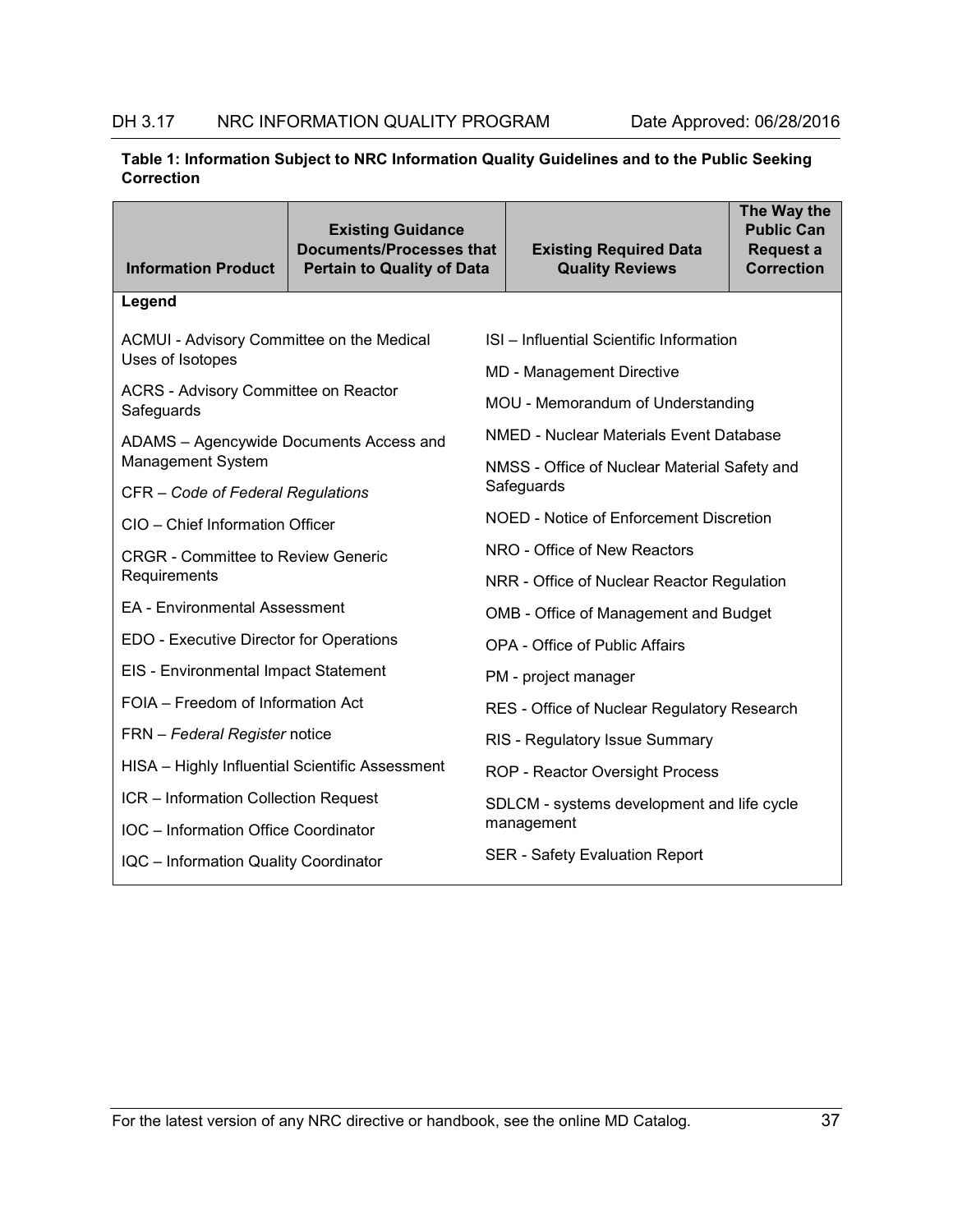**Table 1: Information Subject to NRC Information Quality Guidelines and to the Public Seeking Correction**

| Information Product | Existing Guidance Documents/Processes that Pertain to Quality of Data | Existing Required Data Quality Reviews | The Way the Public Can Request a Correction |
|---|---|---|---|

**Legend**

- ACMUI - Advisory Committee on the Medical Uses of Isotopes
- ACRS - Advisory Committee on Reactor Safeguards
- ADAMS – Agencywide Documents Access and Management System
- CFR – *Code of Federal Regulations*
- CIO – Chief Information Officer
- CRGR - Committee to Review Generic Requirements
- EA - Environmental Assessment
- EDO - Executive Director for Operations
- EIS - Environmental Impact Statement
- FOIA – Freedom of Information Act
- FRN – *Federal Register* notice
- HISA – Highly Influential Scientific Assessment
- ICR – Information Collection Request
- IOC – Information Office Coordinator
- IQC – Information Quality Coordinator
- ISI – Influential Scientific Information
- MD - Management Directive
- MOU - Memorandum of Understanding
- NMED - Nuclear Materials Event Database
- NMSS - Office of Nuclear Material Safety and Safeguards
- NOED - Notice of Enforcement Discretion
- NRO - Office of New Reactors
- NRR - Office of Nuclear Reactor Regulation
- OMB - Office of Management and Budget
- OPA - Office of Public Affairs
- PM - project manager
- RES - Office of Nuclear Regulatory Research
- RIS - Regulatory Issue Summary
- ROP - Reactor Oversight Process
- SDLCM - systems development and life cycle management
- SER - Safety Evaluation Report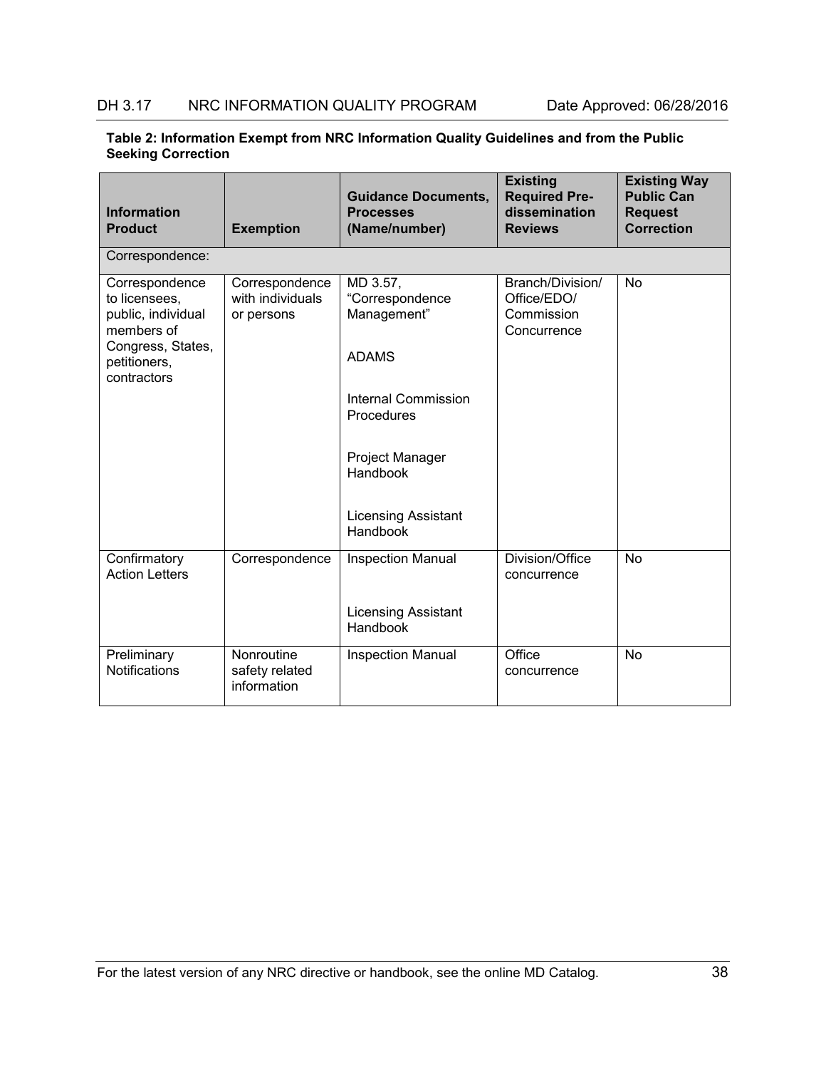**Table 2: Information Exempt from NRC Information Quality Guidelines and from the Public Seeking Correction**

| Information Product | Exemption | Guidance Documents, Processes (Name/number) | Existing Required Pre-dissemination Reviews | Existing Way Public Can Request Correction |
|---|---|---|---|---|
| Correspondence: | | | | |
| Correspondence to licensees, public, individual members of Congress, States, petitioners, contractors | Correspondence with individuals or persons | MD 3.57, "Correspondence Management"<br><br>ADAMS<br><br>Internal Commission Procedures<br><br>Project Manager Handbook<br><br>Licensing Assistant Handbook | Branch/Division/ Office/EDO/ Commission Concurrence | No |
| Confirmatory Action Letters | Correspondence | Inspection Manual<br><br>Licensing Assistant Handbook | Division/Office concurrence | No |
| Preliminary Notifications | Nonroutine safety related information | Inspection Manual | Office concurrence | No |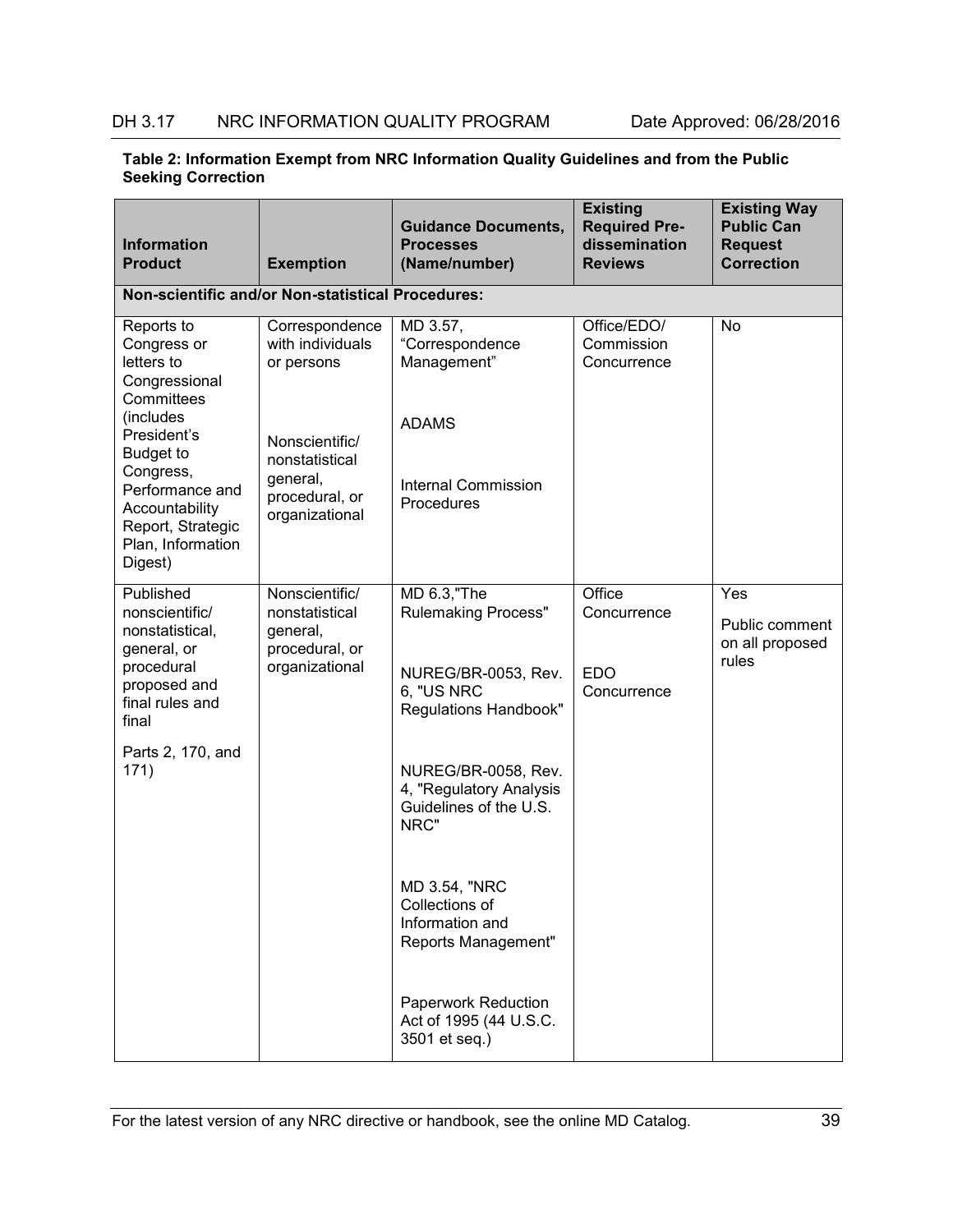**Table 2: Information Exempt from NRC Information Quality Guidelines and from the Public Seeking Correction**

| Information Product | Exemption | Guidance Documents, Processes (Name/number) | Existing Required Pre-dissemination Reviews | Existing Way Public Can Request Correction |
|---|---|---|---|---|
| **Non-scientific and/or Non-statistical Procedures:** | | | | |
| Reports to Congress or letters to Congressional Committees (includes President's Budget to Congress, Performance and Accountability Report, Strategic Plan, Information Digest) | Correspondence with individuals or persons<br><br>Nonscientific/ nonstatistical general, procedural, or organizational | MD 3.57, "Correspondence Management"<br><br>ADAMS<br><br>Internal Commission Procedures | Office/EDO/ Commission Concurrence | No |
| Published nonscientific/ nonstatistical, general, or procedural proposed and final rules and final<br><br>Parts 2, 170, and 171) | Nonscientific/ nonstatistical general, procedural, or organizational | MD 6.3,"The Rulemaking Process"<br><br>NUREG/BR-0053, Rev. 6, "US NRC Regulations Handbook"<br><br>NUREG/BR-0058, Rev. 4, "Regulatory Analysis Guidelines of the U.S. NRC"<br><br>MD 3.54, "NRC Collections of Information and Reports Management"<br><br>Paperwork Reduction Act of 1995 (44 U.S.C. 3501 et seq.) | Office Concurrence<br><br>EDO Concurrence | Yes<br><br>Public comment on all proposed rules |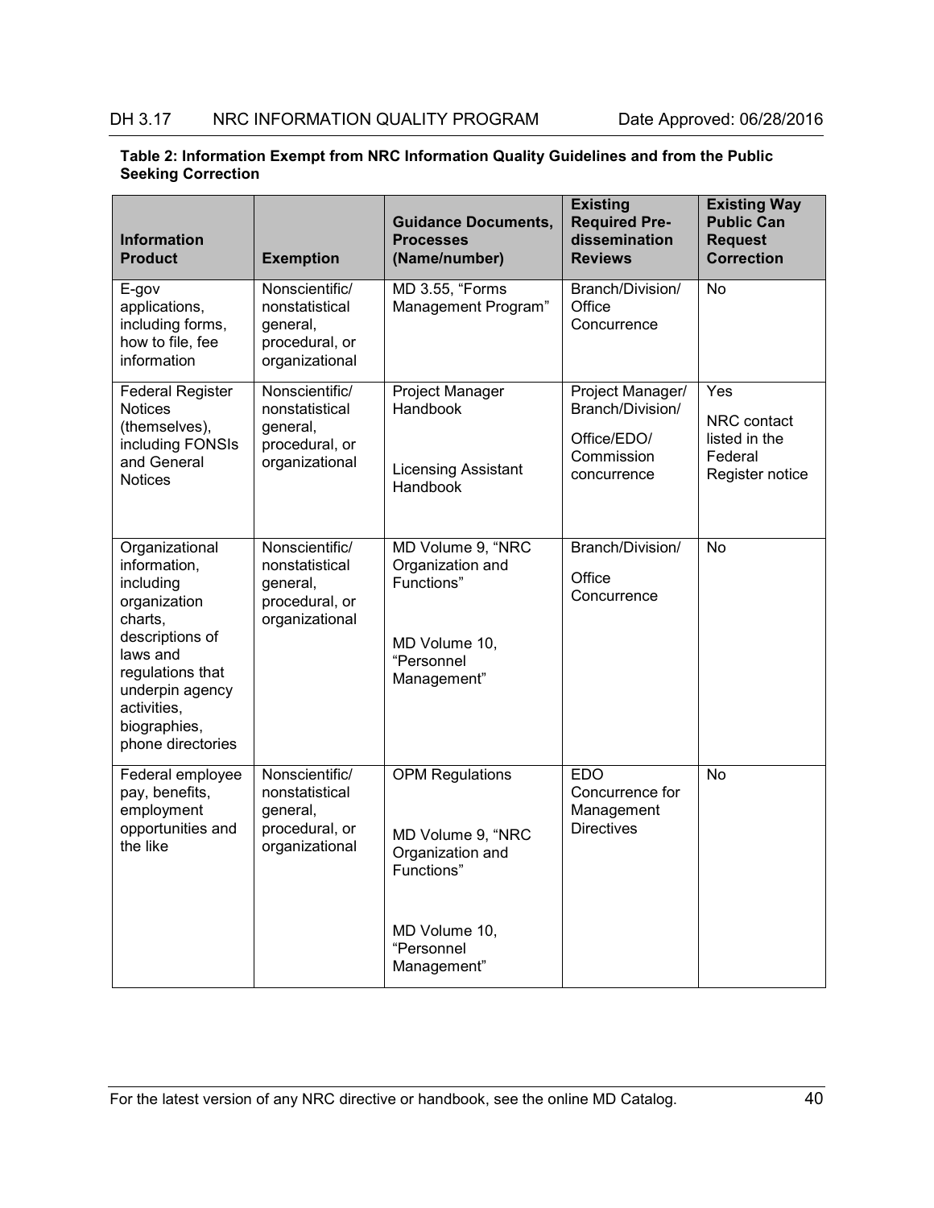**Table 2: Information Exempt from NRC Information Quality Guidelines and from the Public Seeking Correction**

| Information Product | Exemption | Guidance Documents, Processes (Name/number) | Existing Required Pre-dissemination Reviews | Existing Way Public Can Request Correction |
|---|---|---|---|---|
| E-gov applications, including forms, how to file, fee information | Nonscientific/ nonstatistical general, procedural, or organizational | MD 3.55, "Forms Management Program" | Branch/Division/ Office Concurrence | No |
| Federal Register Notices (themselves), including FONSIs and General Notices | Nonscientific/ nonstatistical general, procedural, or organizational | Project Manager Handbook<br><br>Licensing Assistant Handbook | Project Manager/ Branch/Division/<br><br>Office/EDO/ Commission concurrence | Yes<br><br>NRC contact listed in the Federal Register notice |
| Organizational information, including organization charts, descriptions of laws and regulations that underpin agency activities, biographies, phone directories | Nonscientific/ nonstatistical general, procedural, or organizational | MD Volume 9, "NRC Organization and Functions"<br><br>MD Volume 10, "Personnel Management" | Branch/Division/<br><br>Office Concurrence | No |
| Federal employee pay, benefits, employment opportunities and the like | Nonscientific/ nonstatistical general, procedural, or organizational | OPM Regulations<br><br>MD Volume 9, "NRC Organization and Functions"<br><br>MD Volume 10, "Personnel Management" | EDO Concurrence for Management Directives | No |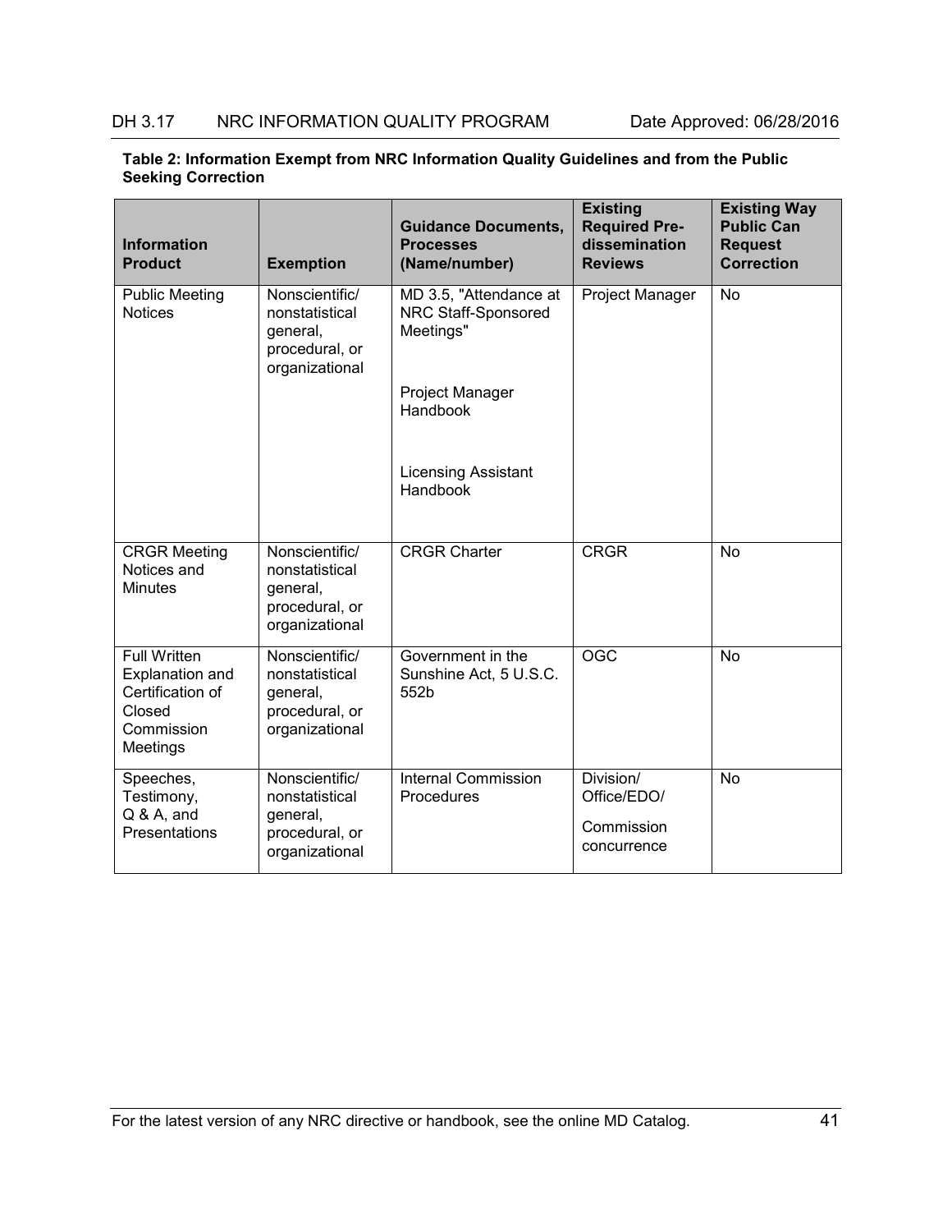**Table 2: Information Exempt from NRC Information Quality Guidelines and from the Public Seeking Correction**

| Information Product | Exemption | Guidance Documents, Processes (Name/number) | Existing Required Pre-dissemination Reviews | Existing Way Public Can Request Correction |
|---|---|---|---|---|
| Public Meeting Notices | Nonscientific/ nonstatistical general, procedural, or organizational | MD 3.5, "Attendance at NRC Staff-Sponsored Meetings"<br><br>Project Manager Handbook<br><br>Licensing Assistant Handbook | Project Manager | No |
| CRGR Meeting Notices and Minutes | Nonscientific/ nonstatistical general, procedural, or organizational | CRGR Charter | CRGR | No |
| Full Written Explanation and Certification of Closed Commission Meetings | Nonscientific/ nonstatistical general, procedural, or organizational | Government in the Sunshine Act, 5 U.S.C. 552b | OGC | No |
| Speeches, Testimony, Q & A, and Presentations | Nonscientific/ nonstatistical general, procedural, or organizational | Internal Commission Procedures | Division/ Office/EDO/<br><br>Commission concurrence | No |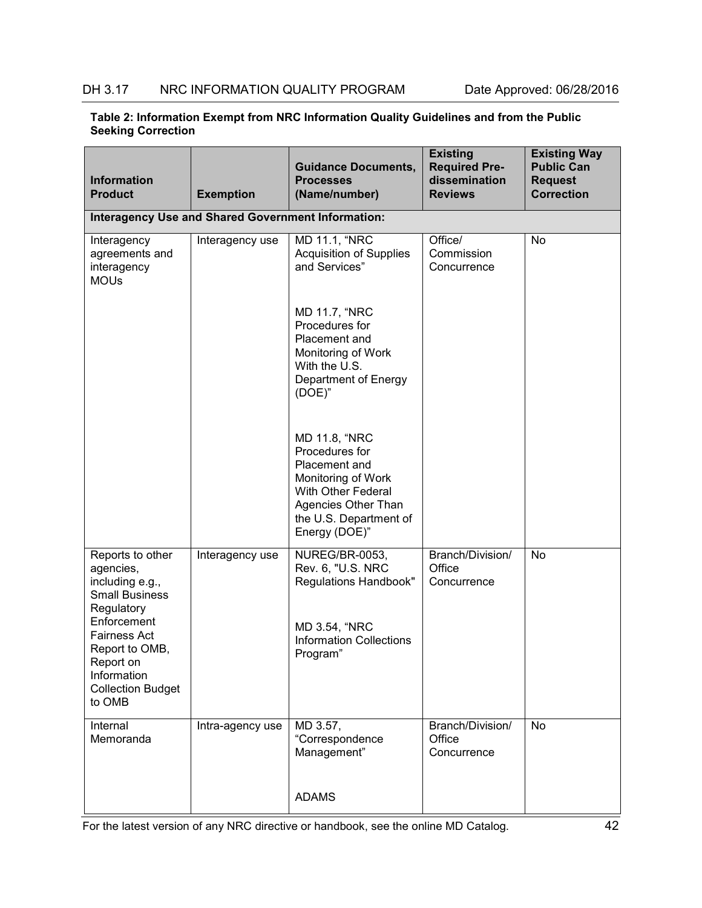**Table 2: Information Exempt from NRC Information Quality Guidelines and from the Public Seeking Correction**

| Information Product | Exemption | Guidance Documents, Processes (Name/number) | Existing Required Pre-dissemination Reviews | Existing Way Public Can Request Correction |
|---|---|---|---|---|
| **Interagency Use and Shared Government Information:** | | | | |
| Interagency agreements and interagency MOUs | Interagency use | MD 11.1, "NRC Acquisition of Supplies and Services"<br><br>MD 11.7, "NRC Procedures for Placement and Monitoring of Work With the U.S. Department of Energy (DOE)"<br><br>MD 11.8, "NRC Procedures for Placement and Monitoring of Work With Other Federal Agencies Other Than the U.S. Department of Energy (DOE)" | Office/ Commission Concurrence | No |
| Reports to other agencies, including e.g., Small Business Regulatory Enforcement Fairness Act Report to OMB, Report on Information Collection Budget to OMB | Interagency use | NUREG/BR-0053, Rev. 6, "U.S. NRC Regulations Handbook"<br><br>MD 3.54, "NRC Information Collections Program" | Branch/Division/ Office Concurrence | No |
| Internal Memoranda | Intra-agency use | MD 3.57, "Correspondence Management"<br><br>ADAMS | Branch/Division/ Office Concurrence | No |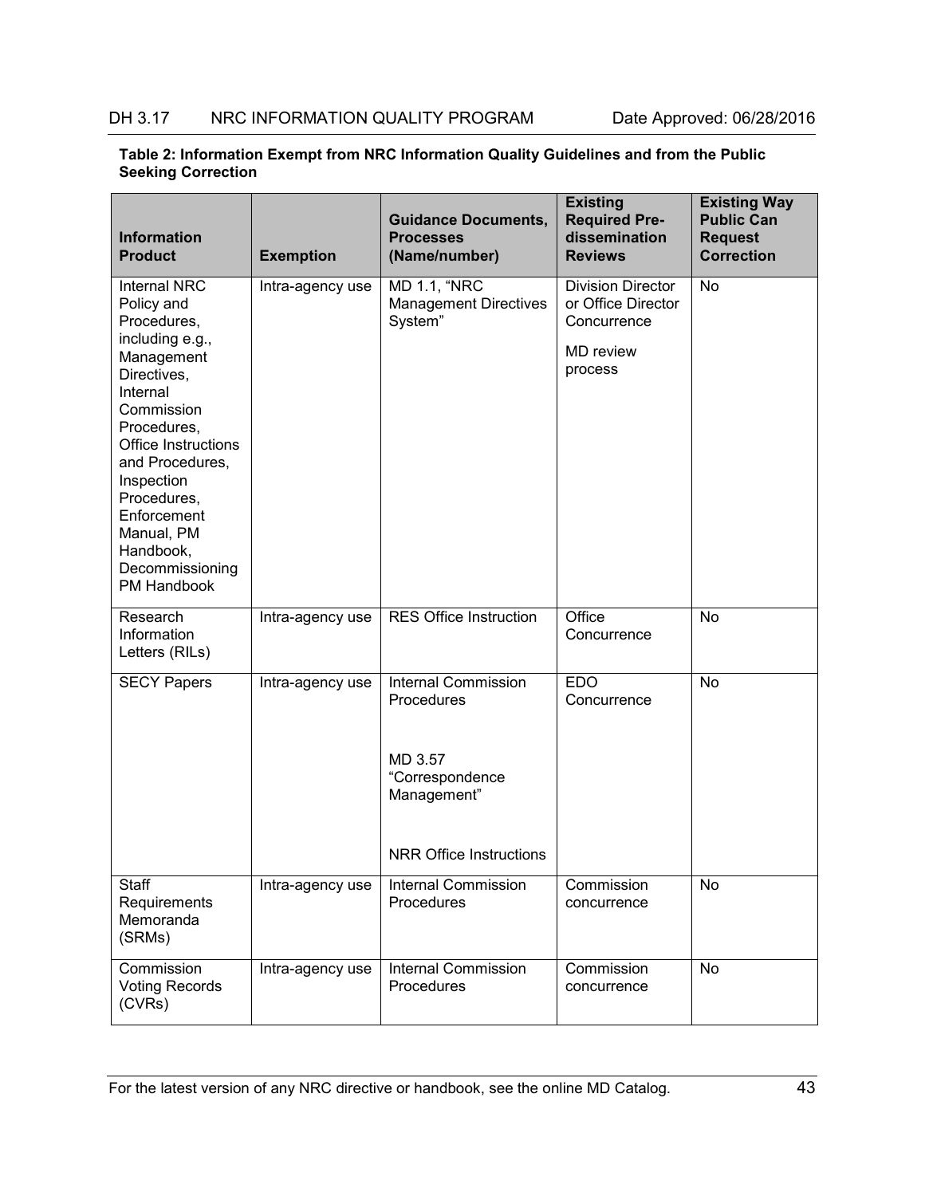**Table 2: Information Exempt from NRC Information Quality Guidelines and from the Public Seeking Correction**

| Information Product | Exemption | Guidance Documents, Processes (Name/number) | Existing Required Pre-dissemination Reviews | Existing Way Public Can Request Correction |
|---|---|---|---|---|
| Internal NRC Policy and Procedures, including e.g., Management Directives, Internal Commission Procedures, Office Instructions and Procedures, Inspection Procedures, Enforcement Manual, PM Handbook, Decommissioning PM Handbook | Intra-agency use | MD 1.1, “NRC Management Directives System” | Division Director or Office Director Concurrence<br><br>MD review process | No |
| Research Information Letters (RILs) | Intra-agency use | RES Office Instruction | Office Concurrence | No |
| SECY Papers | Intra-agency use | Internal Commission Procedures<br><br>MD 3.57 “Correspondence Management”<br><br>NRR Office Instructions | EDO Concurrence | No |
| Staff Requirements Memoranda (SRMs) | Intra-agency use | Internal Commission Procedures | Commission concurrence | No |
| Commission Voting Records (CVRs) | Intra-agency use | Internal Commission Procedures | Commission concurrence | No |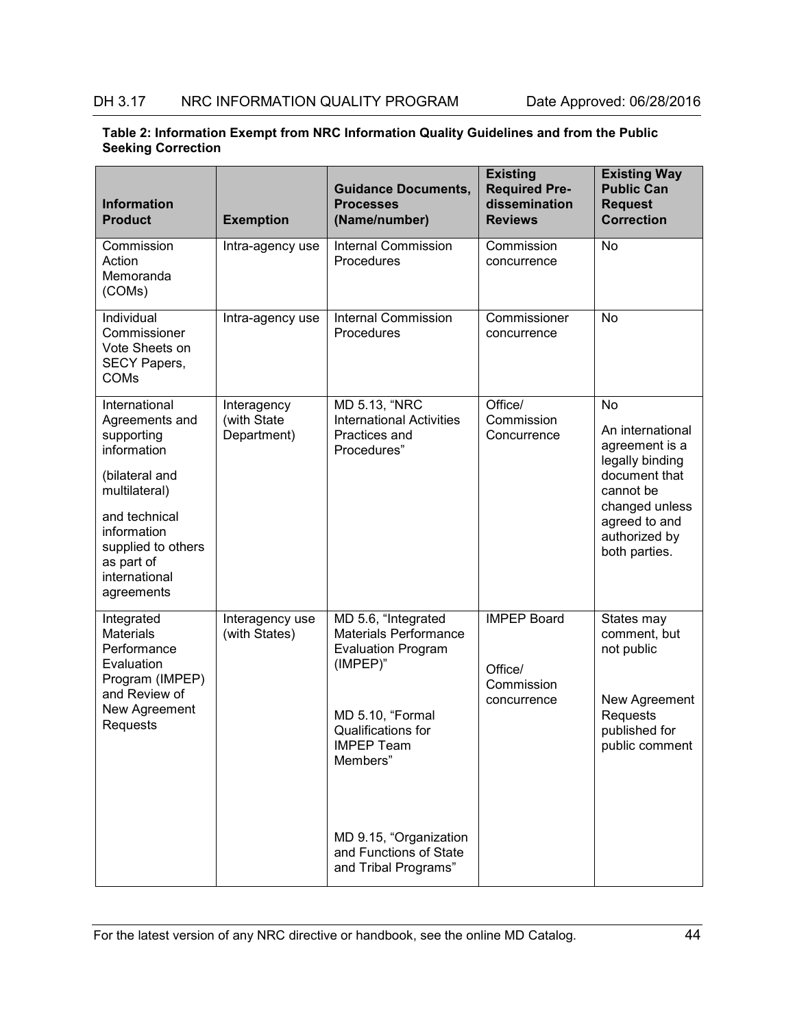**Table 2: Information Exempt from NRC Information Quality Guidelines and from the Public Seeking Correction**

| Information Product | Exemption | Guidance Documents, Processes (Name/number) | Existing Required Pre-dissemination Reviews | Existing Way Public Can Request Correction |
|---|---|---|---|---|
| Commission Action Memoranda (COMs) | Intra-agency use | Internal Commission Procedures | Commission concurrence | No |
| Individual Commissioner Vote Sheets on SECY Papers, COMs | Intra-agency use | Internal Commission Procedures | Commissioner concurrence | No |
| International Agreements and supporting information (bilateral and multilateral) and technical information supplied to others as part of international agreements | Interagency (with State Department) | MD 5.13, "NRC International Activities Practices and Procedures" | Office/ Commission Concurrence | No<br><br>An international agreement is a legally binding document that cannot be changed unless agreed to and authorized by both parties. |
| Integrated Materials Performance Evaluation Program (IMPEP) and Review of New Agreement Requests | Interagency use (with States) | MD 5.6, "Integrated Materials Performance Evaluation Program (IMPEP)"<br><br>MD 5.10, "Formal Qualifications for IMPEP Team Members"<br><br>MD 9.15, "Organization and Functions of State and Tribal Programs" | IMPEP Board<br><br>Office/ Commission concurrence | States may comment, but not public<br><br>New Agreement Requests published for public comment |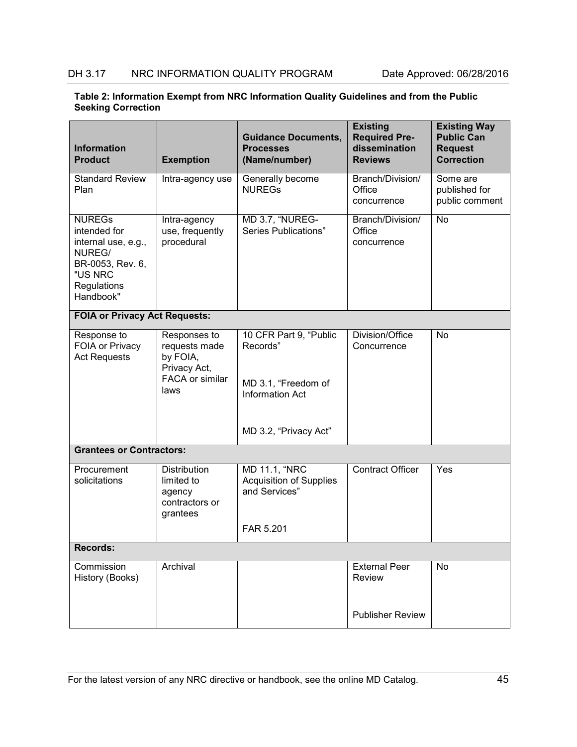**Table 2: Information Exempt from NRC Information Quality Guidelines and from the Public Seeking Correction**

| Information Product | Exemption | Guidance Documents, Processes (Name/number) | Existing Required Pre-dissemination Reviews | Existing Way Public Can Request Correction |
|---|---|---|---|---|
| Standard Review Plan | Intra-agency use | Generally become NUREGs | Branch/Division/ Office concurrence | Some are published for public comment |
| NUREGs intended for internal use, e.g., NUREG/ BR-0053, Rev. 6, "US NRC Regulations Handbook" | Intra-agency use, frequently procedural | MD 3.7, "NUREG-Series Publications" | Branch/Division/ Office concurrence | No |
| **FOIA or Privacy Act Requests:** | | | | |
| Response to FOIA or Privacy Act Requests | Responses to requests made by FOIA, Privacy Act, FACA or similar laws | 10 CFR Part 9, "Public Records"<br><br>MD 3.1, "Freedom of Information Act<br><br>MD 3.2, "Privacy Act" | Division/Office Concurrence | No |
| **Grantees or Contractors:** | | | | |
| Procurement solicitations | Distribution limited to agency contractors or grantees | MD 11.1, "NRC Acquisition of Supplies and Services"<br><br>FAR 5.201 | Contract Officer | Yes |
| **Records:** | | | | |
| Commission History (Books) | Archival | | External Peer Review<br><br>Publisher Review | No |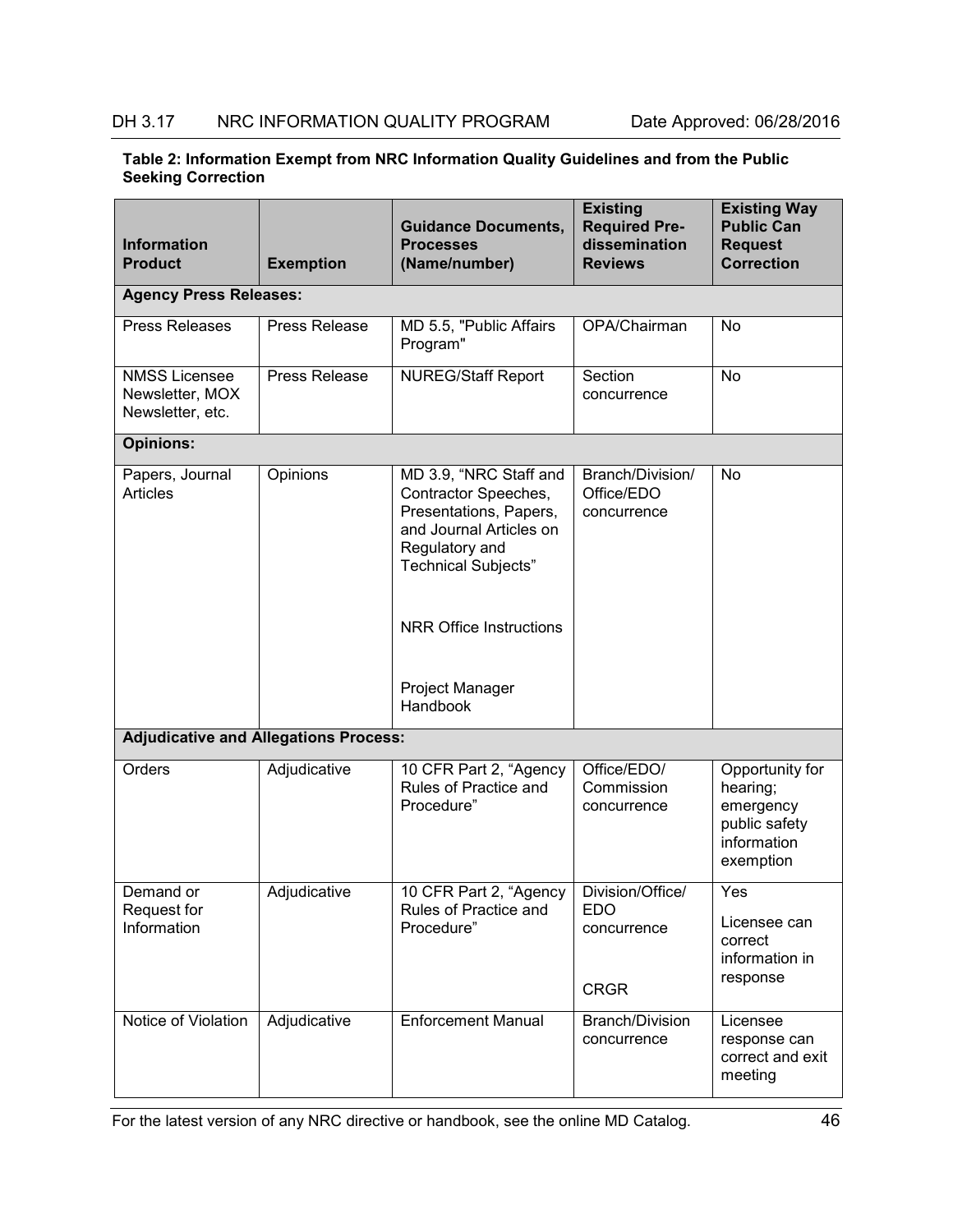**Table 2: Information Exempt from NRC Information Quality Guidelines and from the Public Seeking Correction**

| Information Product | Exemption | Guidance Documents, Processes (Name/number) | Existing Required Pre-dissemination Reviews | Existing Way Public Can Request Correction |
|---|---|---|---|---|
| **Agency Press Releases:** | | | | |
| Press Releases | Press Release | MD 5.5, "Public Affairs Program" | OPA/Chairman | No |
| NMSS Licensee Newsletter, MOX Newsletter, etc. | Press Release | NUREG/Staff Report | Section concurrence | No |
| **Opinions:** | | | | |
| Papers, Journal Articles | Opinions | MD 3.9, "NRC Staff and Contractor Speeches, Presentations, Papers, and Journal Articles on Regulatory and Technical Subjects"<br><br>NRR Office Instructions<br><br>Project Manager Handbook | Branch/Division/ Office/EDO concurrence | No |
| **Adjudicative and Allegations Process:** | | | | |
| Orders | Adjudicative | 10 CFR Part 2, "Agency Rules of Practice and Procedure" | Office/EDO/ Commission concurrence | Opportunity for hearing; emergency public safety information exemption |
| Demand or Request for Information | Adjudicative | 10 CFR Part 2, "Agency Rules of Practice and Procedure" | Division/Office/ EDO concurrence<br><br>CRGR | Yes<br><br>Licensee can correct information in response |
| Notice of Violation | Adjudicative | Enforcement Manual | Branch/Division concurrence | Licensee response can correct and exit meeting |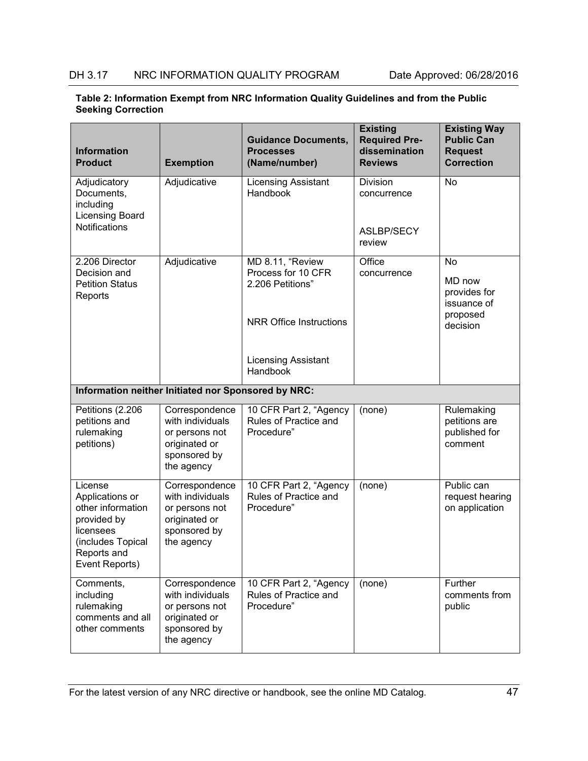**Table 2: Information Exempt from NRC Information Quality Guidelines and from the Public Seeking Correction**

| Information Product | Exemption | Guidance Documents, Processes (Name/number) | Existing Required Pre-dissemination Reviews | Existing Way Public Can Request Correction |
|---|---|---|---|---|
| Adjudicatory Documents, including Licensing Board Notifications | Adjudicative | Licensing Assistant Handbook | Division concurrence<br><br>ASLBP/SECY review | No |
| 2.206 Director Decision and Petition Status Reports | Adjudicative | MD 8.11, "Review Process for 10 CFR 2.206 Petitions"<br><br>NRR Office Instructions<br><br>Licensing Assistant Handbook | Office concurrence | No<br><br>MD now provides for issuance of proposed decision |
| **Information neither Initiated nor Sponsored by NRC:** | | | | |
| Petitions (2.206 petitions and rulemaking petitions) | Correspondence with individuals or persons not originated or sponsored by the agency | 10 CFR Part 2, "Agency Rules of Practice and Procedure" | (none) | Rulemaking petitions are published for comment |
| License Applications or other information provided by licensees (includes Topical Reports and Event Reports) | Correspondence with individuals or persons not originated or sponsored by the agency | 10 CFR Part 2, "Agency Rules of Practice and Procedure" | (none) | Public can request hearing on application |
| Comments, including rulemaking comments and all other comments | Correspondence with individuals or persons not originated or sponsored by the agency | 10 CFR Part 2, "Agency Rules of Practice and Procedure" | (none) | Further comments from public |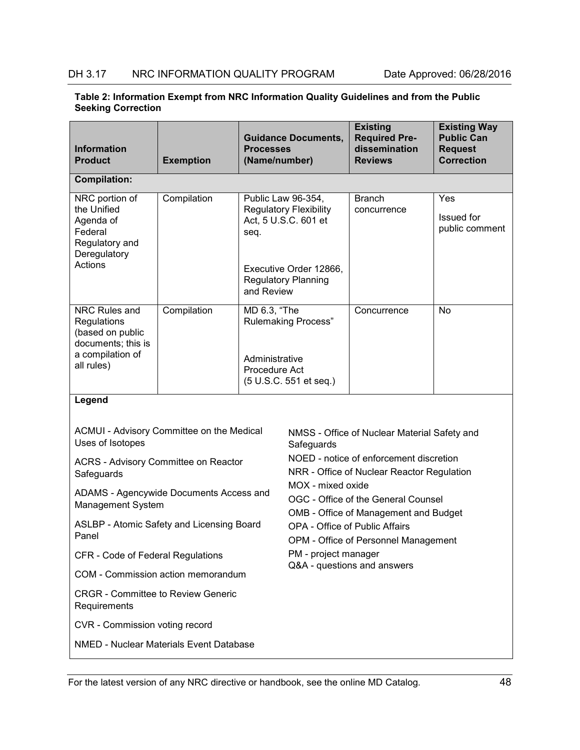**Table 2: Information Exempt from NRC Information Quality Guidelines and from the Public Seeking Correction**

| Information Product | Exemption | Guidance Documents, Processes (Name/number) | Existing Required Pre-dissemination Reviews | Existing Way Public Can Request Correction |
|---|---|---|---|---|
| **Compilation:** | | | | |
| NRC portion of the Unified Agenda of Federal Regulatory and Deregulatory Actions | Compilation | Public Law 96-354, Regulatory Flexibility Act, 5 U.S.C. 601 et seq.<br><br>Executive Order 12866, Regulatory Planning and Review | Branch concurrence | Yes<br><br>Issued for public comment |
| NRC Rules and Regulations (based on public documents; this is a compilation of all rules) | Compilation | MD 6.3, "The Rulemaking Process"<br><br>Administrative Procedure Act (5 U.S.C. 551 et seq.) | Concurrence | No |

**Legend**

ACMUI - Advisory Committee on the Medical Uses of Isotopes

ACRS - Advisory Committee on Reactor Safeguards

ADAMS - Agencywide Documents Access and Management System

ASLBP - Atomic Safety and Licensing Board Panel

CFR - Code of Federal Regulations

COM - Commission action memorandum

CRGR - Committee to Review Generic Requirements

CVR - Commission voting record

NMED - Nuclear Materials Event Database

NMSS - Office of Nuclear Material Safety and Safeguards

NOED - notice of enforcement discretion

NRR - Office of Nuclear Reactor Regulation

MOX - mixed oxide

OGC - Office of the General Counsel

OMB - Office of Management and Budget

OPA - Office of Public Affairs

OPM - Office of Personnel Management

PM - project manager

Q&A - questions and answers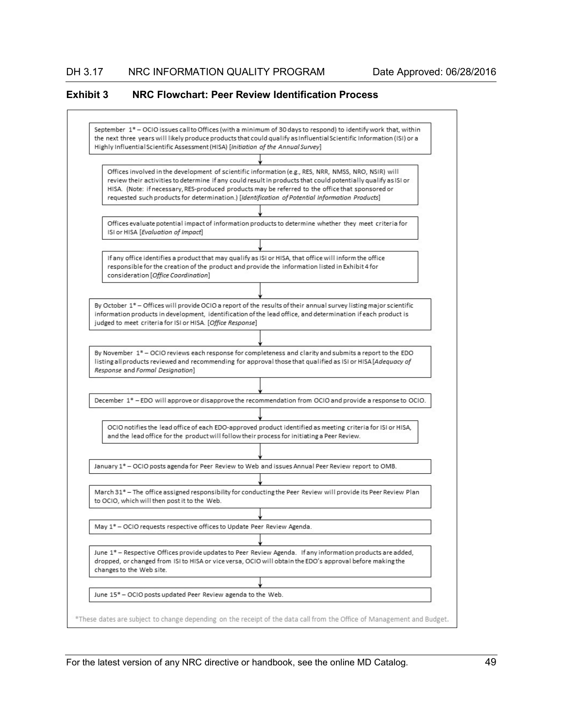## Exhibit 3 NRC Flowchart: Peer Review Identification Process

September 1* – OCIO issues call to Offices (with a minimum of 30 days to respond) to identify work that, within the next three years will likely produce products that could qualify as Influential Scientific Information (ISI) or a Highly Influential Scientific Assessment (HISA) [*Initiation of the Annual Survey*]

↓

Offices involved in the development of scientific information (e.g., RES, NRR, NMSS, NRO, NSIR) will review their activities to determine if any could result in products that could potentially qualify as ISI or HISA. (Note: if necessary, RES-produced products may be referred to the office that sponsored or requested such products for determination.) [*Identification of Potential Information Products*]

↓

Offices evaluate potential impact of information products to determine whether they meet criteria for ISI or HISA [*Evaluation of Impact*]

↓

If any office identifies a product that may qualify as ISI or HISA, that office will inform the office responsible for the creation of the product and provide the information listed in Exhibit 4 for consideration [*Office Coordination*]

↓

By October 1* – Offices will provide OCIO a report of the results of their annual survey listing major scientific information products in development, identification of the lead office, and determination if each product is judged to meet criteria for ISI or HISA. [*Office Response*]

↓

By November 1* – OCIO reviews each response for completeness and clarity and submits a report to the EDO listing all products reviewed and recommending for approval those that qualified as ISI or HISA [*Adequacy of Response* and *Formal Designation*]

↓

December 1* – EDO will approve or disapprove the recommendation from OCIO and provide a response to OCIO.

↓

OCIO notifies the lead office of each EDO-approved product identified as meeting criteria for ISI or HISA, and the lead office for the product will follow their process for initiating a Peer Review.

↓

January 1* – OCIO posts agenda for Peer Review to Web and issues Annual Peer Review report to OMB.

↓

March 31* – The office assigned responsibility for conducting the Peer Review will provide its Peer Review Plan to OCIO, which will then post it to the Web.

↓

May 1* – OCIO requests respective offices to Update Peer Review Agenda.

↓

June 1* – Respective Offices provide updates to Peer Review Agenda. If any information products are added, dropped, or changed from ISI to HISA or vice versa, OCIO will obtain the EDO's approval before making the changes to the Web site.

↓

June 15* – OCIO posts updated Peer Review agenda to the Web.

*These dates are subject to change depending on the receipt of the data call from the Office of Management and Budget.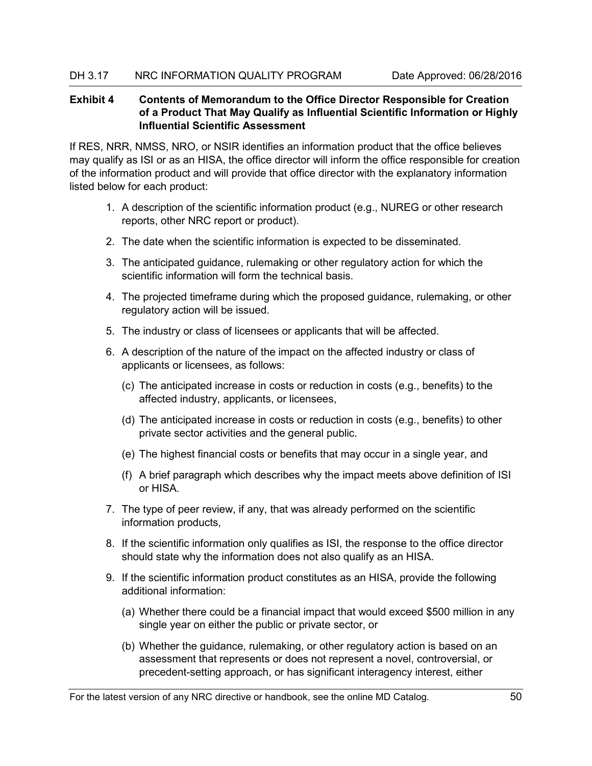**Exhibit 4 Contents of Memorandum to the Office Director Responsible for Creation of a Product That May Qualify as Influential Scientific Information or Highly Influential Scientific Assessment**

If RES, NRR, NMSS, NRO, or NSIR identifies an information product that the office believes may qualify as ISI or as an HISA, the office director will inform the office responsible for creation of the information product and will provide that office director with the explanatory information listed below for each product:

1. A description of the scientific information product (e.g., NUREG or other research reports, other NRC report or product).
2. The date when the scientific information is expected to be disseminated.
3. The anticipated guidance, rulemaking or other regulatory action for which the scientific information will form the technical basis.
4. The projected timeframe during which the proposed guidance, rulemaking, or other regulatory action will be issued.
5. The industry or class of licensees or applicants that will be affected.
6. A description of the nature of the impact on the affected industry or class of applicants or licensees, as follows:
   - (c) The anticipated increase in costs or reduction in costs (e.g., benefits) to the affected industry, applicants, or licensees,
   - (d) The anticipated increase in costs or reduction in costs (e.g., benefits) to other private sector activities and the general public.
   - (e) The highest financial costs or benefits that may occur in a single year, and
   - (f) A brief paragraph which describes why the impact meets above definition of ISI or HISA.
7. The type of peer review, if any, that was already performed on the scientific information products,
8. If the scientific information only qualifies as ISI, the response to the office director should state why the information does not also qualify as an HISA.
9. If the scientific information product constitutes as an HISA, provide the following additional information:
   - (a) Whether there could be a financial impact that would exceed $500 million in any single year on either the public or private sector, or
   - (b) Whether the guidance, rulemaking, or other regulatory action is based on an assessment that represents or does not represent a novel, controversial, or precedent-setting approach, or has significant interagency interest, either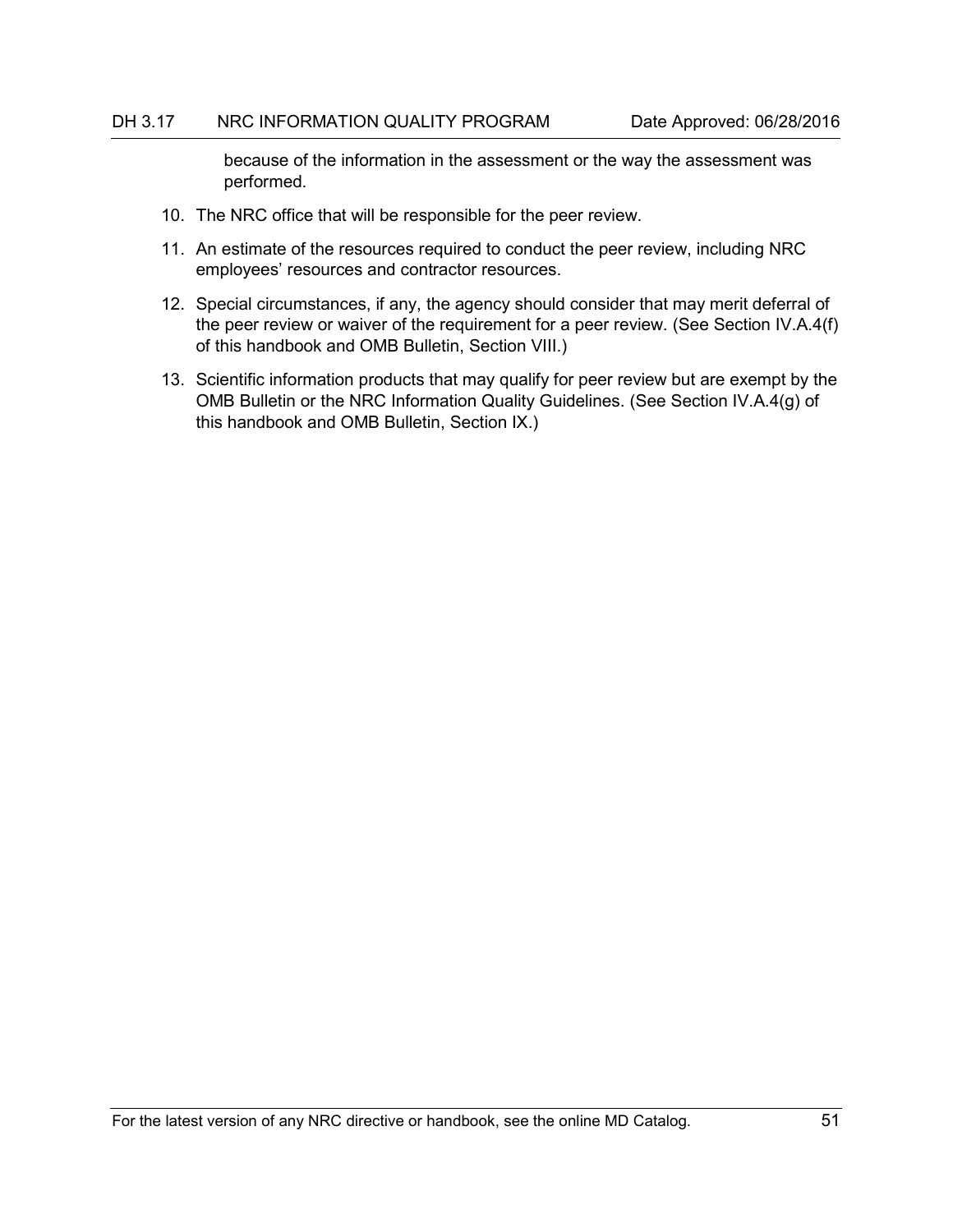because of the information in the assessment or the way the assessment was performed.

10. The NRC office that will be responsible for the peer review.
11. An estimate of the resources required to conduct the peer review, including NRC employees' resources and contractor resources.
12. Special circumstances, if any, the agency should consider that may merit deferral of the peer review or waiver of the requirement for a peer review. (See Section IV.A.4(f) of this handbook and OMB Bulletin, Section VIII.)
13. Scientific information products that may qualify for peer review but are exempt by the OMB Bulletin or the NRC Information Quality Guidelines. (See Section IV.A.4(g) of this handbook and OMB Bulletin, Section IX.)